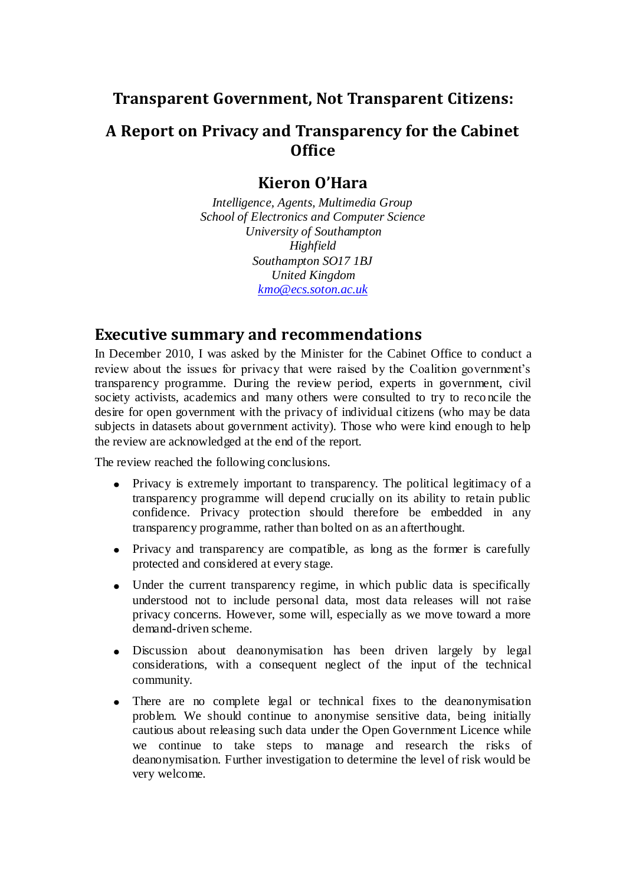# Transparent Government, Not Transparent Citizens:

# A Report on Privacy and Transparency for the Cabinet Office

## Kieron O'Hara

*Intelligence, Agents, Multimedia Group*
*School of Electronics and Computer Science*
*University of Southampton*
*Highfield*
*Southampton SO17 1BJ*
*United Kingdom*
*kmo@ecs.soton.ac.uk*

## Executive summary and recommendations

In December 2010, I was asked by the Minister for the Cabinet Office to conduct a review about the issues for privacy that were raised by the Coalition government's transparency programme. During the review period, experts in government, civil society activists, academics and many others were consulted to try to reconcile the desire for open government with the privacy of individual citizens (who may be data subjects in datasets about government activity). Those who were kind enough to help the review are acknowledged at the end of the report.

The review reached the following conclusions.

- Privacy is extremely important to transparency. The political legitimacy of a transparency programme will depend crucially on its ability to retain public confidence. Privacy protection should therefore be embedded in any transparency programme, rather than bolted on as an afterthought.
- Privacy and transparency are compatible, as long as the former is carefully protected and considered at every stage.
- Under the current transparency regime, in which public data is specifically understood not to include personal data, most data releases will not raise privacy concerns. However, some will, especially as we move toward a more demand-driven scheme.
- Discussion about deanonymisation has been driven largely by legal considerations, with a consequent neglect of the input of the technical community.
- There are no complete legal or technical fixes to the deanonymisation problem. We should continue to anonymise sensitive data, being initially cautious about releasing such data under the Open Government Licence while we continue to take steps to manage and research the risks of deanonymisation. Further investigation to determine the level of risk would be very welcome.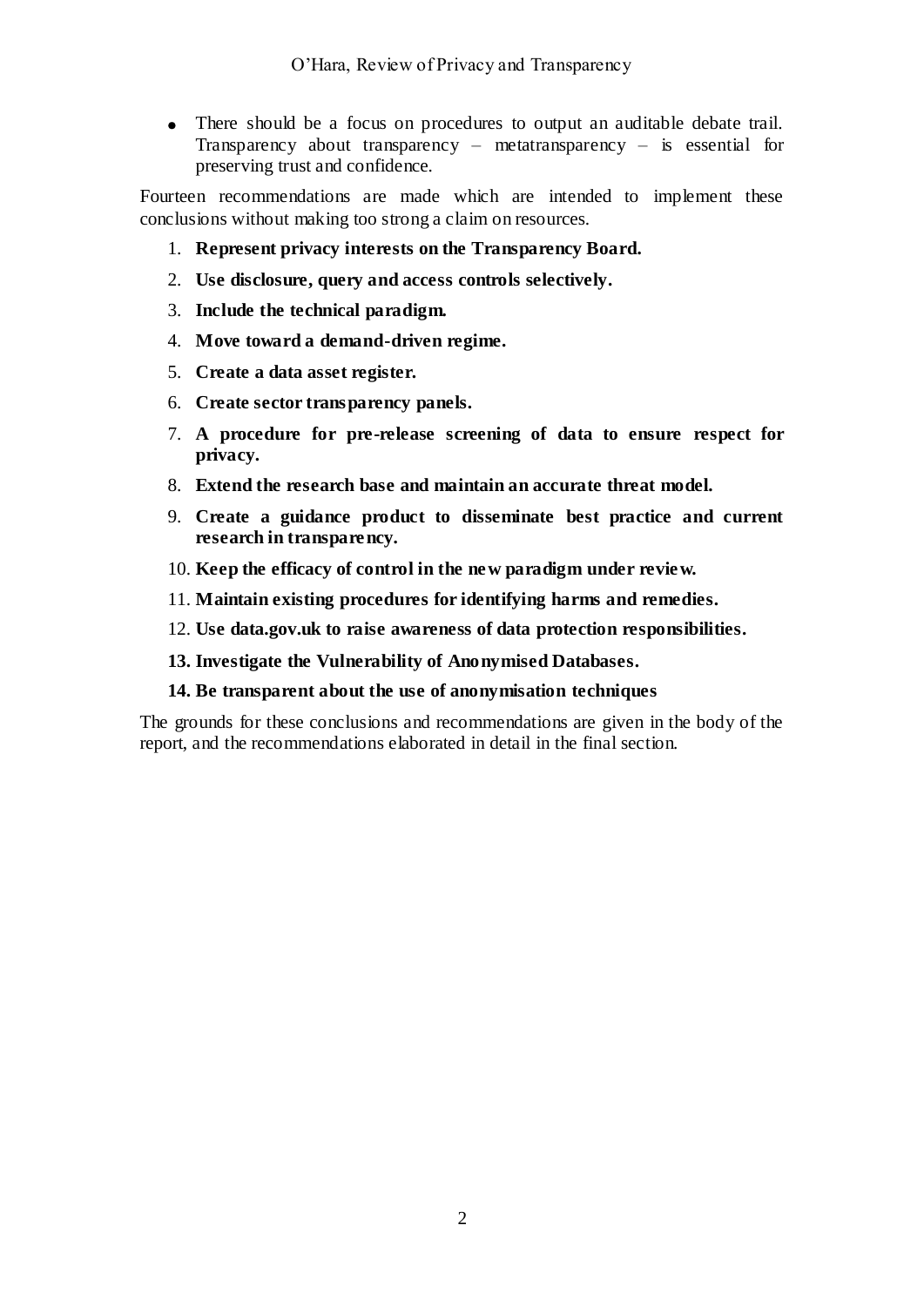- There should be a focus on procedures to output an auditable debate trail. Transparency about transparency – metatransparency – is essential for preserving trust and confidence.

Fourteen recommendations are made which are intended to implement these conclusions without making too strong a claim on resources.

1. **Represent privacy interests on the Transparency Board.**
2. **Use disclosure, query and access controls selectively.**
3. **Include the technical paradigm.**
4. **Move toward a demand-driven regime.**
5. **Create a data asset register.**
6. **Create sector transparency panels.**
7. **A procedure for pre-release screening of data to ensure respect for privacy.**
8. **Extend the research base and maintain an accurate threat model.**
9. **Create a guidance product to disseminate best practice and current research in transparency.**
10. **Keep the efficacy of control in the new paradigm under review.**
11. **Maintain existing procedures for identifying harms and remedies.**
12. **Use data.gov.uk to raise awareness of data protection responsibilities.**
13. **Investigate the Vulnerability of Anonymised Databases.**
14. **Be transparent about the use of anonymisation techniques**

The grounds for these conclusions and recommendations are given in the body of the report, and the recommendations elaborated in detail in the final section.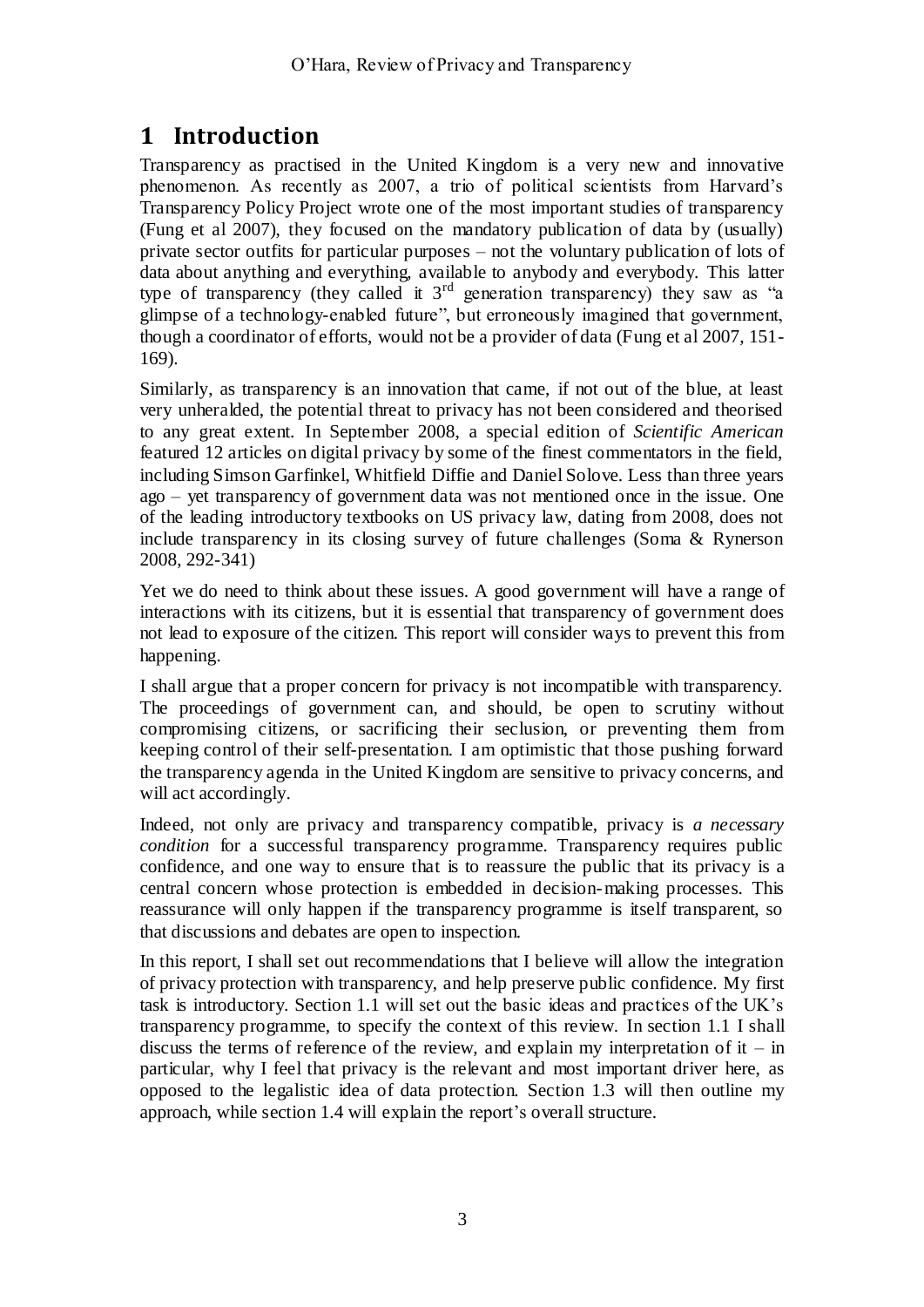# 1 Introduction

Transparency as practised in the United Kingdom is a very new and innovative phenomenon. As recently as 2007, a trio of political scientists from Harvard's Transparency Policy Project wrote one of the most important studies of transparency (Fung et al 2007), they focused on the mandatory publication of data by (usually) private sector outfits for particular purposes – not the voluntary publication of lots of data about anything and everything, available to anybody and everybody. This latter type of transparency (they called it 3rd generation transparency) they saw as "a glimpse of a technology-enabled future", but erroneously imagined that government, though a coordinator of efforts, would not be a provider of data (Fung et al 2007, 151-169).

Similarly, as transparency is an innovation that came, if not out of the blue, at least very unheralded, the potential threat to privacy has not been considered and theorised to any great extent. In September 2008, a special edition of *Scientific American* featured 12 articles on digital privacy by some of the finest commentators in the field, including Simson Garfinkel, Whitfield Diffie and Daniel Solove. Less than three years ago – yet transparency of government data was not mentioned once in the issue. One of the leading introductory textbooks on US privacy law, dating from 2008, does not include transparency in its closing survey of future challenges (Soma & Rynerson 2008, 292-341)

Yet we do need to think about these issues. A good government will have a range of interactions with its citizens, but it is essential that transparency of government does not lead to exposure of the citizen. This report will consider ways to prevent this from happening.

I shall argue that a proper concern for privacy is not incompatible with transparency. The proceedings of government can, and should, be open to scrutiny without compromising citizens, or sacrificing their seclusion, or preventing them from keeping control of their self-presentation. I am optimistic that those pushing forward the transparency agenda in the United Kingdom are sensitive to privacy concerns, and will act accordingly.

Indeed, not only are privacy and transparency compatible, privacy is *a necessary condition* for a successful transparency programme. Transparency requires public confidence, and one way to ensure that is to reassure the public that its privacy is a central concern whose protection is embedded in decision-making processes. This reassurance will only happen if the transparency programme is itself transparent, so that discussions and debates are open to inspection.

In this report, I shall set out recommendations that I believe will allow the integration of privacy protection with transparency, and help preserve public confidence. My first task is introductory. Section 1.1 will set out the basic ideas and practices of the UK's transparency programme, to specify the context of this review. In section 1.1 I shall discuss the terms of reference of the review, and explain my interpretation of it – in particular, why I feel that privacy is the relevant and most important driver here, as opposed to the legalistic idea of data protection. Section 1.3 will then outline my approach, while section 1.4 will explain the report's overall structure.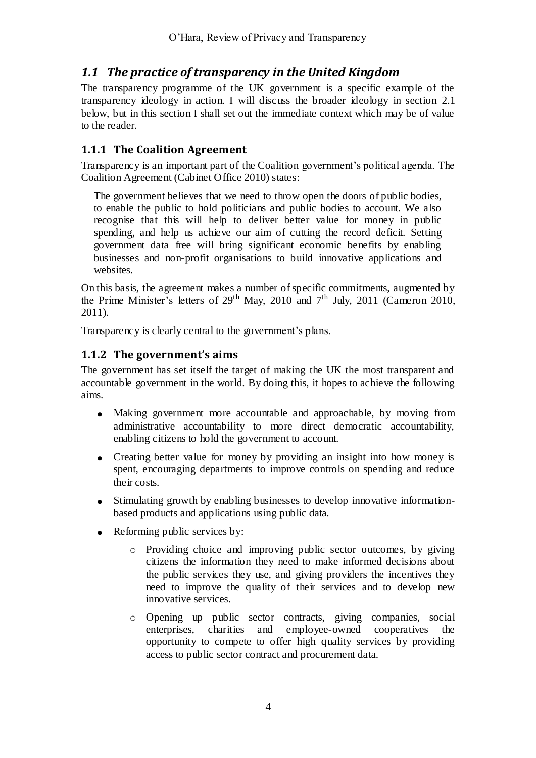## *1.1 The practice of transparency in the United Kingdom*

The transparency programme of the UK government is a specific example of the transparency ideology in action. I will discuss the broader ideology in section 2.1 below, but in this section I shall set out the immediate context which may be of value to the reader.

### 1.1.1 The Coalition Agreement

Transparency is an important part of the Coalition government's political agenda. The Coalition Agreement (Cabinet Office 2010) states:

> The government believes that we need to throw open the doors of public bodies, to enable the public to hold politicians and public bodies to account. We also recognise that this will help to deliver better value for money in public spending, and help us achieve our aim of cutting the record deficit. Setting government data free will bring significant economic benefits by enabling businesses and non-profit organisations to build innovative applications and websites.

On this basis, the agreement makes a number of specific commitments, augmented by the Prime Minister's letters of 29th May, 2010 and 7th July, 2011 (Cameron 2010, 2011).

Transparency is clearly central to the government's plans.

### 1.1.2 The government's aims

The government has set itself the target of making the UK the most transparent and accountable government in the world. By doing this, it hopes to achieve the following aims.

- Making government more accountable and approachable, by moving from administrative accountability to more direct democratic accountability, enabling citizens to hold the government to account.
- Creating better value for money by providing an insight into how money is spent, encouraging departments to improve controls on spending and reduce their costs.
- Stimulating growth by enabling businesses to develop innovative information-based products and applications using public data.
- Reforming public services by:
    - Providing choice and improving public sector outcomes, by giving citizens the information they need to make informed decisions about the public services they use, and giving providers the incentives they need to improve the quality of their services and to develop new innovative services.
    - Opening up public sector contracts, giving companies, social enterprises, charities and employee-owned cooperatives the opportunity to compete to offer high quality services by providing access to public sector contract and procurement data.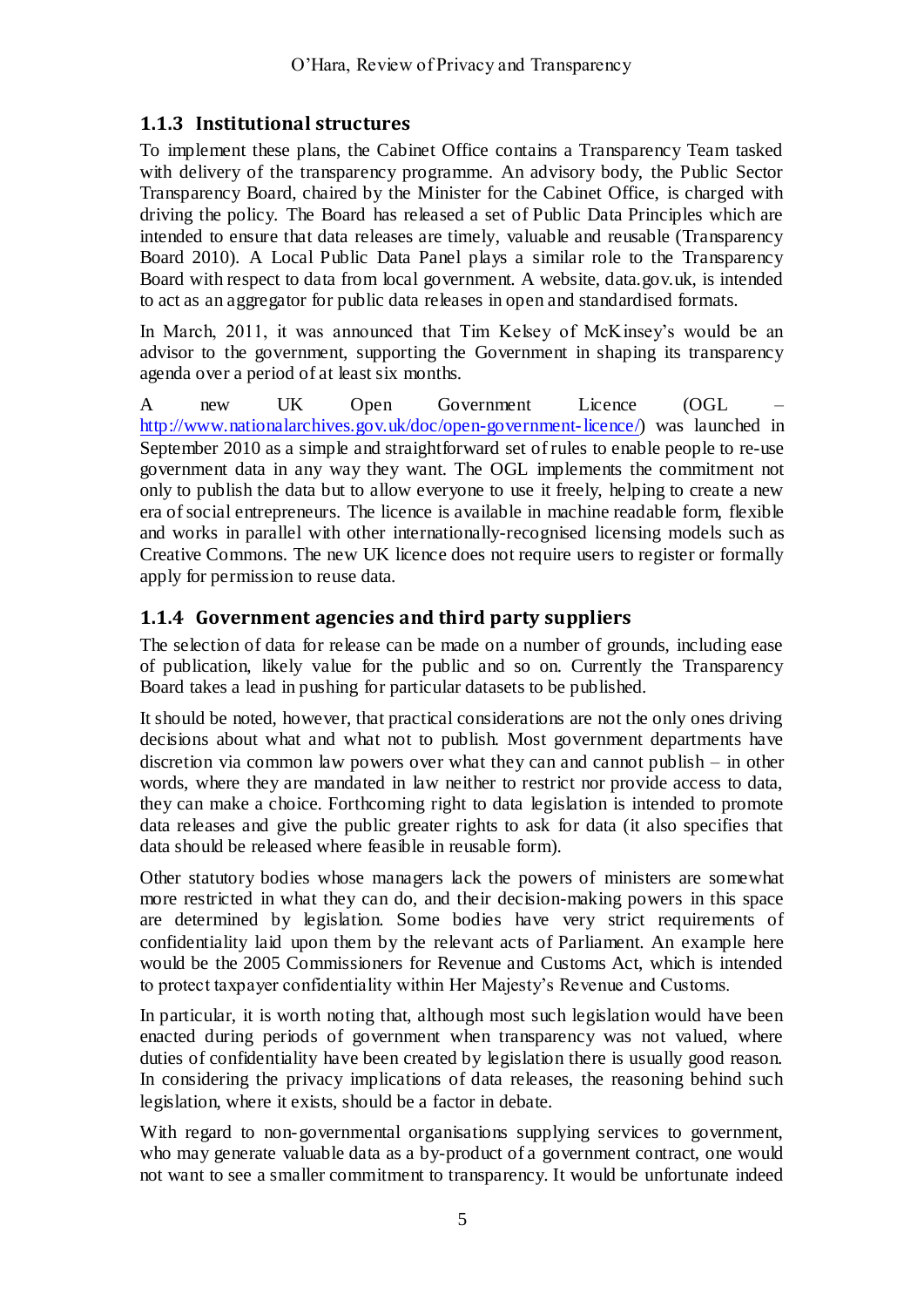### 1.1.3 Institutional structures

To implement these plans, the Cabinet Office contains a Transparency Team tasked with delivery of the transparency programme. An advisory body, the Public Sector Transparency Board, chaired by the Minister for the Cabinet Office, is charged with driving the policy. The Board has released a set of Public Data Principles which are intended to ensure that data releases are timely, valuable and reusable (Transparency Board 2010). A Local Public Data Panel plays a similar role to the Transparency Board with respect to data from local government. A website, data.gov.uk, is intended to act as an aggregator for public data releases in open and standardised formats.

In March, 2011, it was announced that Tim Kelsey of McKinsey's would be an advisor to the government, supporting the Government in shaping its transparency agenda over a period of at least six months.

A new UK Open Government Licence (OGL – http://www.nationalarchives.gov.uk/doc/open-government-licence/) was launched in September 2010 as a simple and straightforward set of rules to enable people to re-use government data in any way they want. The OGL implements the commitment not only to publish the data but to allow everyone to use it freely, helping to create a new era of social entrepreneurs. The licence is available in machine readable form, flexible and works in parallel with other internationally-recognised licensing models such as Creative Commons. The new UK licence does not require users to register or formally apply for permission to reuse data.

### 1.1.4 Government agencies and third party suppliers

The selection of data for release can be made on a number of grounds, including ease of publication, likely value for the public and so on. Currently the Transparency Board takes a lead in pushing for particular datasets to be published.

It should be noted, however, that practical considerations are not the only ones driving decisions about what and what not to publish. Most government departments have discretion via common law powers over what they can and cannot publish – in other words, where they are mandated in law neither to restrict nor provide access to data, they can make a choice. Forthcoming right to data legislation is intended to promote data releases and give the public greater rights to ask for data (it also specifies that data should be released where feasible in reusable form).

Other statutory bodies whose managers lack the powers of ministers are somewhat more restricted in what they can do, and their decision-making powers in this space are determined by legislation. Some bodies have very strict requirements of confidentiality laid upon them by the relevant acts of Parliament. An example here would be the 2005 Commissioners for Revenue and Customs Act, which is intended to protect taxpayer confidentiality within Her Majesty's Revenue and Customs.

In particular, it is worth noting that, although most such legislation would have been enacted during periods of government when transparency was not valued, where duties of confidentiality have been created by legislation there is usually good reason. In considering the privacy implications of data releases, the reasoning behind such legislation, where it exists, should be a factor in debate.

With regard to non-governmental organisations supplying services to government, who may generate valuable data as a by-product of a government contract, one would not want to see a smaller commitment to transparency. It would be unfortunate indeed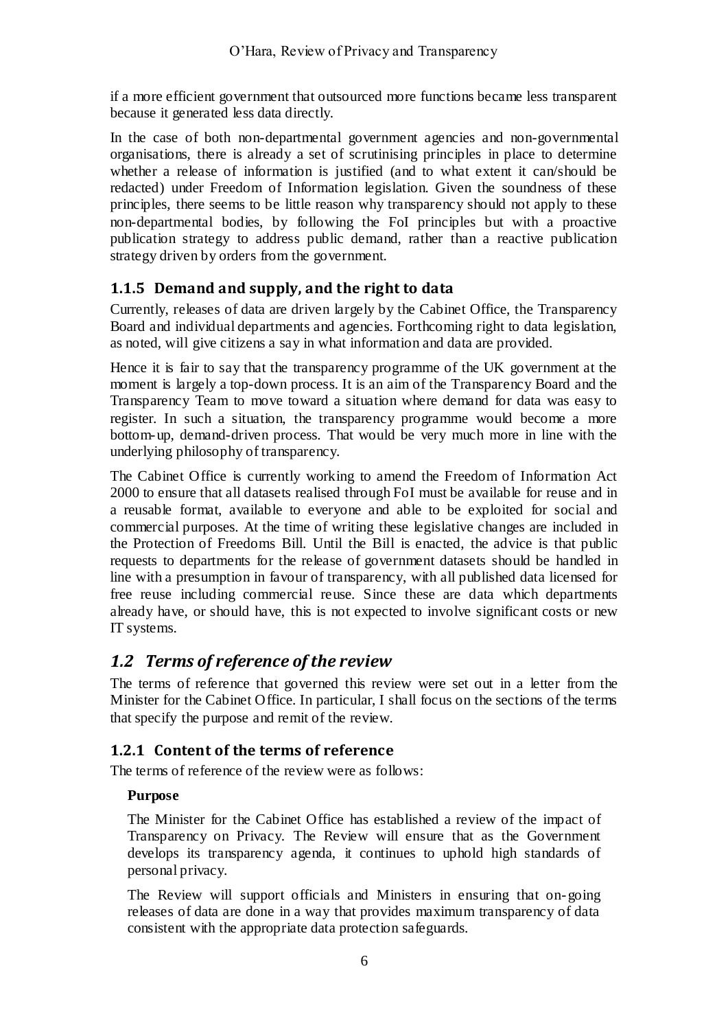if a more efficient government that outsourced more functions became less transparent because it generated less data directly.

In the case of both non-departmental government agencies and non-governmental organisations, there is already a set of scrutinising principles in place to determine whether a release of information is justified (and to what extent it can/should be redacted) under Freedom of Information legislation. Given the soundness of these principles, there seems to be little reason why transparency should not apply to these non-departmental bodies, by following the FoI principles but with a proactive publication strategy to address public demand, rather than a reactive publication strategy driven by orders from the government.

### 1.1.5 Demand and supply, and the right to data

Currently, releases of data are driven largely by the Cabinet Office, the Transparency Board and individual departments and agencies. Forthcoming right to data legislation, as noted, will give citizens a say in what information and data are provided.

Hence it is fair to say that the transparency programme of the UK government at the moment is largely a top-down process. It is an aim of the Transparency Board and the Transparency Team to move toward a situation where demand for data was easy to register. In such a situation, the transparency programme would become a more bottom-up, demand-driven process. That would be very much more in line with the underlying philosophy of transparency.

The Cabinet Office is currently working to amend the Freedom of Information Act 2000 to ensure that all datasets realised through FoI must be available for reuse and in a reusable format, available to everyone and able to be exploited for social and commercial purposes. At the time of writing these legislative changes are included in the Protection of Freedoms Bill. Until the Bill is enacted, the advice is that public requests to departments for the release of government datasets should be handled in line with a presumption in favour of transparency, with all published data licensed for free reuse including commercial reuse. Since these are data which departments already have, or should have, this is not expected to involve significant costs or new IT systems.

## *1.2 Terms of reference of the review*

The terms of reference that governed this review were set out in a letter from the Minister for the Cabinet Office. In particular, I shall focus on the sections of the terms that specify the purpose and remit of the review.

### 1.2.1 Content of the terms of reference

The terms of reference of the review were as follows:

> **Purpose**
>
> The Minister for the Cabinet Office has established a review of the impact of Transparency on Privacy. The Review will ensure that as the Government develops its transparency agenda, it continues to uphold high standards of personal privacy.
>
> The Review will support officials and Ministers in ensuring that on-going releases of data are done in a way that provides maximum transparency of data consistent with the appropriate data protection safeguards.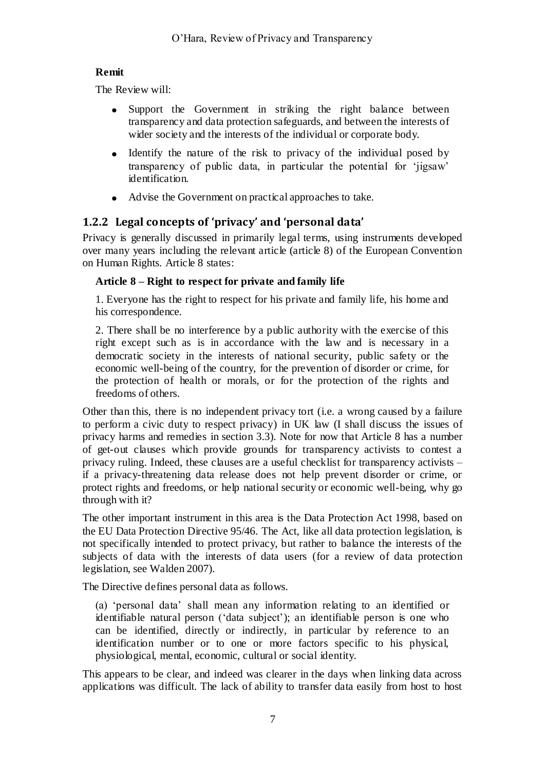**Remit**

The Review will:

- Support the Government in striking the right balance between transparency and data protection safeguards, and between the interests of wider society and the interests of the individual or corporate body.
- Identify the nature of the risk to privacy of the individual posed by transparency of public data, in particular the potential for 'jigsaw' identification.
- Advise the Government on practical approaches to take.

### 1.2.2 Legal concepts of 'privacy' and 'personal data'

Privacy is generally discussed in primarily legal terms, using instruments developed over many years including the relevant article (article 8) of the European Convention on Human Rights. Article 8 states:

> **Article 8 – Right to respect for private and family life**
>
> 1. Everyone has the right to respect for his private and family life, his home and his correspondence.
>
> 2. There shall be no interference by a public authority with the exercise of this right except such as is in accordance with the law and is necessary in a democratic society in the interests of national security, public safety or the economic well-being of the country, for the prevention of disorder or crime, for the protection of health or morals, or for the protection of the rights and freedoms of others.

Other than this, there is no independent privacy tort (i.e. a wrong caused by a failure to perform a civic duty to respect privacy) in UK law (I shall discuss the issues of privacy harms and remedies in section 3.3). Note for now that Article 8 has a number of get-out clauses which provide grounds for transparency activists to contest a privacy ruling. Indeed, these clauses are a useful checklist for transparency activists – if a privacy-threatening data release does not help prevent disorder or crime, or protect rights and freedoms, or help national security or economic well-being, why go through with it?

The other important instrument in this area is the Data Protection Act 1998, based on the EU Data Protection Directive 95/46. The Act, like all data protection legislation, is not specifically intended to protect privacy, but rather to balance the interests of the subjects of data with the interests of data users (for a review of data protection legislation, see Walden 2007).

The Directive defines personal data as follows.

> (a) 'personal data' shall mean any information relating to an identified or identifiable natural person ('data subject'); an identifiable person is one who can be identified, directly or indirectly, in particular by reference to an identification number or to one or more factors specific to his physical, physiological, mental, economic, cultural or social identity.

This appears to be clear, and indeed was clearer in the days when linking data across applications was difficult. The lack of ability to transfer data easily from host to host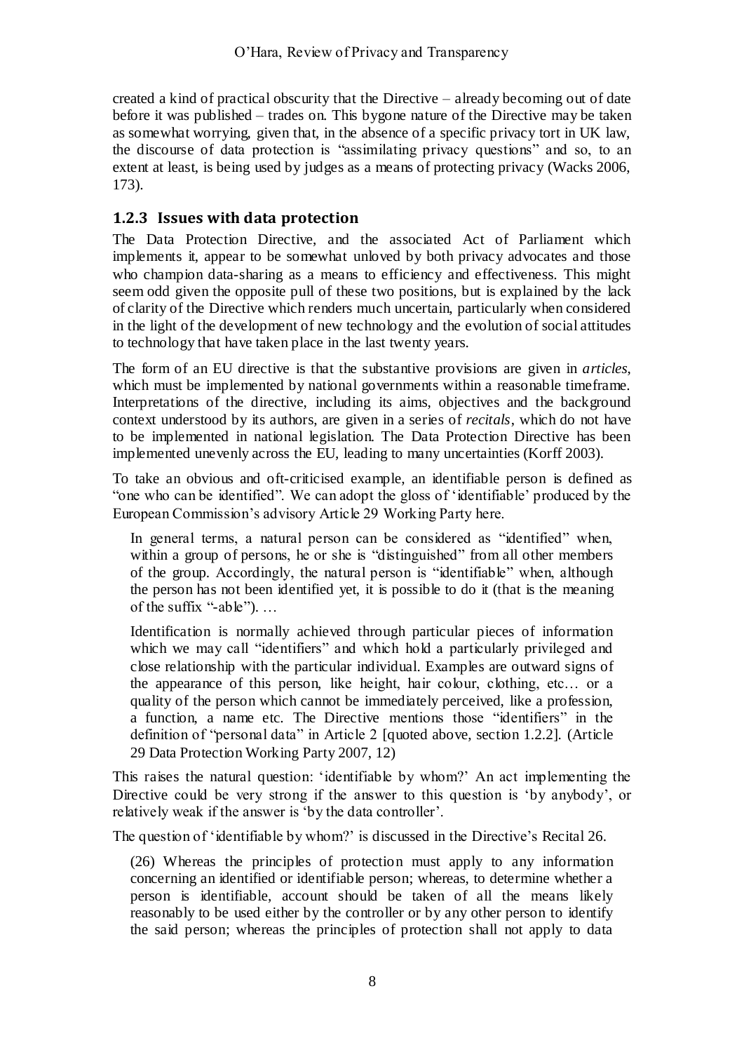created a kind of practical obscurity that the Directive – already becoming out of date before it was published – trades on. This bygone nature of the Directive may be taken as somewhat worrying, given that, in the absence of a specific privacy tort in UK law, the discourse of data protection is "assimilating privacy questions" and so, to an extent at least, is being used by judges as a means of protecting privacy (Wacks 2006, 173).

### 1.2.3 Issues with data protection

The Data Protection Directive, and the associated Act of Parliament which implements it, appear to be somewhat unloved by both privacy advocates and those who champion data-sharing as a means to efficiency and effectiveness. This might seem odd given the opposite pull of these two positions, but is explained by the lack of clarity of the Directive which renders much uncertain, particularly when considered in the light of the development of new technology and the evolution of social attitudes to technology that have taken place in the last twenty years.

The form of an EU directive is that the substantive provisions are given in *articles*, which must be implemented by national governments within a reasonable timeframe. Interpretations of the directive, including its aims, objectives and the background context understood by its authors, are given in a series of *recitals*, which do not have to be implemented in national legislation. The Data Protection Directive has been implemented unevenly across the EU, leading to many uncertainties (Korff 2003).

To take an obvious and oft-criticised example, an identifiable person is defined as "one who can be identified". We can adopt the gloss of 'identifiable' produced by the European Commission's advisory Article 29 Working Party here.

> In general terms, a natural person can be considered as "identified" when, within a group of persons, he or she is "distinguished" from all other members of the group. Accordingly, the natural person is "identifiable" when, although the person has not been identified yet, it is possible to do it (that is the meaning of the suffix "-able"). …
>
> Identification is normally achieved through particular pieces of information which we may call "identifiers" and which hold a particularly privileged and close relationship with the particular individual. Examples are outward signs of the appearance of this person, like height, hair colour, clothing, etc… or a quality of the person which cannot be immediately perceived, like a profession, a function, a name etc. The Directive mentions those "identifiers" in the definition of "personal data" in Article 2 [quoted above, section 1.2.2]. (Article 29 Data Protection Working Party 2007, 12)

This raises the natural question: 'identifiable by whom?' An act implementing the Directive could be very strong if the answer to this question is 'by anybody', or relatively weak if the answer is 'by the data controller'.

The question of 'identifiable by whom?' is discussed in the Directive's Recital 26.

> (26) Whereas the principles of protection must apply to any information concerning an identified or identifiable person; whereas, to determine whether a person is identifiable, account should be taken of all the means likely reasonably to be used either by the controller or by any other person to identify the said person; whereas the principles of protection shall not apply to data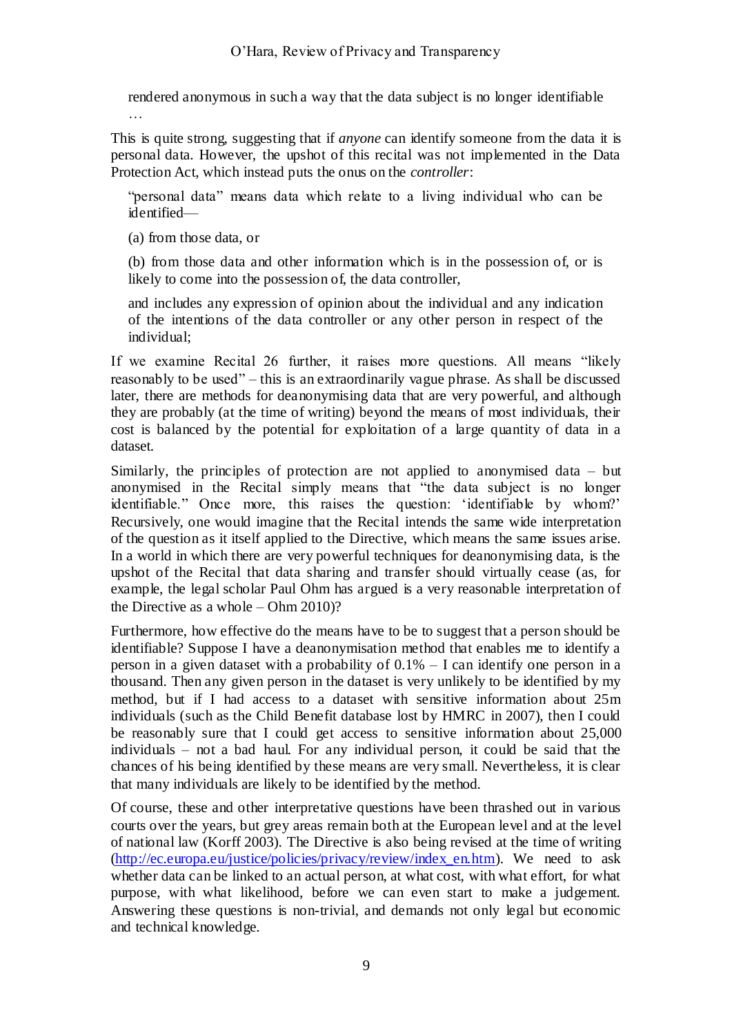> rendered anonymous in such a way that the data subject is no longer identifiable …

This is quite strong, suggesting that if *anyone* can identify someone from the data it is personal data. However, the upshot of this recital was not implemented in the Data Protection Act, which instead puts the onus on the *controller*:

> "personal data" means data which relate to a living individual who can be identified—
>
> (a) from those data, or
>
> (b) from those data and other information which is in the possession of, or is likely to come into the possession of, the data controller,
>
> and includes any expression of opinion about the individual and any indication of the intentions of the data controller or any other person in respect of the individual;

If we examine Recital 26 further, it raises more questions. All means "likely reasonably to be used" – this is an extraordinarily vague phrase. As shall be discussed later, there are methods for deanonymising data that are very powerful, and although they are probably (at the time of writing) beyond the means of most individuals, their cost is balanced by the potential for exploitation of a large quantity of data in a dataset.

Similarly, the principles of protection are not applied to anonymised data – but anonymised in the Recital simply means that "the data subject is no longer identifiable." Once more, this raises the question: 'identifiable by whom?' Recursively, one would imagine that the Recital intends the same wide interpretation of the question as it itself applied to the Directive, which means the same issues arise. In a world in which there are very powerful techniques for deanonymising data, is the upshot of the Recital that data sharing and transfer should virtually cease (as, for example, the legal scholar Paul Ohm has argued is a very reasonable interpretation of the Directive as a whole – Ohm 2010)?

Furthermore, how effective do the means have to be to suggest that a person should be identifiable? Suppose I have a deanonymisation method that enables me to identify a person in a given dataset with a probability of 0.1% – I can identify one person in a thousand. Then any given person in the dataset is very unlikely to be identified by my method, but if I had access to a dataset with sensitive information about 25m individuals (such as the Child Benefit database lost by HMRC in 2007), then I could be reasonably sure that I could get access to sensitive information about 25,000 individuals – not a bad haul. For any individual person, it could be said that the chances of his being identified by these means are very small. Nevertheless, it is clear that many individuals are likely to be identified by the method.

Of course, these and other interpretative questions have been thrashed out in various courts over the years, but grey areas remain both at the European level and at the level of national law (Korff 2003). The Directive is also being revised at the time of writing (http://ec.europa.eu/justice/policies/privacy/review/index_en.htm). We need to ask whether data can be linked to an actual person, at what cost, with what effort, for what purpose, with what likelihood, before we can even start to make a judgement. Answering these questions is non-trivial, and demands not only legal but economic and technical knowledge.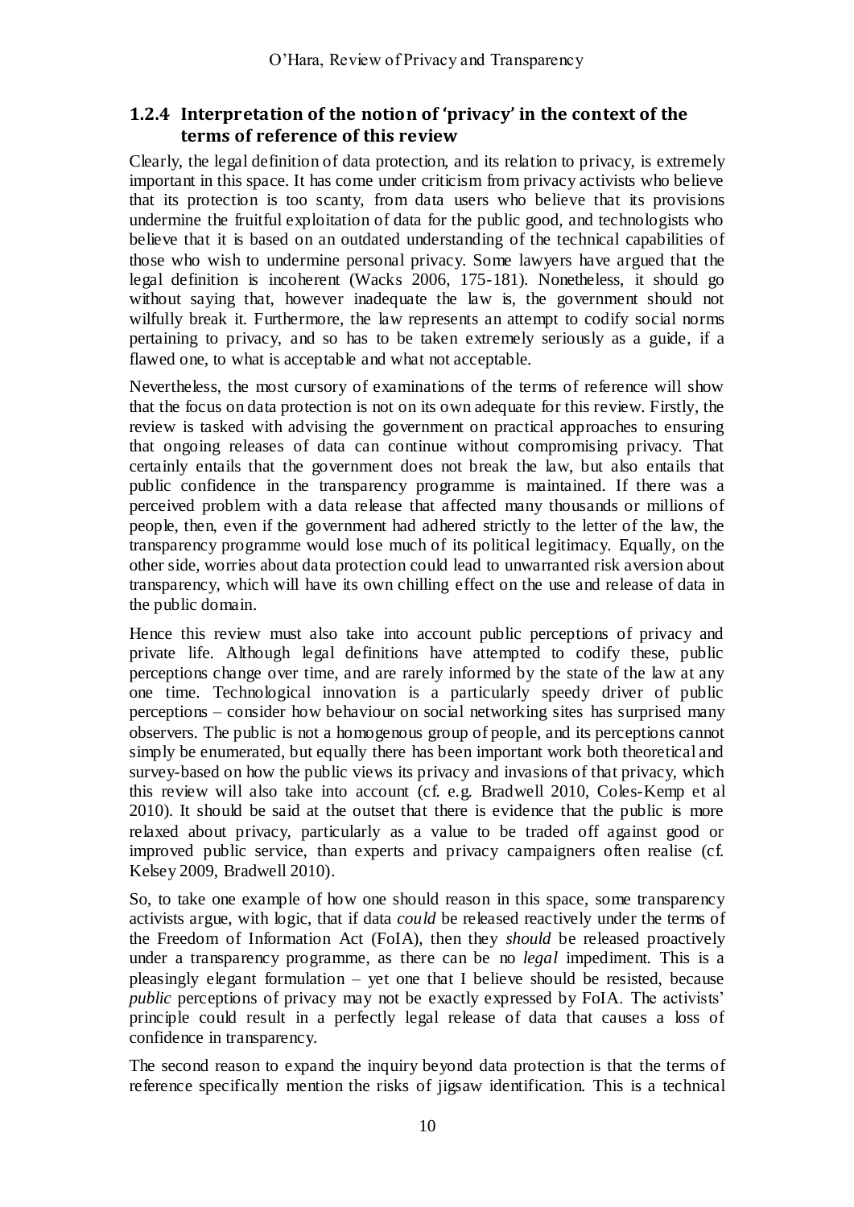### 1.2.4 Interpretation of the notion of 'privacy' in the context of the terms of reference of this review

Clearly, the legal definition of data protection, and its relation to privacy, is extremely important in this space. It has come under criticism from privacy activists who believe that its protection is too scanty, from data users who believe that its provisions undermine the fruitful exploitation of data for the public good, and technologists who believe that it is based on an outdated understanding of the technical capabilities of those who wish to undermine personal privacy. Some lawyers have argued that the legal definition is incoherent (Wacks 2006, 175-181). Nonetheless, it should go without saying that, however inadequate the law is, the government should not wilfully break it. Furthermore, the law represents an attempt to codify social norms pertaining to privacy, and so has to be taken extremely seriously as a guide, if a flawed one, to what is acceptable and what not acceptable.

Nevertheless, the most cursory of examinations of the terms of reference will show that the focus on data protection is not on its own adequate for this review. Firstly, the review is tasked with advising the government on practical approaches to ensuring that ongoing releases of data can continue without compromising privacy. That certainly entails that the government does not break the law, but also entails that public confidence in the transparency programme is maintained. If there was a perceived problem with a data release that affected many thousands or millions of people, then, even if the government had adhered strictly to the letter of the law, the transparency programme would lose much of its political legitimacy. Equally, on the other side, worries about data protection could lead to unwarranted risk aversion about transparency, which will have its own chilling effect on the use and release of data in the public domain.

Hence this review must also take into account public perceptions of privacy and private life. Although legal definitions have attempted to codify these, public perceptions change over time, and are rarely informed by the state of the law at any one time. Technological innovation is a particularly speedy driver of public perceptions – consider how behaviour on social networking sites has surprised many observers. The public is not a homogenous group of people, and its perceptions cannot simply be enumerated, but equally there has been important work both theoretical and survey-based on how the public views its privacy and invasions of that privacy, which this review will also take into account (cf. e.g. Bradwell 2010, Coles-Kemp et al 2010). It should be said at the outset that there is evidence that the public is more relaxed about privacy, particularly as a value to be traded off against good or improved public service, than experts and privacy campaigners often realise (cf. Kelsey 2009, Bradwell 2010).

So, to take one example of how one should reason in this space, some transparency activists argue, with logic, that if data *could* be released reactively under the terms of the Freedom of Information Act (FoIA), then they *should* be released proactively under a transparency programme, as there can be no *legal* impediment. This is a pleasingly elegant formulation – yet one that I believe should be resisted, because *public* perceptions of privacy may not be exactly expressed by FoIA. The activists' principle could result in a perfectly legal release of data that causes a loss of confidence in transparency.

The second reason to expand the inquiry beyond data protection is that the terms of reference specifically mention the risks of jigsaw identification. This is a technical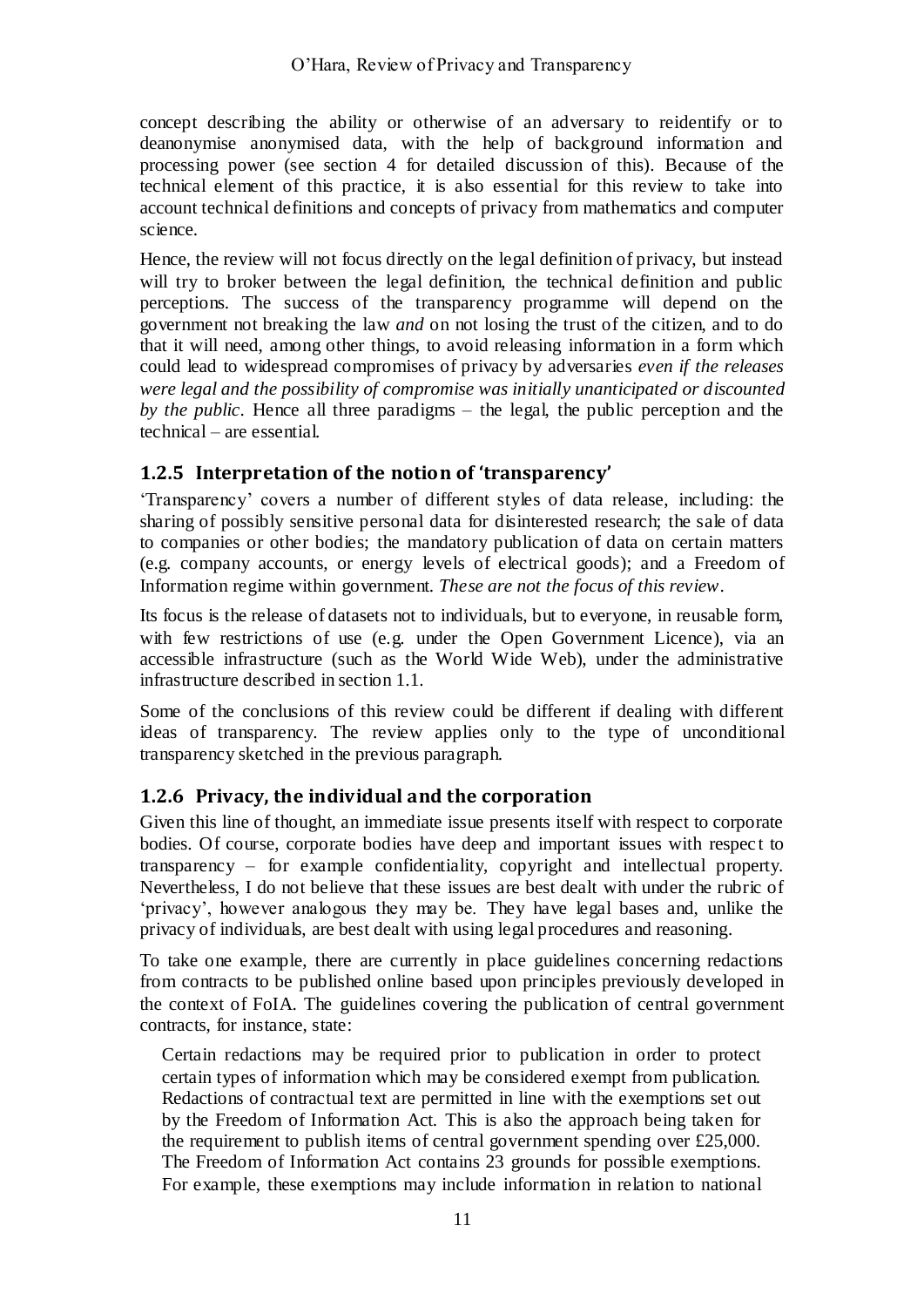concept describing the ability or otherwise of an adversary to reidentify or to deanonymise anonymised data, with the help of background information and processing power (see section 4 for detailed discussion of this). Because of the technical element of this practice, it is also essential for this review to take into account technical definitions and concepts of privacy from mathematics and computer science.

Hence, the review will not focus directly on the legal definition of privacy, but instead will try to broker between the legal definition, the technical definition and public perceptions. The success of the transparency programme will depend on the government not breaking the law *and* on not losing the trust of the citizen, and to do that it will need, among other things, to avoid releasing information in a form which could lead to widespread compromises of privacy by adversaries *even if the releases were legal and the possibility of compromise was initially unanticipated or discounted by the public*. Hence all three paradigms – the legal, the public perception and the technical – are essential.

### 1.2.5 Interpretation of the notion of 'transparency'

'Transparency' covers a number of different styles of data release, including: the sharing of possibly sensitive personal data for disinterested research; the sale of data to companies or other bodies; the mandatory publication of data on certain matters (e.g. company accounts, or energy levels of electrical goods); and a Freedom of Information regime within government. *These are not the focus of this review*.

Its focus is the release of datasets not to individuals, but to everyone, in reusable form, with few restrictions of use (e.g. under the Open Government Licence), via an accessible infrastructure (such as the World Wide Web), under the administrative infrastructure described in section 1.1.

Some of the conclusions of this review could be different if dealing with different ideas of transparency. The review applies only to the type of unconditional transparency sketched in the previous paragraph.

### 1.2.6 Privacy, the individual and the corporation

Given this line of thought, an immediate issue presents itself with respect to corporate bodies. Of course, corporate bodies have deep and important issues with respect to transparency – for example confidentiality, copyright and intellectual property. Nevertheless, I do not believe that these issues are best dealt with under the rubric of 'privacy', however analogous they may be. They have legal bases and, unlike the privacy of individuals, are best dealt with using legal procedures and reasoning.

To take one example, there are currently in place guidelines concerning redactions from contracts to be published online based upon principles previously developed in the context of FoIA. The guidelines covering the publication of central government contracts, for instance, state:

> Certain redactions may be required prior to publication in order to protect certain types of information which may be considered exempt from publication. Redactions of contractual text are permitted in line with the exemptions set out by the Freedom of Information Act. This is also the approach being taken for the requirement to publish items of central government spending over £25,000. The Freedom of Information Act contains 23 grounds for possible exemptions. For example, these exemptions may include information in relation to national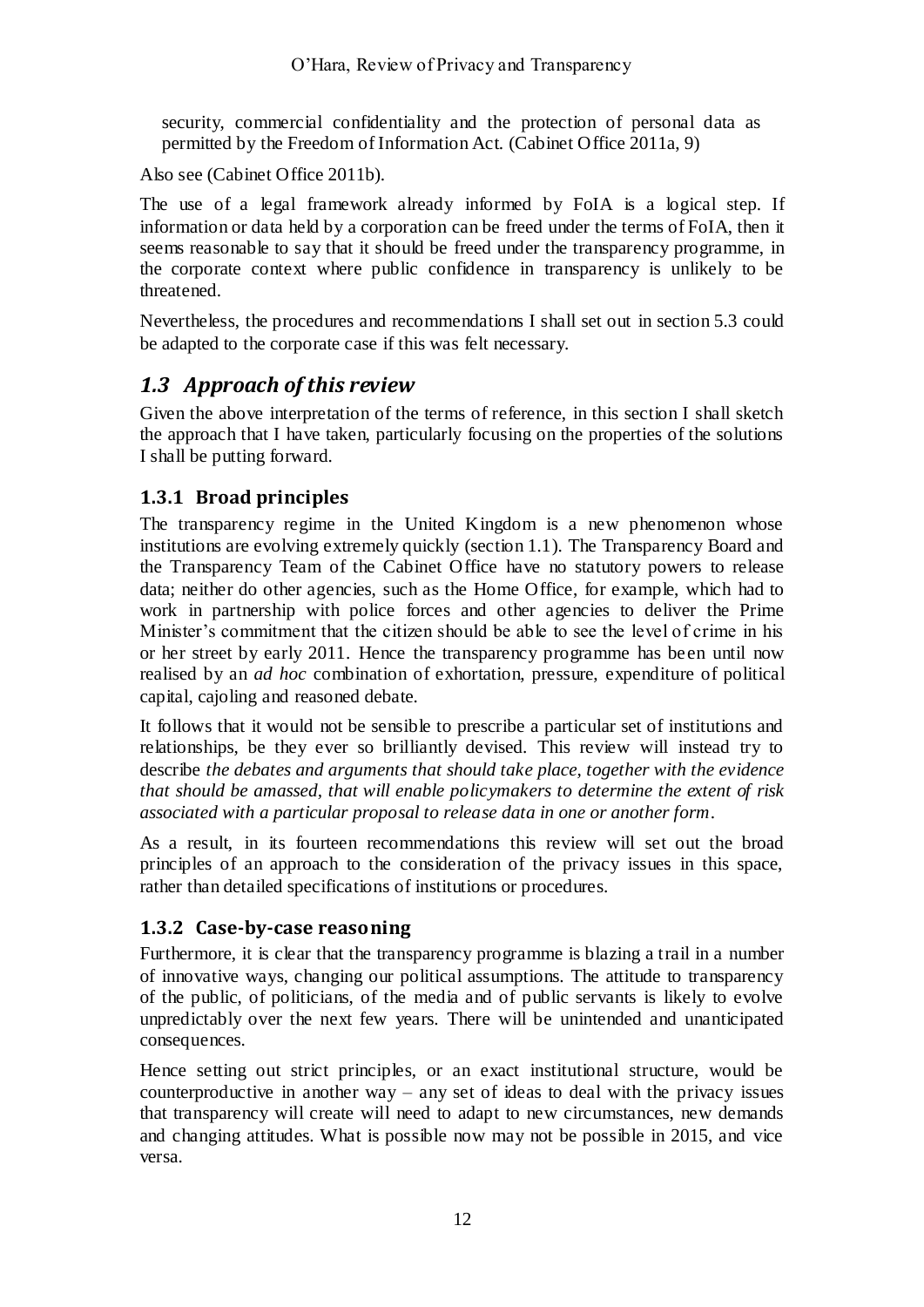security, commercial confidentiality and the protection of personal data as permitted by the Freedom of Information Act. (Cabinet Office 2011a, 9)

Also see (Cabinet Office 2011b).

The use of a legal framework already informed by FoIA is a logical step. If information or data held by a corporation can be freed under the terms of FoIA, then it seems reasonable to say that it should be freed under the transparency programme, in the corporate context where public confidence in transparency is unlikely to be threatened.

Nevertheless, the procedures and recommendations I shall set out in section 5.3 could be adapted to the corporate case if this was felt necessary.

## *1.3 Approach of this review*

Given the above interpretation of the terms of reference, in this section I shall sketch the approach that I have taken, particularly focusing on the properties of the solutions I shall be putting forward.

### 1.3.1 Broad principles

The transparency regime in the United Kingdom is a new phenomenon whose institutions are evolving extremely quickly (section 1.1). The Transparency Board and the Transparency Team of the Cabinet Office have no statutory powers to release data; neither do other agencies, such as the Home Office, for example, which had to work in partnership with police forces and other agencies to deliver the Prime Minister's commitment that the citizen should be able to see the level of crime in his or her street by early 2011. Hence the transparency programme has been until now realised by an *ad hoc* combination of exhortation, pressure, expenditure of political capital, cajoling and reasoned debate.

It follows that it would not be sensible to prescribe a particular set of institutions and relationships, be they ever so brilliantly devised. This review will instead try to describe *the debates and arguments that should take place, together with the evidence that should be amassed, that will enable policymakers to determine the extent of risk associated with a particular proposal to release data in one or another form*.

As a result, in its fourteen recommendations this review will set out the broad principles of an approach to the consideration of the privacy issues in this space, rather than detailed specifications of institutions or procedures.

### 1.3.2 Case-by-case reasoning

Furthermore, it is clear that the transparency programme is blazing a trail in a number of innovative ways, changing our political assumptions. The attitude to transparency of the public, of politicians, of the media and of public servants is likely to evolve unpredictably over the next few years. There will be unintended and unanticipated consequences.

Hence setting out strict principles, or an exact institutional structure, would be counterproductive in another way – any set of ideas to deal with the privacy issues that transparency will create will need to adapt to new circumstances, new demands and changing attitudes. What is possible now may not be possible in 2015, and vice versa.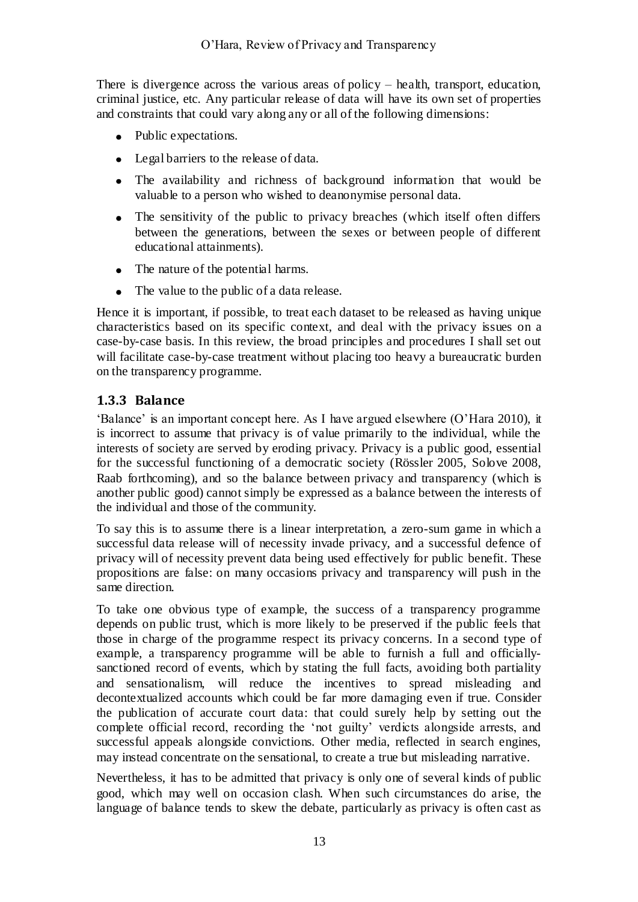There is divergence across the various areas of policy – health, transport, education, criminal justice, etc. Any particular release of data will have its own set of properties and constraints that could vary along any or all of the following dimensions:

- Public expectations.
- Legal barriers to the release of data.
- The availability and richness of background information that would be valuable to a person who wished to deanonymise personal data.
- The sensitivity of the public to privacy breaches (which itself often differs between the generations, between the sexes or between people of different educational attainments).
- The nature of the potential harms.
- The value to the public of a data release.

Hence it is important, if possible, to treat each dataset to be released as having unique characteristics based on its specific context, and deal with the privacy issues on a case-by-case basis. In this review, the broad principles and procedures I shall set out will facilitate case-by-case treatment without placing too heavy a bureaucratic burden on the transparency programme.

### 1.3.3 Balance

'Balance' is an important concept here. As I have argued elsewhere (O'Hara 2010), it is incorrect to assume that privacy is of value primarily to the individual, while the interests of society are served by eroding privacy. Privacy is a public good, essential for the successful functioning of a democratic society (Rössler 2005, Solove 2008, Raab forthcoming), and so the balance between privacy and transparency (which is another public good) cannot simply be expressed as a balance between the interests of the individual and those of the community.

To say this is to assume there is a linear interpretation, a zero-sum game in which a successful data release will of necessity invade privacy, and a successful defence of privacy will of necessity prevent data being used effectively for public benefit. These propositions are false: on many occasions privacy and transparency will push in the same direction.

To take one obvious type of example, the success of a transparency programme depends on public trust, which is more likely to be preserved if the public feels that those in charge of the programme respect its privacy concerns. In a second type of example, a transparency programme will be able to furnish a full and officially-sanctioned record of events, which by stating the full facts, avoiding both partiality and sensationalism, will reduce the incentives to spread misleading and decontextualized accounts which could be far more damaging even if true. Consider the publication of accurate court data: that could surely help by setting out the complete official record, recording the 'not guilty' verdicts alongside arrests, and successful appeals alongside convictions. Other media, reflected in search engines, may instead concentrate on the sensational, to create a true but misleading narrative.

Nevertheless, it has to be admitted that privacy is only one of several kinds of public good, which may well on occasion clash. When such circumstances do arise, the language of balance tends to skew the debate, particularly as privacy is often cast as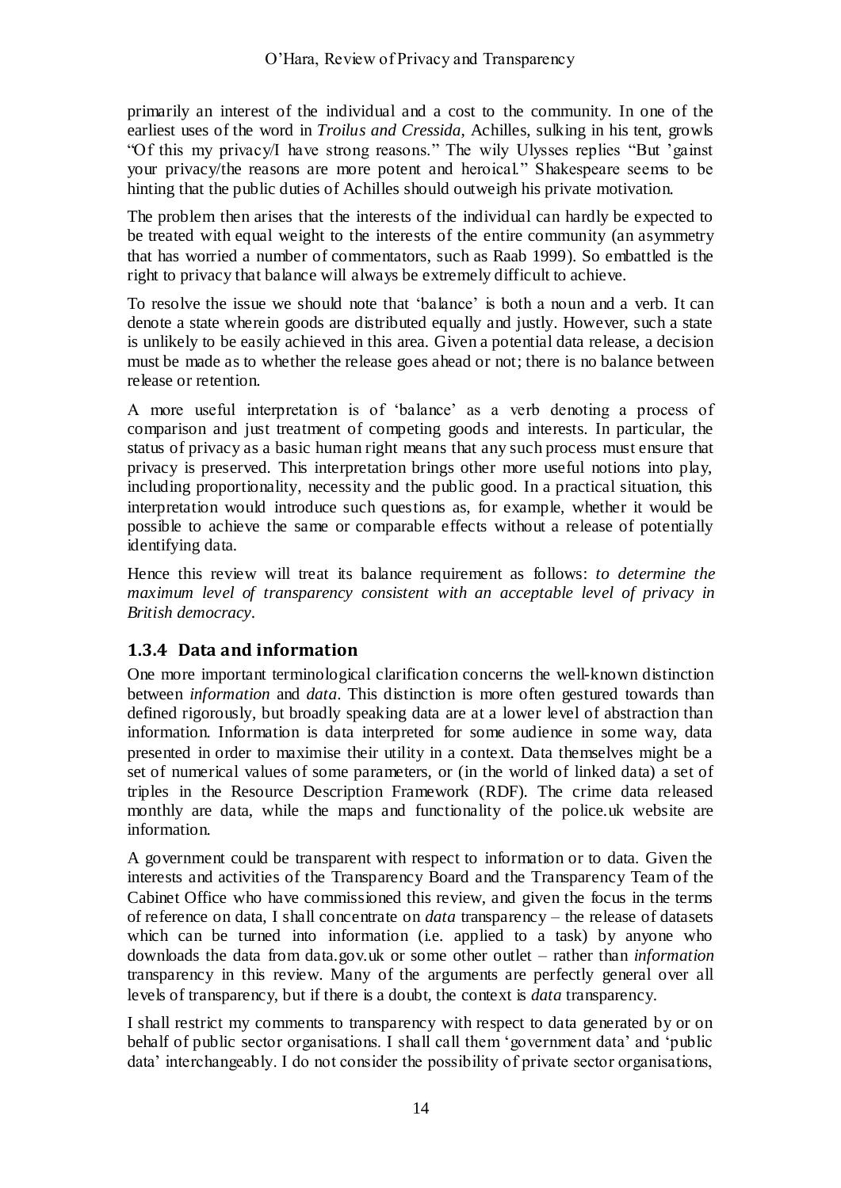primarily an interest of the individual and a cost to the community. In one of the earliest uses of the word in *Troilus and Cressida*, Achilles, sulking in his tent, growls "Of this my privacy/I have strong reasons." The wily Ulysses replies "But 'gainst your privacy/the reasons are more potent and heroical." Shakespeare seems to be hinting that the public duties of Achilles should outweigh his private motivation.

The problem then arises that the interests of the individual can hardly be expected to be treated with equal weight to the interests of the entire community (an asymmetry that has worried a number of commentators, such as Raab 1999). So embattled is the right to privacy that balance will always be extremely difficult to achieve.

To resolve the issue we should note that 'balance' is both a noun and a verb. It can denote a state wherein goods are distributed equally and justly. However, such a state is unlikely to be easily achieved in this area. Given a potential data release, a decision must be made as to whether the release goes ahead or not; there is no balance between release or retention.

A more useful interpretation is of 'balance' as a verb denoting a process of comparison and just treatment of competing goods and interests. In particular, the status of privacy as a basic human right means that any such process must ensure that privacy is preserved. This interpretation brings other more useful notions into play, including proportionality, necessity and the public good. In a practical situation, this interpretation would introduce such questions as, for example, whether it would be possible to achieve the same or comparable effects without a release of potentially identifying data.

Hence this review will treat its balance requirement as follows: *to determine the maximum level of transparency consistent with an acceptable level of privacy in British democracy*.

### 1.3.4 Data and information

One more important terminological clarification concerns the well-known distinction between *information* and *data*. This distinction is more often gestured towards than defined rigorously, but broadly speaking data are at a lower level of abstraction than information. Information is data interpreted for some audience in some way, data presented in order to maximise their utility in a context. Data themselves might be a set of numerical values of some parameters, or (in the world of linked data) a set of triples in the Resource Description Framework (RDF). The crime data released monthly are data, while the maps and functionality of the police.uk website are information.

A government could be transparent with respect to information or to data. Given the interests and activities of the Transparency Board and the Transparency Team of the Cabinet Office who have commissioned this review, and given the focus in the terms of reference on data, I shall concentrate on *data* transparency – the release of datasets which can be turned into information (i.e. applied to a task) by anyone who downloads the data from data.gov.uk or some other outlet – rather than *information* transparency in this review. Many of the arguments are perfectly general over all levels of transparency, but if there is a doubt, the context is *data* transparency.

I shall restrict my comments to transparency with respect to data generated by or on behalf of public sector organisations. I shall call them 'government data' and 'public data' interchangeably. I do not consider the possibility of private sector organisations,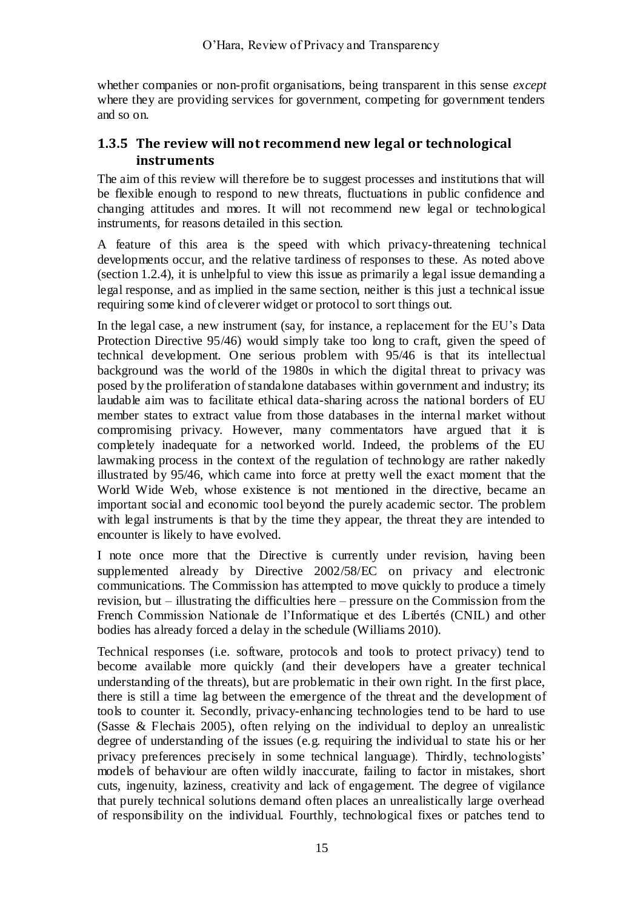whether companies or non-profit organisations, being transparent in this sense *except* where they are providing services for government, competing for government tenders and so on.

### 1.3.5 The review will not recommend new legal or technological instruments

The aim of this review will therefore be to suggest processes and institutions that will be flexible enough to respond to new threats, fluctuations in public confidence and changing attitudes and mores. It will not recommend new legal or technological instruments, for reasons detailed in this section.

A feature of this area is the speed with which privacy-threatening technical developments occur, and the relative tardiness of responses to these. As noted above (section 1.2.4), it is unhelpful to view this issue as primarily a legal issue demanding a legal response, and as implied in the same section, neither is this just a technical issue requiring some kind of cleverer widget or protocol to sort things out.

In the legal case, a new instrument (say, for instance, a replacement for the EU's Data Protection Directive 95/46) would simply take too long to craft, given the speed of technical development. One serious problem with 95/46 is that its intellectual background was the world of the 1980s in which the digital threat to privacy was posed by the proliferation of standalone databases within government and industry; its laudable aim was to facilitate ethical data-sharing across the national borders of EU member states to extract value from those databases in the internal market without compromising privacy. However, many commentators have argued that it is completely inadequate for a networked world. Indeed, the problems of the EU lawmaking process in the context of the regulation of technology are rather nakedly illustrated by 95/46, which came into force at pretty well the exact moment that the World Wide Web, whose existence is not mentioned in the directive, became an important social and economic tool beyond the purely academic sector. The problem with legal instruments is that by the time they appear, the threat they are intended to encounter is likely to have evolved.

I note once more that the Directive is currently under revision, having been supplemented already by Directive 2002/58/EC on privacy and electronic communications. The Commission has attempted to move quickly to produce a timely revision, but – illustrating the difficulties here – pressure on the Commission from the French Commission Nationale de l'Informatique et des Libertés (CNIL) and other bodies has already forced a delay in the schedule (Williams 2010).

Technical responses (i.e. software, protocols and tools to protect privacy) tend to become available more quickly (and their developers have a greater technical understanding of the threats), but are problematic in their own right. In the first place, there is still a time lag between the emergence of the threat and the development of tools to counter it. Secondly, privacy-enhancing technologies tend to be hard to use (Sasse & Flechais 2005), often relying on the individual to deploy an unrealistic degree of understanding of the issues (e.g. requiring the individual to state his or her privacy preferences precisely in some technical language). Thirdly, technologists' models of behaviour are often wildly inaccurate, failing to factor in mistakes, short cuts, ingenuity, laziness, creativity and lack of engagement. The degree of vigilance that purely technical solutions demand often places an unrealistically large overhead of responsibility on the individual. Fourthly, technological fixes or patches tend to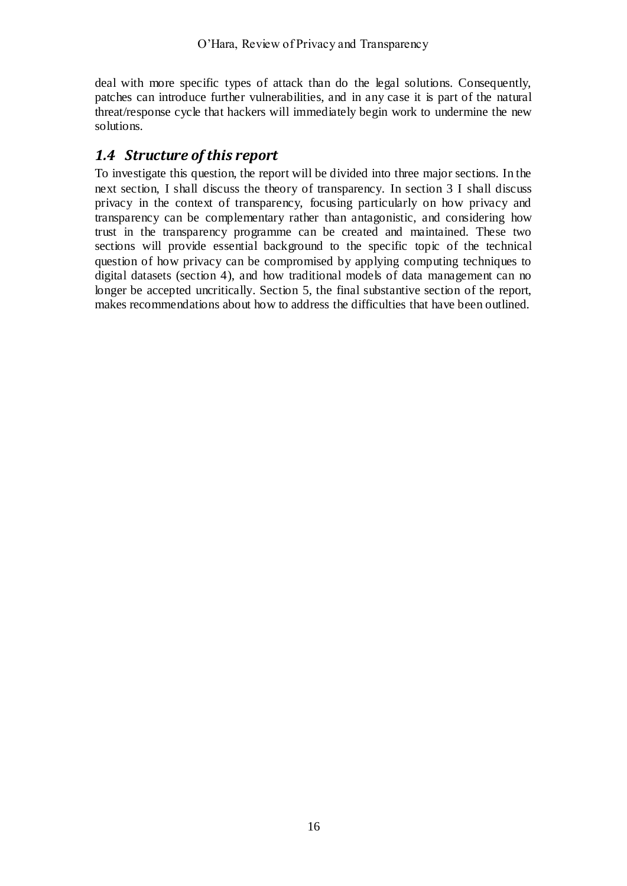deal with more specific types of attack than do the legal solutions. Consequently, patches can introduce further vulnerabilities, and in any case it is part of the natural threat/response cycle that hackers will immediately begin work to undermine the new solutions.

## *1.4 Structure of this report*

To investigate this question, the report will be divided into three major sections. In the next section, I shall discuss the theory of transparency. In section 3 I shall discuss privacy in the context of transparency, focusing particularly on how privacy and transparency can be complementary rather than antagonistic, and considering how trust in the transparency programme can be created and maintained. These two sections will provide essential background to the specific topic of the technical question of how privacy can be compromised by applying computing techniques to digital datasets (section 4), and how traditional models of data management can no longer be accepted uncritically. Section 5, the final substantive section of the report, makes recommendations about how to address the difficulties that have been outlined.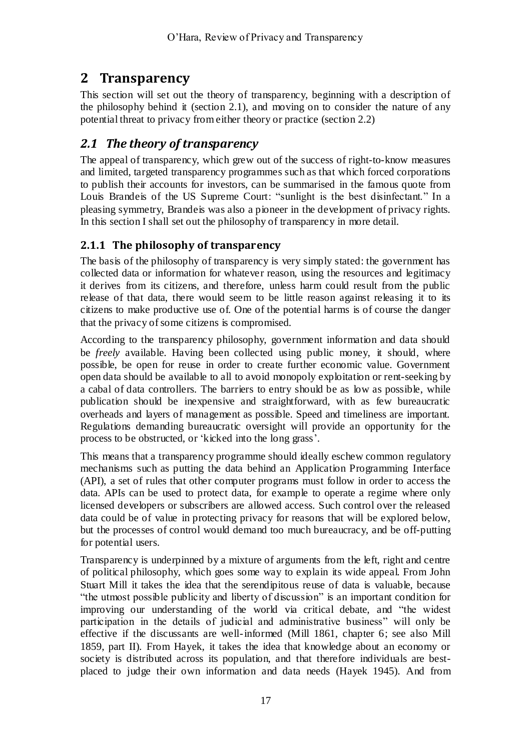# 2 Transparency

This section will set out the theory of transparency, beginning with a description of the philosophy behind it (section 2.1), and moving on to consider the nature of any potential threat to privacy from either theory or practice (section 2.2)

## *2.1 The theory of transparency*

The appeal of transparency, which grew out of the success of right-to-know measures and limited, targeted transparency programmes such as that which forced corporations to publish their accounts for investors, can be summarised in the famous quote from Louis Brandeis of the US Supreme Court: "sunlight is the best disinfectant." In a pleasing symmetry, Brandeis was also a pioneer in the development of privacy rights. In this section I shall set out the philosophy of transparency in more detail.

### 2.1.1 The philosophy of transparency

The basis of the philosophy of transparency is very simply stated: the government has collected data or information for whatever reason, using the resources and legitimacy it derives from its citizens, and therefore, unless harm could result from the public release of that data, there would seem to be little reason against releasing it to its citizens to make productive use of. One of the potential harms is of course the danger that the privacy of some citizens is compromised.

According to the transparency philosophy, government information and data should be *freely* available. Having been collected using public money, it should, where possible, be open for reuse in order to create further economic value. Government open data should be available to all to avoid monopoly exploitation or rent-seeking by a cabal of data controllers. The barriers to entry should be as low as possible, while publication should be inexpensive and straightforward, with as few bureaucratic overheads and layers of management as possible. Speed and timeliness are important. Regulations demanding bureaucratic oversight will provide an opportunity for the process to be obstructed, or 'kicked into the long grass'.

This means that a transparency programme should ideally eschew common regulatory mechanisms such as putting the data behind an Application Programming Interface (API), a set of rules that other computer programs must follow in order to access the data. APIs can be used to protect data, for example to operate a regime where only licensed developers or subscribers are allowed access. Such control over the released data could be of value in protecting privacy for reasons that will be explored below, but the processes of control would demand too much bureaucracy, and be off-putting for potential users.

Transparency is underpinned by a mixture of arguments from the left, right and centre of political philosophy, which goes some way to explain its wide appeal. From John Stuart Mill it takes the idea that the serendipitous reuse of data is valuable, because "the utmost possible publicity and liberty of discussion" is an important condition for improving our understanding of the world via critical debate, and "the widest participation in the details of judicial and administrative business" will only be effective if the discussants are well-informed (Mill 1861, chapter 6; see also Mill 1859, part II). From Hayek, it takes the idea that knowledge about an economy or society is distributed across its population, and that therefore individuals are best-placed to judge their own information and data needs (Hayek 1945). And from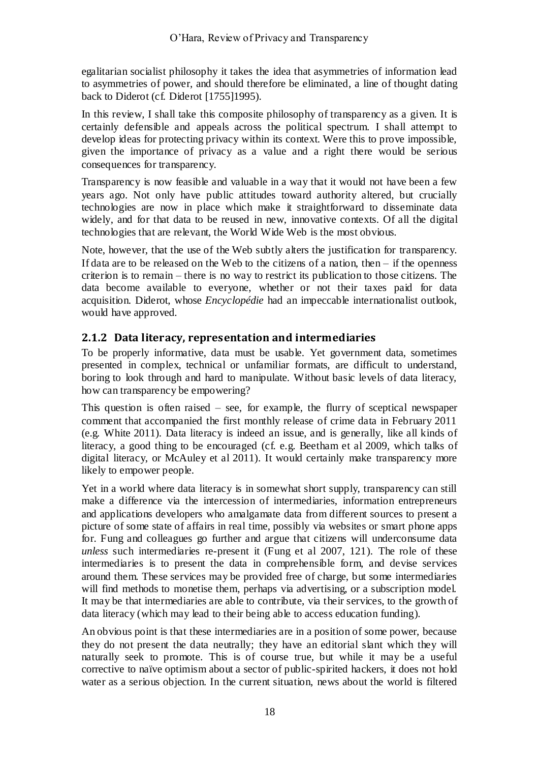egalitarian socialist philosophy it takes the idea that asymmetries of information lead to asymmetries of power, and should therefore be eliminated, a line of thought dating back to Diderot (cf. Diderot [1755]1995).

In this review, I shall take this composite philosophy of transparency as a given. It is certainly defensible and appeals across the political spectrum. I shall attempt to develop ideas for protecting privacy within its context. Were this to prove impossible, given the importance of privacy as a value and a right there would be serious consequences for transparency.

Transparency is now feasible and valuable in a way that it would not have been a few years ago. Not only have public attitudes toward authority altered, but crucially technologies are now in place which make it straightforward to disseminate data widely, and for that data to be reused in new, innovative contexts. Of all the digital technologies that are relevant, the World Wide Web is the most obvious.

Note, however, that the use of the Web subtly alters the justification for transparency. If data are to be released on the Web to the citizens of a nation, then – if the openness criterion is to remain – there is no way to restrict its publication to those citizens. The data become available to everyone, whether or not their taxes paid for data acquisition. Diderot, whose *Encyclopédie* had an impeccable internationalist outlook, would have approved.

### 2.1.2 Data literacy, representation and intermediaries

To be properly informative, data must be usable. Yet government data, sometimes presented in complex, technical or unfamiliar formats, are difficult to understand, boring to look through and hard to manipulate. Without basic levels of data literacy, how can transparency be empowering?

This question is often raised – see, for example, the flurry of sceptical newspaper comment that accompanied the first monthly release of crime data in February 2011 (e.g. White 2011). Data literacy is indeed an issue, and is generally, like all kinds of literacy, a good thing to be encouraged (cf. e.g. Beetham et al 2009, which talks of digital literacy, or McAuley et al 2011). It would certainly make transparency more likely to empower people.

Yet in a world where data literacy is in somewhat short supply, transparency can still make a difference via the intercession of intermediaries, information entrepreneurs and applications developers who amalgamate data from different sources to present a picture of some state of affairs in real time, possibly via websites or smart phone apps for. Fung and colleagues go further and argue that citizens will underconsume data *unless* such intermediaries re-present it (Fung et al 2007, 121). The role of these intermediaries is to present the data in comprehensible form, and devise services around them. These services may be provided free of charge, but some intermediaries will find methods to monetise them, perhaps via advertising, or a subscription model. It may be that intermediaries are able to contribute, via their services, to the growth of data literacy (which may lead to their being able to access education funding).

An obvious point is that these intermediaries are in a position of some power, because they do not present the data neutrally; they have an editorial slant which they will naturally seek to promote. This is of course true, but while it may be a useful corrective to naïve optimism about a sector of public-spirited hackers, it does not hold water as a serious objection. In the current situation, news about the world is filtered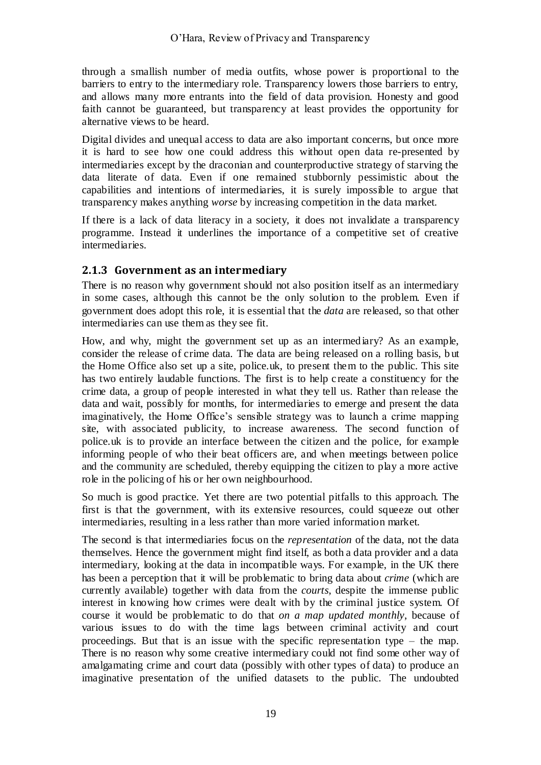through a smallish number of media outfits, whose power is proportional to the barriers to entry to the intermediary role. Transparency lowers those barriers to entry, and allows many more entrants into the field of data provision. Honesty and good faith cannot be guaranteed, but transparency at least provides the opportunity for alternative views to be heard.

Digital divides and unequal access to data are also important concerns, but once more it is hard to see how one could address this without open data re-presented by intermediaries except by the draconian and counterproductive strategy of starving the data literate of data. Even if one remained stubbornly pessimistic about the capabilities and intentions of intermediaries, it is surely impossible to argue that transparency makes anything *worse* by increasing competition in the data market.

If there is a lack of data literacy in a society, it does not invalidate a transparency programme. Instead it underlines the importance of a competitive set of creative intermediaries.

### 2.1.3 Government as an intermediary

There is no reason why government should not also position itself as an intermediary in some cases, although this cannot be the only solution to the problem. Even if government does adopt this role, it is essential that the *data* are released, so that other intermediaries can use them as they see fit.

How, and why, might the government set up as an intermediary? As an example, consider the release of crime data. The data are being released on a rolling basis, but the Home Office also set up a site, police.uk, to present them to the public. This site has two entirely laudable functions. The first is to help create a constituency for the crime data, a group of people interested in what they tell us. Rather than release the data and wait, possibly for months, for intermediaries to emerge and present the data imaginatively, the Home Office's sensible strategy was to launch a crime mapping site, with associated publicity, to increase awareness. The second function of police.uk is to provide an interface between the citizen and the police, for example informing people of who their beat officers are, and when meetings between police and the community are scheduled, thereby equipping the citizen to play a more active role in the policing of his or her own neighbourhood.

So much is good practice. Yet there are two potential pitfalls to this approach. The first is that the government, with its extensive resources, could squeeze out other intermediaries, resulting in a less rather than more varied information market.

The second is that intermediaries focus on the *representation* of the data, not the data themselves. Hence the government might find itself, as both a data provider and a data intermediary, looking at the data in incompatible ways. For example, in the UK there has been a perception that it will be problematic to bring data about *crime* (which are currently available) together with data from the *courts*, despite the immense public interest in knowing how crimes were dealt with by the criminal justice system. Of course it would be problematic to do that *on a map updated monthly*, because of various issues to do with the time lags between criminal activity and court proceedings. But that is an issue with the specific representation type – the map. There is no reason why some creative intermediary could not find some other way of amalgamating crime and court data (possibly with other types of data) to produce an imaginative presentation of the unified datasets to the public. The undoubted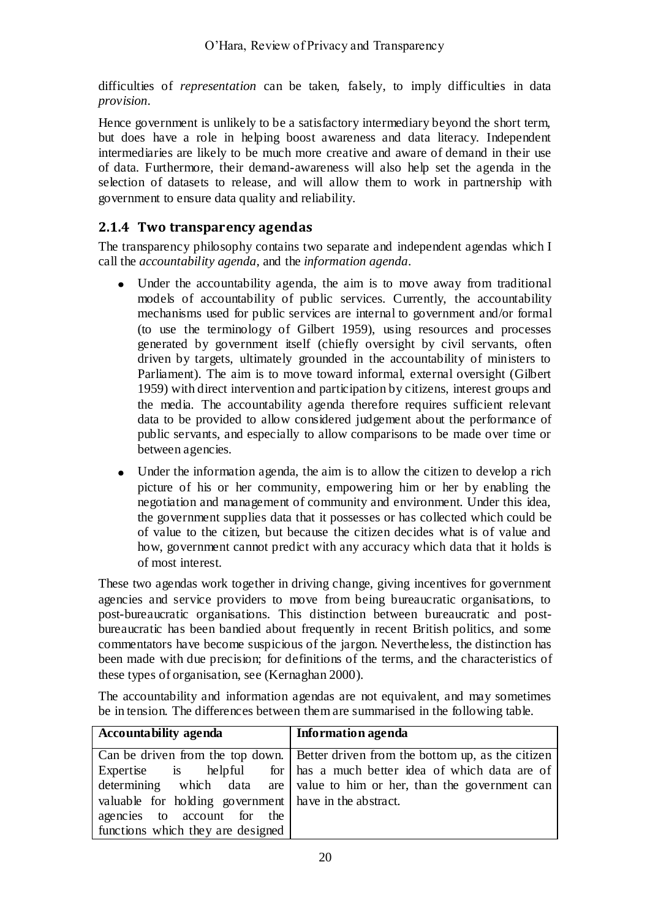difficulties of *representation* can be taken, falsely, to imply difficulties in data *provision*.

Hence government is unlikely to be a satisfactory intermediary beyond the short term, but does have a role in helping boost awareness and data literacy. Independent intermediaries are likely to be much more creative and aware of demand in their use of data. Furthermore, their demand-awareness will also help set the agenda in the selection of datasets to release, and will allow them to work in partnership with government to ensure data quality and reliability.

### 2.1.4 Two transparency agendas

The transparency philosophy contains two separate and independent agendas which I call the *accountability agenda*, and the *information agenda*.

- Under the accountability agenda, the aim is to move away from traditional models of accountability of public services. Currently, the accountability mechanisms used for public services are internal to government and/or formal (to use the terminology of Gilbert 1959), using resources and processes generated by government itself (chiefly oversight by civil servants, often driven by targets, ultimately grounded in the accountability of ministers to Parliament). The aim is to move toward informal, external oversight (Gilbert 1959) with direct intervention and participation by citizens, interest groups and the media. The accountability agenda therefore requires sufficient relevant data to be provided to allow considered judgement about the performance of public servants, and especially to allow comparisons to be made over time or between agencies.
- Under the information agenda, the aim is to allow the citizen to develop a rich picture of his or her community, empowering him or her by enabling the negotiation and management of community and environment. Under this idea, the government supplies data that it possesses or has collected which could be of value to the citizen, but because the citizen decides what is of value and how, government cannot predict with any accuracy which data that it holds is of most interest.

These two agendas work together in driving change, giving incentives for government agencies and service providers to move from being bureaucratic organisations, to post-bureaucratic organisations. This distinction between bureaucratic and post-bureaucratic has been bandied about frequently in recent British politics, and some commentators have become suspicious of the jargon. Nevertheless, the distinction has been made with due precision; for definitions of the terms, and the characteristics of these types of organisation, see (Kernaghan 2000).

The accountability and information agendas are not equivalent, and may sometimes be in tension. The differences between them are summarised in the following table.

| **Accountability agenda** | **Information agenda** |
|---|---|
| Can be driven from the top down. Expertise is helpful for determining which data are valuable for holding government agencies to account for the functions which they are designed | Better driven from the bottom up, as the citizen has a much better idea of which data are of value to him or her, than the government can have in the abstract. |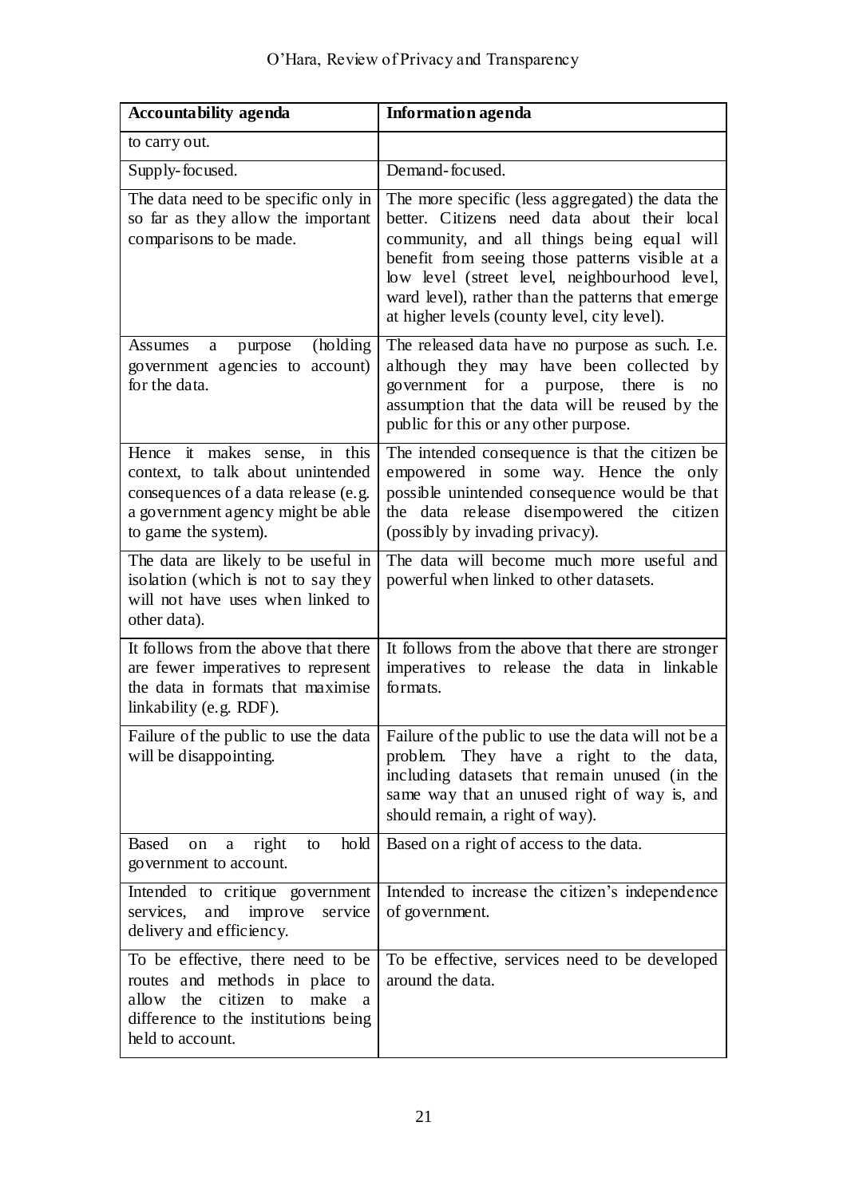| Accountability agenda | Information agenda |
|---|---|
| to carry out. | |
| Supply-focused. | Demand-focused. |
| The data need to be specific only in so far as they allow the important comparisons to be made. | The more specific (less aggregated) the data the better. Citizens need data about their local community, and all things being equal will benefit from seeing those patterns visible at a low level (street level, neighbourhood level, ward level), rather than the patterns that emerge at higher levels (county level, city level). |
| Assumes a purpose (holding government agencies to account) for the data. | The released data have no purpose as such. I.e. although they may have been collected by government for a purpose, there is no assumption that the data will be reused by the public for this or any other purpose. |
| Hence it makes sense, in this context, to talk about unintended consequences of a data release (e.g. a government agency might be able to game the system). | The intended consequence is that the citizen be empowered in some way. Hence the only possible unintended consequence would be that the data release disempowered the citizen (possibly by invading privacy). |
| The data are likely to be useful in isolation (which is not to say they will not have uses when linked to other data). | The data will become much more useful and powerful when linked to other datasets. |
| It follows from the above that there are fewer imperatives to represent the data in formats that maximise linkability (e.g. RDF). | It follows from the above that there are stronger imperatives to release the data in linkable formats. |
| Failure of the public to use the data will be disappointing. | Failure of the public to use the data will not be a problem. They have a right to the data, including datasets that remain unused (in the same way that an unused right of way is, and should remain, a right of way). |
| Based on a right to hold government to account. | Based on a right of access to the data. |
| Intended to critique government services, and improve service delivery and efficiency. | Intended to increase the citizen's independence of government. |
| To be effective, there need to be routes and methods in place to allow the citizen to make a difference to the institutions being held to account. | To be effective, services need to be developed around the data. |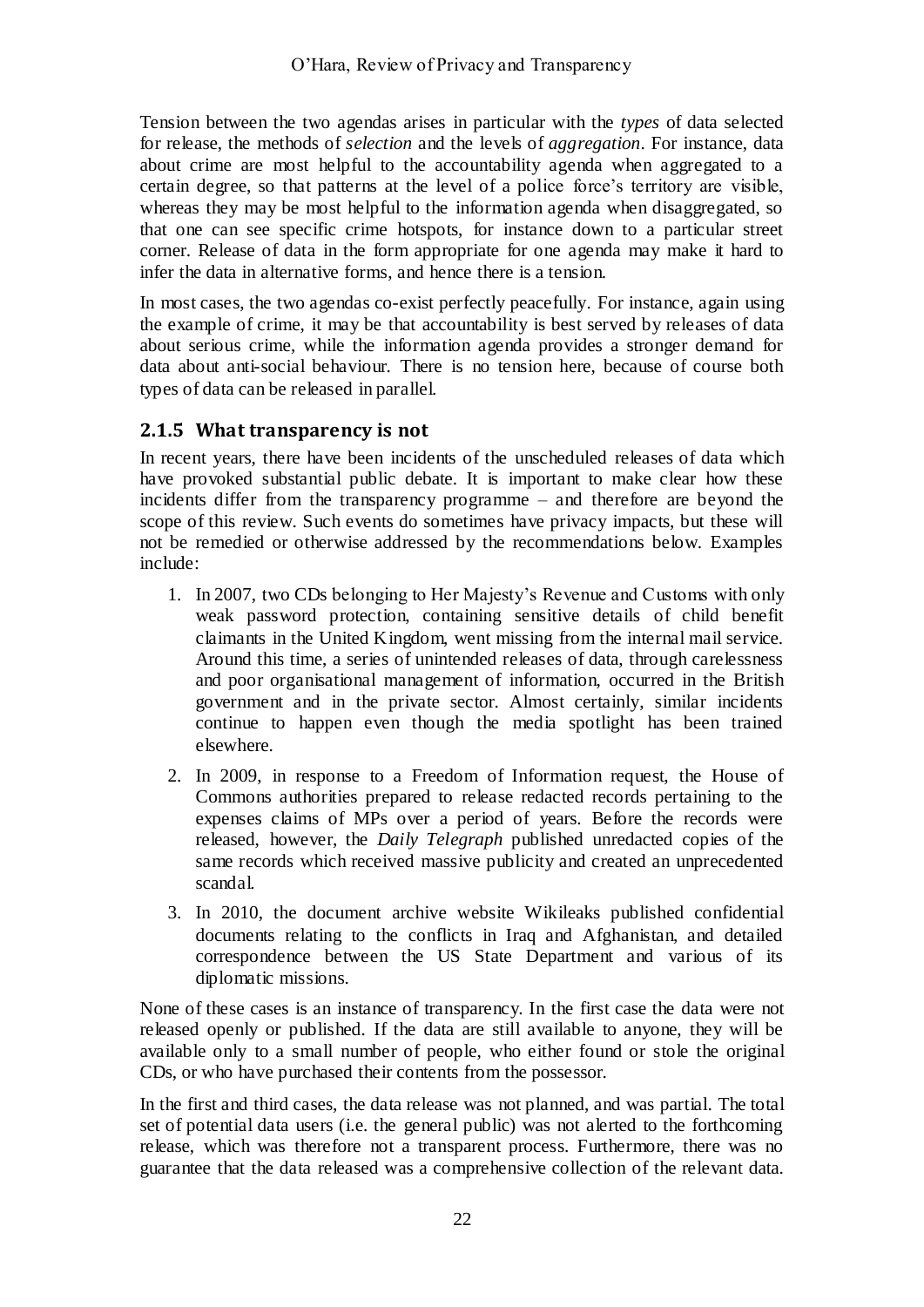Tension between the two agendas arises in particular with the *types* of data selected for release, the methods of *selection* and the levels of *aggregation*. For instance, data about crime are most helpful to the accountability agenda when aggregated to a certain degree, so that patterns at the level of a police force's territory are visible, whereas they may be most helpful to the information agenda when disaggregated, so that one can see specific crime hotspots, for instance down to a particular street corner. Release of data in the form appropriate for one agenda may make it hard to infer the data in alternative forms, and hence there is a tension.

In most cases, the two agendas co-exist perfectly peacefully. For instance, again using the example of crime, it may be that accountability is best served by releases of data about serious crime, while the information agenda provides a stronger demand for data about anti-social behaviour. There is no tension here, because of course both types of data can be released in parallel.

### 2.1.5 What transparency is not

In recent years, there have been incidents of the unscheduled releases of data which have provoked substantial public debate. It is important to make clear how these incidents differ from the transparency programme – and therefore are beyond the scope of this review. Such events do sometimes have privacy impacts, but these will not be remedied or otherwise addressed by the recommendations below. Examples include:

1. In 2007, two CDs belonging to Her Majesty's Revenue and Customs with only weak password protection, containing sensitive details of child benefit claimants in the United Kingdom, went missing from the internal mail service. Around this time, a series of unintended releases of data, through carelessness and poor organisational management of information, occurred in the British government and in the private sector. Almost certainly, similar incidents continue to happen even though the media spotlight has been trained elsewhere.
2. In 2009, in response to a Freedom of Information request, the House of Commons authorities prepared to release redacted records pertaining to the expenses claims of MPs over a period of years. Before the records were released, however, the *Daily Telegraph* published unredacted copies of the same records which received massive publicity and created an unprecedented scandal.
3. In 2010, the document archive website Wikileaks published confidential documents relating to the conflicts in Iraq and Afghanistan, and detailed correspondence between the US State Department and various of its diplomatic missions.

None of these cases is an instance of transparency. In the first case the data were not released openly or published. If the data are still available to anyone, they will be available only to a small number of people, who either found or stole the original CDs, or who have purchased their contents from the possessor.

In the first and third cases, the data release was not planned, and was partial. The total set of potential data users (i.e. the general public) was not alerted to the forthcoming release, which was therefore not a transparent process. Furthermore, there was no guarantee that the data released was a comprehensive collection of the relevant data.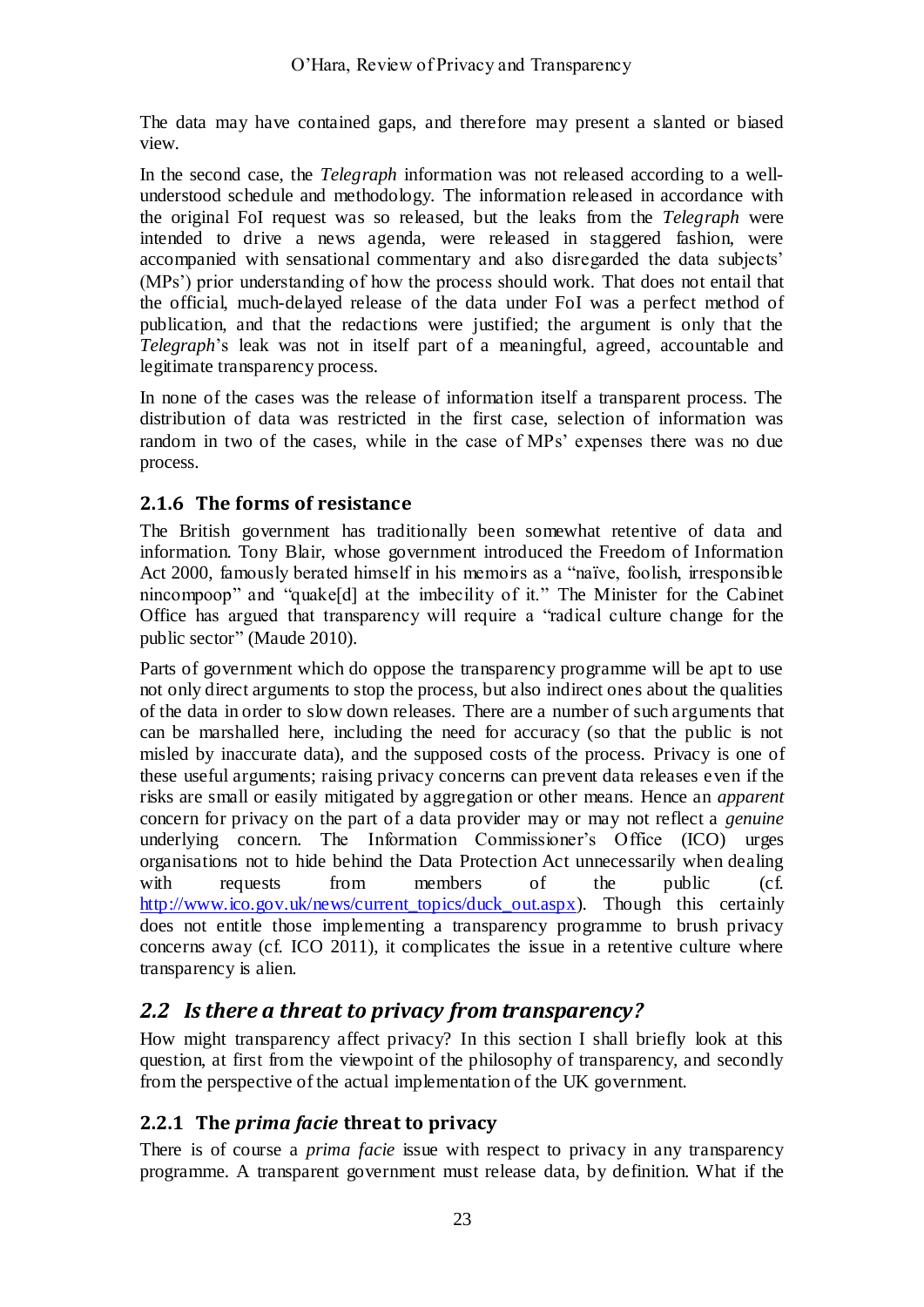The data may have contained gaps, and therefore may present a slanted or biased view.

In the second case, the *Telegraph* information was not released according to a well-understood schedule and methodology. The information released in accordance with the original FoI request was so released, but the leaks from the *Telegraph* were intended to drive a news agenda, were released in staggered fashion, were accompanied with sensational commentary and also disregarded the data subjects' (MPs') prior understanding of how the process should work. That does not entail that the official, much-delayed release of the data under FoI was a perfect method of publication, and that the redactions were justified; the argument is only that the *Telegraph*'s leak was not in itself part of a meaningful, agreed, accountable and legitimate transparency process.

In none of the cases was the release of information itself a transparent process. The distribution of data was restricted in the first case, selection of information was random in two of the cases, while in the case of MPs' expenses there was no due process.

### 2.1.6 The forms of resistance

The British government has traditionally been somewhat retentive of data and information. Tony Blair, whose government introduced the Freedom of Information Act 2000, famously berated himself in his memoirs as a "naïve, foolish, irresponsible nincompoop" and "quake[d] at the imbecility of it." The Minister for the Cabinet Office has argued that transparency will require a "radical culture change for the public sector" (Maude 2010).

Parts of government which do oppose the transparency programme will be apt to use not only direct arguments to stop the process, but also indirect ones about the qualities of the data in order to slow down releases. There are a number of such arguments that can be marshalled here, including the need for accuracy (so that the public is not misled by inaccurate data), and the supposed costs of the process. Privacy is one of these useful arguments; raising privacy concerns can prevent data releases even if the risks are small or easily mitigated by aggregation or other means. Hence an *apparent* concern for privacy on the part of a data provider may or may not reflect a *genuine* underlying concern. The Information Commissioner's Office (ICO) urges organisations not to hide behind the Data Protection Act unnecessarily when dealing with requests from members of the public (cf. http://www.ico.gov.uk/news/current_topics/duck_out.aspx). Though this certainly does not entitle those implementing a transparency programme to brush privacy concerns away (cf. ICO 2011), it complicates the issue in a retentive culture where transparency is alien.

## *2.2 Is there a threat to privacy from transparency?*

How might transparency affect privacy? In this section I shall briefly look at this question, at first from the viewpoint of the philosophy of transparency, and secondly from the perspective of the actual implementation of the UK government.

### 2.2.1 The *prima facie* threat to privacy

There is of course a *prima facie* issue with respect to privacy in any transparency programme. A transparent government must release data, by definition. What if the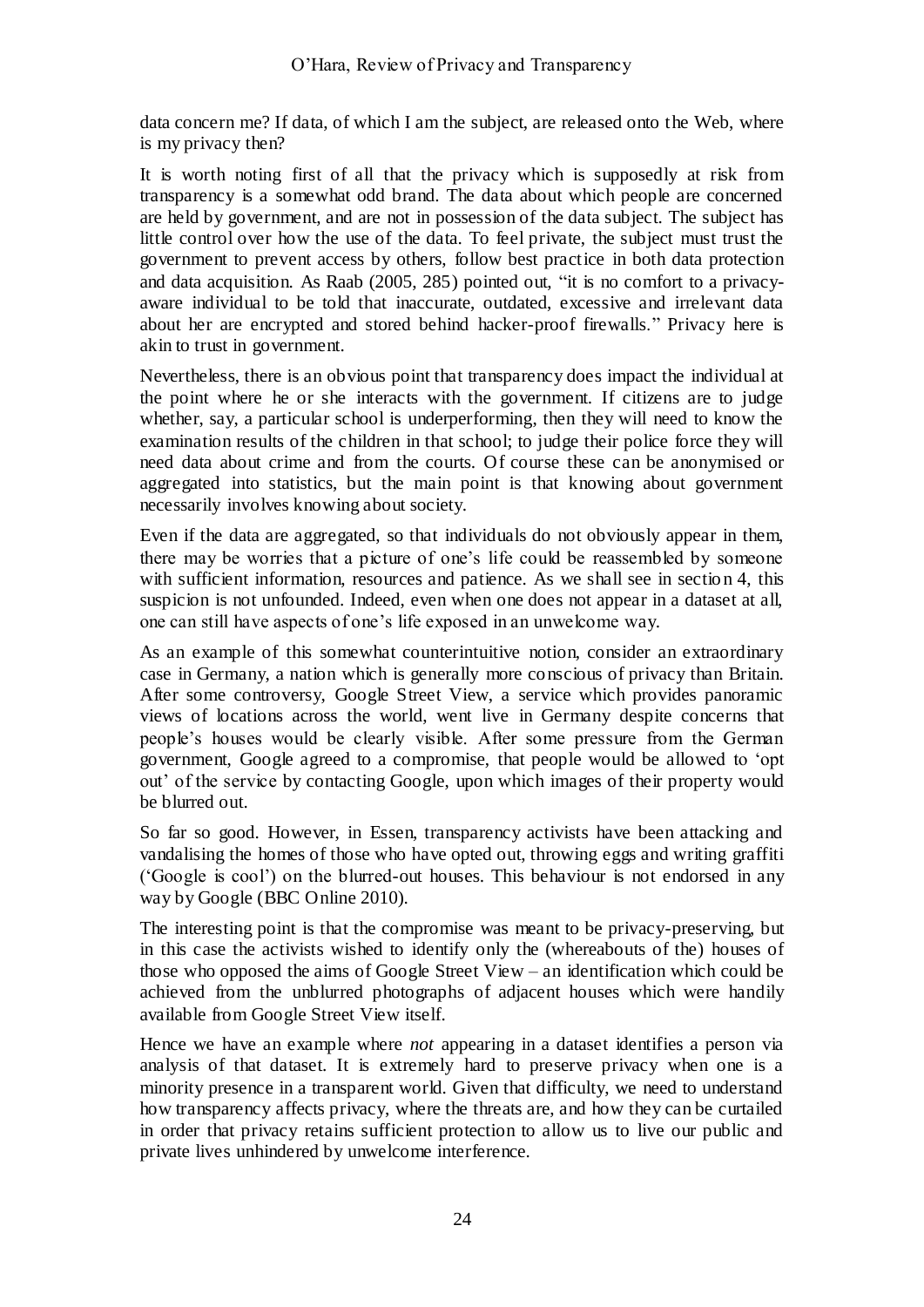data concern me? If data, of which I am the subject, are released onto the Web, where is my privacy then?

It is worth noting first of all that the privacy which is supposedly at risk from transparency is a somewhat odd brand. The data about which people are concerned are held by government, and are not in possession of the data subject. The subject has little control over how the use of the data. To feel private, the subject must trust the government to prevent access by others, follow best practice in both data protection and data acquisition. As Raab (2005, 285) pointed out, "it is no comfort to a privacy-aware individual to be told that inaccurate, outdated, excessive and irrelevant data about her are encrypted and stored behind hacker-proof firewalls." Privacy here is akin to trust in government.

Nevertheless, there is an obvious point that transparency does impact the individual at the point where he or she interacts with the government. If citizens are to judge whether, say, a particular school is underperforming, then they will need to know the examination results of the children in that school; to judge their police force they will need data about crime and from the courts. Of course these can be anonymised or aggregated into statistics, but the main point is that knowing about government necessarily involves knowing about society.

Even if the data are aggregated, so that individuals do not obviously appear in them, there may be worries that a picture of one's life could be reassembled by someone with sufficient information, resources and patience. As we shall see in section 4, this suspicion is not unfounded. Indeed, even when one does not appear in a dataset at all, one can still have aspects of one's life exposed in an unwelcome way.

As an example of this somewhat counterintuitive notion, consider an extraordinary case in Germany, a nation which is generally more conscious of privacy than Britain. After some controversy, Google Street View, a service which provides panoramic views of locations across the world, went live in Germany despite concerns that people's houses would be clearly visible. After some pressure from the German government, Google agreed to a compromise, that people would be allowed to 'opt out' of the service by contacting Google, upon which images of their property would be blurred out.

So far so good. However, in Essen, transparency activists have been attacking and vandalising the homes of those who have opted out, throwing eggs and writing graffiti ('Google is cool') on the blurred-out houses. This behaviour is not endorsed in any way by Google (BBC Online 2010).

The interesting point is that the compromise was meant to be privacy-preserving, but in this case the activists wished to identify only the (whereabouts of the) houses of those who opposed the aims of Google Street View – an identification which could be achieved from the unblurred photographs of adjacent houses which were handily available from Google Street View itself.

Hence we have an example where *not* appearing in a dataset identifies a person via analysis of that dataset. It is extremely hard to preserve privacy when one is a minority presence in a transparent world. Given that difficulty, we need to understand how transparency affects privacy, where the threats are, and how they can be curtailed in order that privacy retains sufficient protection to allow us to live our public and private lives unhindered by unwelcome interference.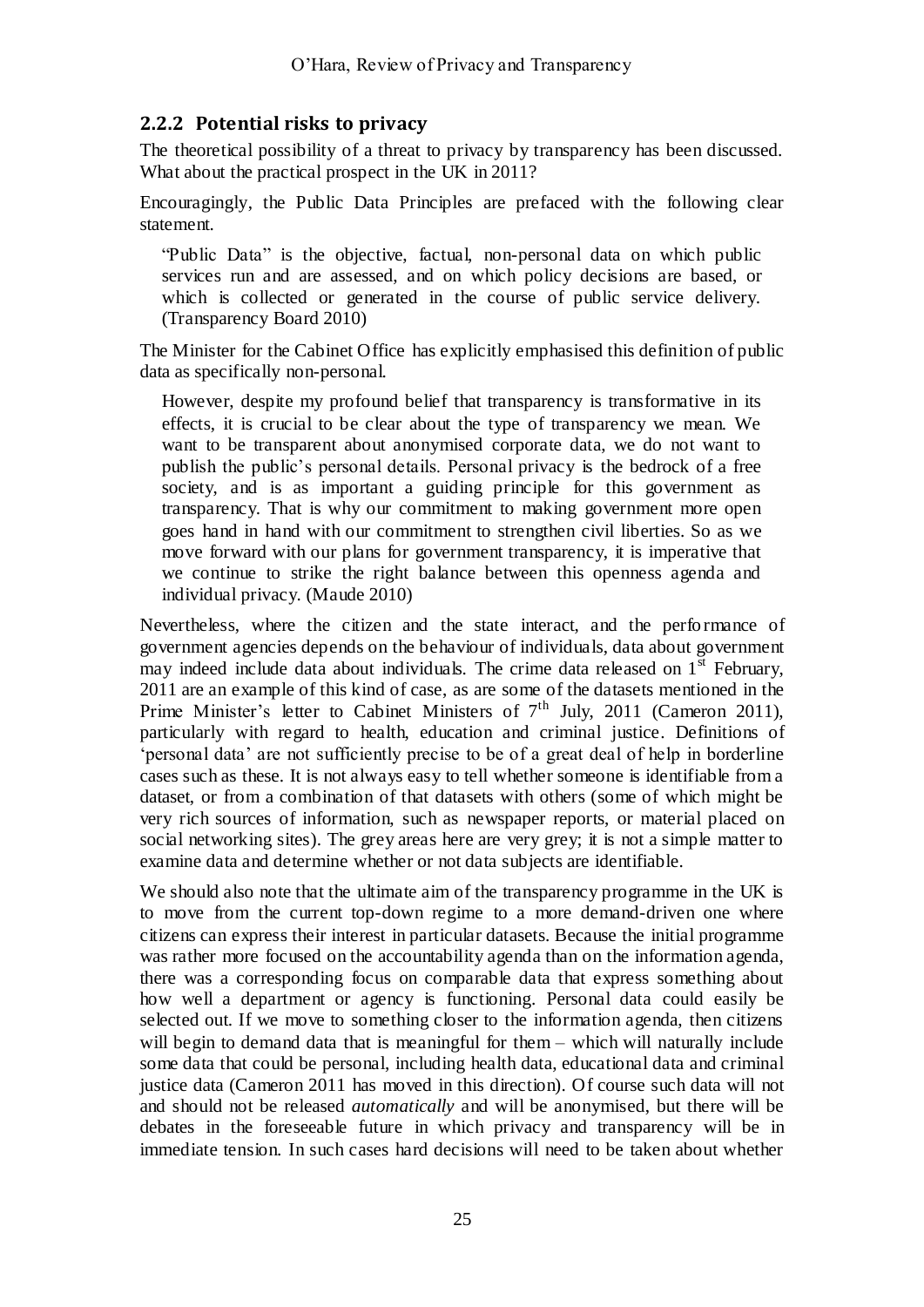### 2.2.2 Potential risks to privacy

The theoretical possibility of a threat to privacy by transparency has been discussed. What about the practical prospect in the UK in 2011?

Encouragingly, the Public Data Principles are prefaced with the following clear statement.

> "Public Data" is the objective, factual, non-personal data on which public services run and are assessed, and on which policy decisions are based, or which is collected or generated in the course of public service delivery. (Transparency Board 2010)

The Minister for the Cabinet Office has explicitly emphasised this definition of public data as specifically non-personal.

> However, despite my profound belief that transparency is transformative in its effects, it is crucial to be clear about the type of transparency we mean. We want to be transparent about anonymised corporate data, we do not want to publish the public's personal details. Personal privacy is the bedrock of a free society, and is as important a guiding principle for this government as transparency. That is why our commitment to making government more open goes hand in hand with our commitment to strengthen civil liberties. So as we move forward with our plans for government transparency, it is imperative that we continue to strike the right balance between this openness agenda and individual privacy. (Maude 2010)

Nevertheless, where the citizen and the state interact, and the performance of government agencies depends on the behaviour of individuals, data about government may indeed include data about individuals. The crime data released on 1st February, 2011 are an example of this kind of case, as are some of the datasets mentioned in the Prime Minister's letter to Cabinet Ministers of 7th July, 2011 (Cameron 2011), particularly with regard to health, education and criminal justice. Definitions of 'personal data' are not sufficiently precise to be of a great deal of help in borderline cases such as these. It is not always easy to tell whether someone is identifiable from a dataset, or from a combination of that datasets with others (some of which might be very rich sources of information, such as newspaper reports, or material placed on social networking sites). The grey areas here are very grey; it is not a simple matter to examine data and determine whether or not data subjects are identifiable.

We should also note that the ultimate aim of the transparency programme in the UK is to move from the current top-down regime to a more demand-driven one where citizens can express their interest in particular datasets. Because the initial programme was rather more focused on the accountability agenda than on the information agenda, there was a corresponding focus on comparable data that express something about how well a department or agency is functioning. Personal data could easily be selected out. If we move to something closer to the information agenda, then citizens will begin to demand data that is meaningful for them – which will naturally include some data that could be personal, including health data, educational data and criminal justice data (Cameron 2011 has moved in this direction). Of course such data will not and should not be released *automatically* and will be anonymised, but there will be debates in the foreseeable future in which privacy and transparency will be in immediate tension. In such cases hard decisions will need to be taken about whether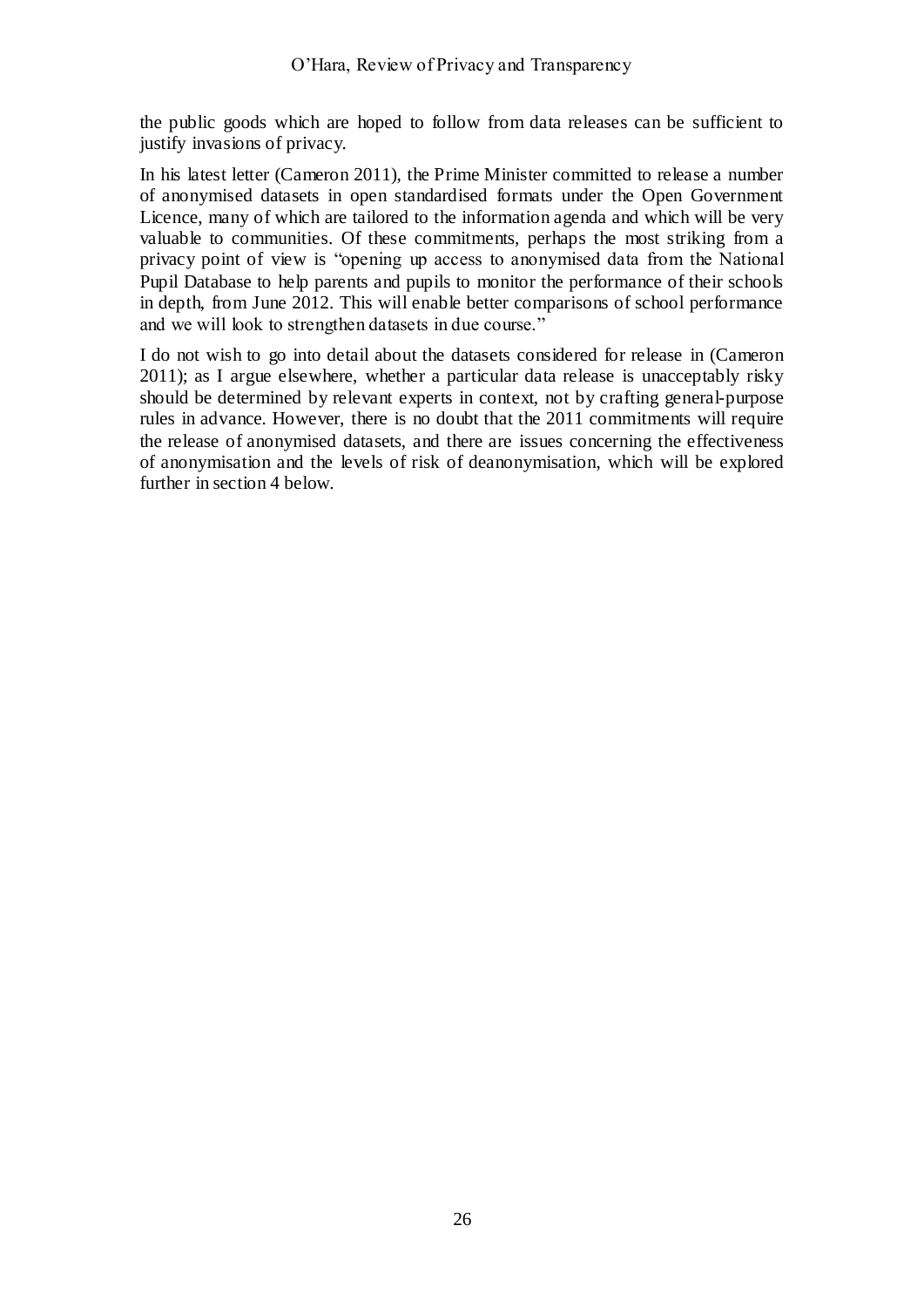the public goods which are hoped to follow from data releases can be sufficient to justify invasions of privacy.

In his latest letter (Cameron 2011), the Prime Minister committed to release a number of anonymised datasets in open standardised formats under the Open Government Licence, many of which are tailored to the information agenda and which will be very valuable to communities. Of these commitments, perhaps the most striking from a privacy point of view is "opening up access to anonymised data from the National Pupil Database to help parents and pupils to monitor the performance of their schools in depth, from June 2012. This will enable better comparisons of school performance and we will look to strengthen datasets in due course."

I do not wish to go into detail about the datasets considered for release in (Cameron 2011); as I argue elsewhere, whether a particular data release is unacceptably risky should be determined by relevant experts in context, not by crafting general-purpose rules in advance. However, there is no doubt that the 2011 commitments will require the release of anonymised datasets, and there are issues concerning the effectiveness of anonymisation and the levels of risk of deanonymisation, which will be explored further in section 4 below.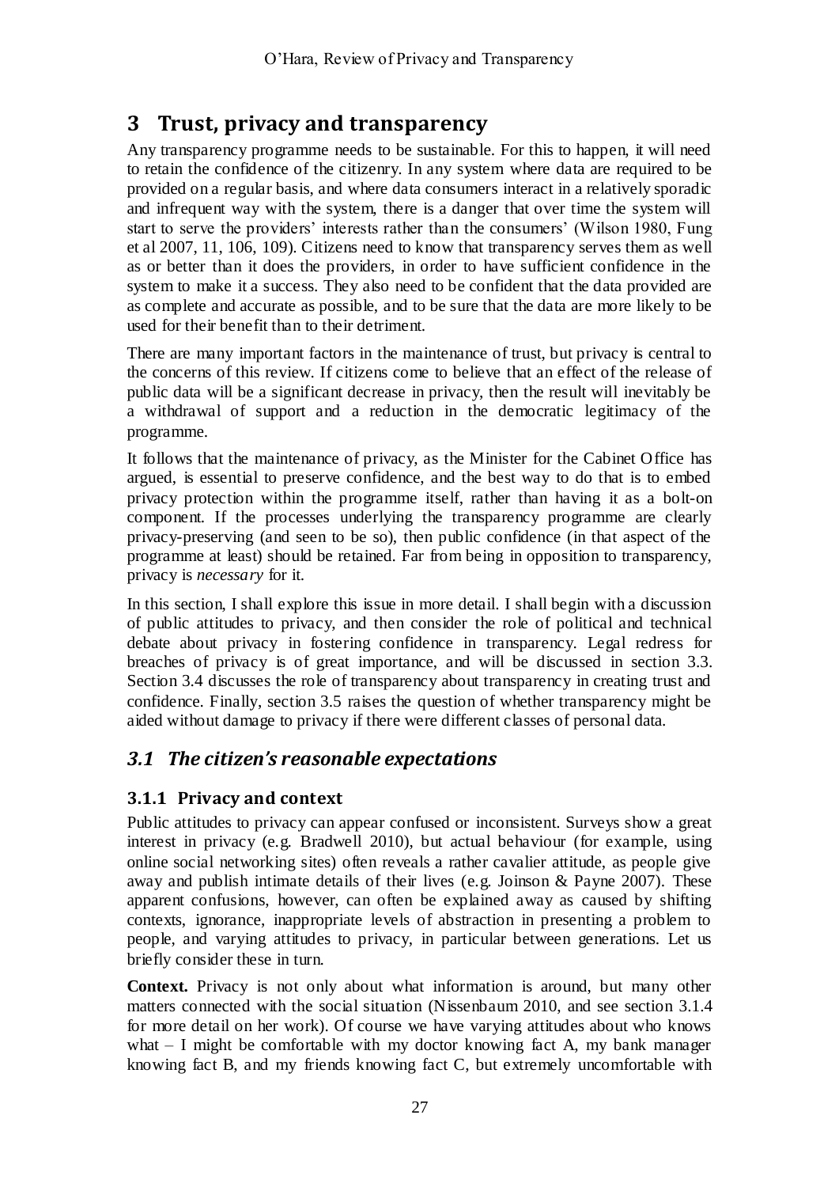# 3 Trust, privacy and transparency

Any transparency programme needs to be sustainable. For this to happen, it will need to retain the confidence of the citizenry. In any system where data are required to be provided on a regular basis, and where data consumers interact in a relatively sporadic and infrequent way with the system, there is a danger that over time the system will start to serve the providers' interests rather than the consumers' (Wilson 1980, Fung et al 2007, 11, 106, 109). Citizens need to know that transparency serves them as well as or better than it does the providers, in order to have sufficient confidence in the system to make it a success. They also need to be confident that the data provided are as complete and accurate as possible, and to be sure that the data are more likely to be used for their benefit than to their detriment.

There are many important factors in the maintenance of trust, but privacy is central to the concerns of this review. If citizens come to believe that an effect of the release of public data will be a significant decrease in privacy, then the result will inevitably be a withdrawal of support and a reduction in the democratic legitimacy of the programme.

It follows that the maintenance of privacy, as the Minister for the Cabinet Office has argued, is essential to preserve confidence, and the best way to do that is to embed privacy protection within the programme itself, rather than having it as a bolt-on component. If the processes underlying the transparency programme are clearly privacy-preserving (and seen to be so), then public confidence (in that aspect of the programme at least) should be retained. Far from being in opposition to transparency, privacy is *necessary* for it.

In this section, I shall explore this issue in more detail. I shall begin with a discussion of public attitudes to privacy, and then consider the role of political and technical debate about privacy in fostering confidence in transparency. Legal redress for breaches of privacy is of great importance, and will be discussed in section 3.3. Section 3.4 discusses the role of transparency about transparency in creating trust and confidence. Finally, section 3.5 raises the question of whether transparency might be aided without damage to privacy if there were different classes of personal data.

## *3.1 The citizen's reasonable expectations*

### 3.1.1 Privacy and context

Public attitudes to privacy can appear confused or inconsistent. Surveys show a great interest in privacy (e.g. Bradwell 2010), but actual behaviour (for example, using online social networking sites) often reveals a rather cavalier attitude, as people give away and publish intimate details of their lives (e.g. Joinson & Payne 2007). These apparent confusions, however, can often be explained away as caused by shifting contexts, ignorance, inappropriate levels of abstraction in presenting a problem to people, and varying attitudes to privacy, in particular between generations. Let us briefly consider these in turn.

**Context.** Privacy is not only about what information is around, but many other matters connected with the social situation (Nissenbaum 2010, and see section 3.1.4 for more detail on her work). Of course we have varying attitudes about who knows what – I might be comfortable with my doctor knowing fact A, my bank manager knowing fact B, and my friends knowing fact C, but extremely uncomfortable with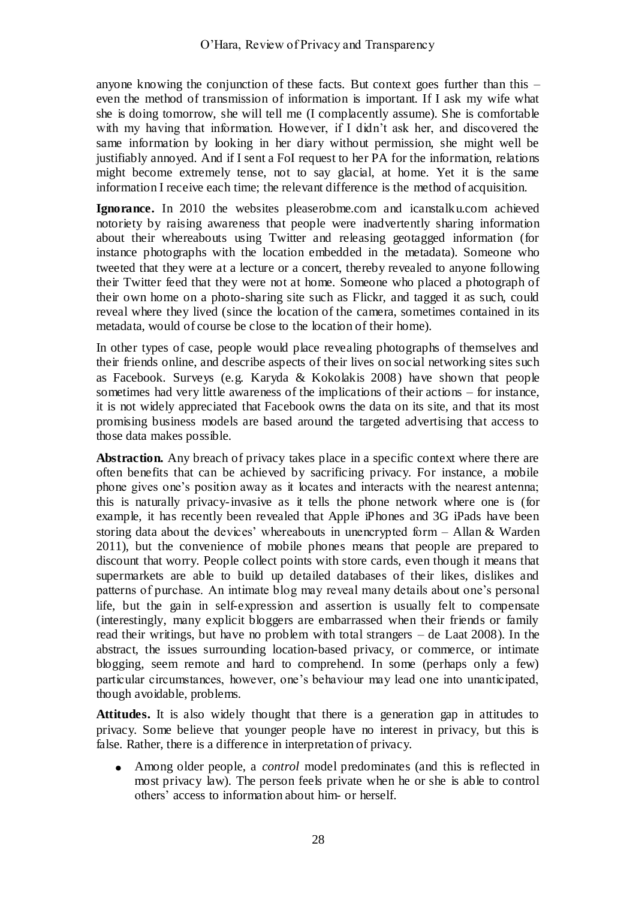anyone knowing the conjunction of these facts. But context goes further than this – even the method of transmission of information is important. If I ask my wife what she is doing tomorrow, she will tell me (I complacently assume). She is comfortable with my having that information. However, if I didn't ask her, and discovered the same information by looking in her diary without permission, she might well be justifiably annoyed. And if I sent a FoI request to her PA for the information, relations might become extremely tense, not to say glacial, at home. Yet it is the same information I receive each time; the relevant difference is the method of acquisition.

**Ignorance.** In 2010 the websites pleaserobme.com and icanstalku.com achieved notoriety by raising awareness that people were inadvertently sharing information about their whereabouts using Twitter and releasing geotagged information (for instance photographs with the location embedded in the metadata). Someone who tweeted that they were at a lecture or a concert, thereby revealed to anyone following their Twitter feed that they were not at home. Someone who placed a photograph of their own home on a photo-sharing site such as Flickr, and tagged it as such, could reveal where they lived (since the location of the camera, sometimes contained in its metadata, would of course be close to the location of their home).

In other types of case, people would place revealing photographs of themselves and their friends online, and describe aspects of their lives on social networking sites such as Facebook. Surveys (e.g. Karyda & Kokolakis 2008) have shown that people sometimes had very little awareness of the implications of their actions – for instance, it is not widely appreciated that Facebook owns the data on its site, and that its most promising business models are based around the targeted advertising that access to those data makes possible.

**Abstraction.** Any breach of privacy takes place in a specific context where there are often benefits that can be achieved by sacrificing privacy. For instance, a mobile phone gives one's position away as it locates and interacts with the nearest antenna; this is naturally privacy-invasive as it tells the phone network where one is (for example, it has recently been revealed that Apple iPhones and 3G iPads have been storing data about the devices' whereabouts in unencrypted form – Allan & Warden 2011), but the convenience of mobile phones means that people are prepared to discount that worry. People collect points with store cards, even though it means that supermarkets are able to build up detailed databases of their likes, dislikes and patterns of purchase. An intimate blog may reveal many details about one's personal life, but the gain in self-expression and assertion is usually felt to compensate (interestingly, many explicit bloggers are embarrassed when their friends or family read their writings, but have no problem with total strangers – de Laat 2008). In the abstract, the issues surrounding location-based privacy, or commerce, or intimate blogging, seem remote and hard to comprehend. In some (perhaps only a few) particular circumstances, however, one's behaviour may lead one into unanticipated, though avoidable, problems.

**Attitudes.** It is also widely thought that there is a generation gap in attitudes to privacy. Some believe that younger people have no interest in privacy, but this is false. Rather, there is a difference in interpretation of privacy.

- Among older people, a *control* model predominates (and this is reflected in most privacy law). The person feels private when he or she is able to control others' access to information about him- or herself.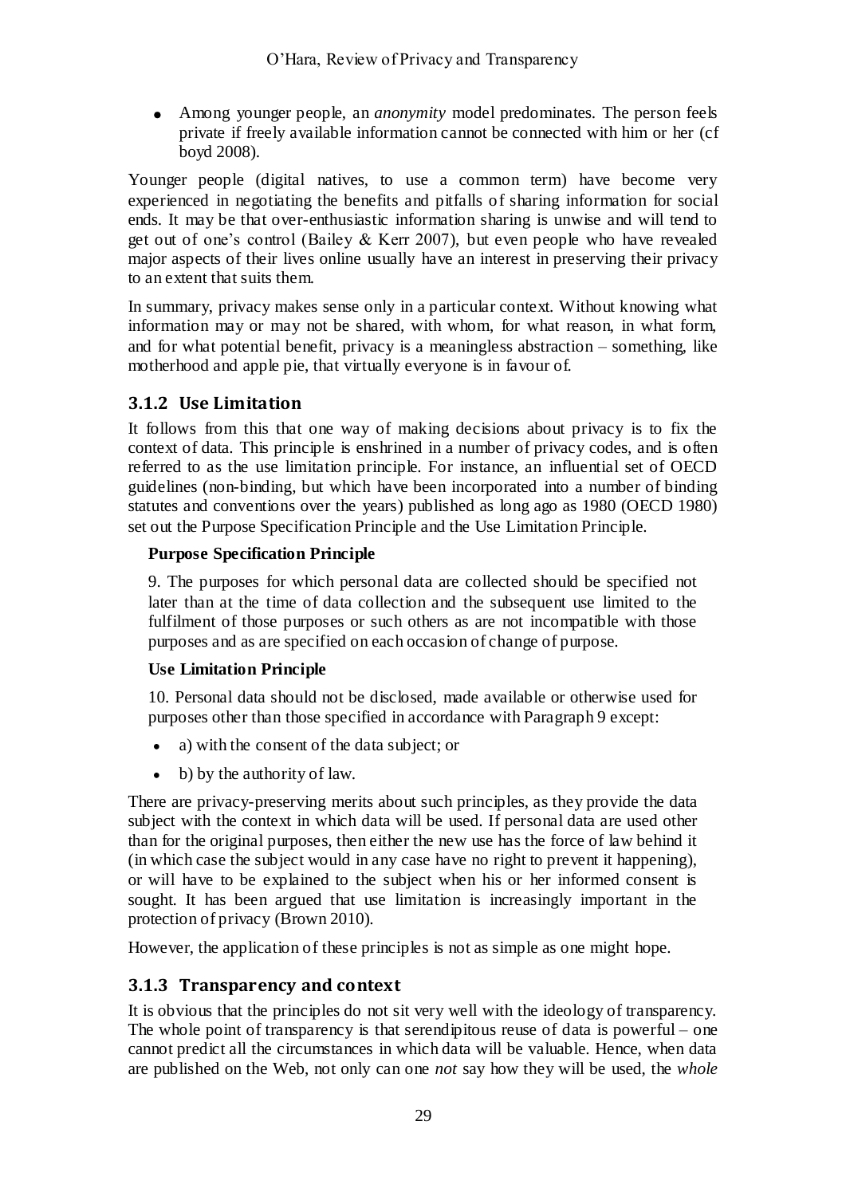- Among younger people, an *anonymity* model predominates. The person feels private if freely available information cannot be connected with him or her (cf boyd 2008).

Younger people (digital natives, to use a common term) have become very experienced in negotiating the benefits and pitfalls of sharing information for social ends. It may be that over-enthusiastic information sharing is unwise and will tend to get out of one's control (Bailey & Kerr 2007), but even people who have revealed major aspects of their lives online usually have an interest in preserving their privacy to an extent that suits them.

In summary, privacy makes sense only in a particular context. Without knowing what information may or may not be shared, with whom, for what reason, in what form, and for what potential benefit, privacy is a meaningless abstraction – something, like motherhood and apple pie, that virtually everyone is in favour of.

### 3.1.2 Use Limitation

It follows from this that one way of making decisions about privacy is to fix the context of data. This principle is enshrined in a number of privacy codes, and is often referred to as the use limitation principle. For instance, an influential set of OECD guidelines (non-binding, but which have been incorporated into a number of binding statutes and conventions over the years) published as long ago as 1980 (OECD 1980) set out the Purpose Specification Principle and the Use Limitation Principle.

> **Purpose Specification Principle**
>
> 9. The purposes for which personal data are collected should be specified not later than at the time of data collection and the subsequent use limited to the fulfilment of those purposes or such others as are not incompatible with those purposes and as are specified on each occasion of change of purpose.
>
> **Use Limitation Principle**
>
> 10. Personal data should not be disclosed, made available or otherwise used for purposes other than those specified in accordance with Paragraph 9 except:
>
> - a) with the consent of the data subject; or
> - b) by the authority of law.

There are privacy-preserving merits about such principles, as they provide the data subject with the context in which data will be used. If personal data are used other than for the original purposes, then either the new use has the force of law behind it (in which case the subject would in any case have no right to prevent it happening), or will have to be explained to the subject when his or her informed consent is sought. It has been argued that use limitation is increasingly important in the protection of privacy (Brown 2010).

However, the application of these principles is not as simple as one might hope.

### 3.1.3 Transparency and context

It is obvious that the principles do not sit very well with the ideology of transparency. The whole point of transparency is that serendipitous reuse of data is powerful – one cannot predict all the circumstances in which data will be valuable. Hence, when data are published on the Web, not only can one *not* say how they will be used, the *whole*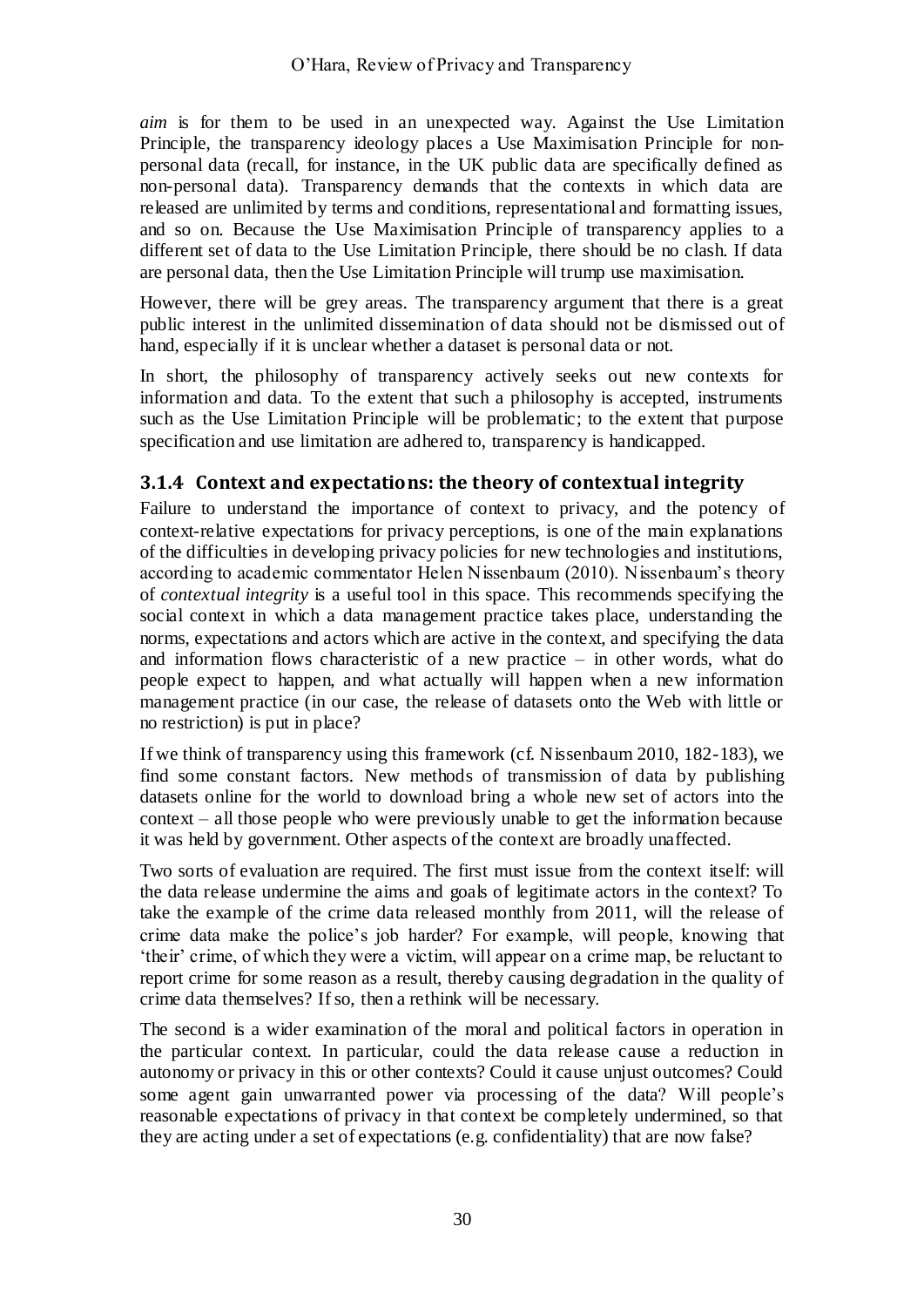*aim* is for them to be used in an unexpected way. Against the Use Limitation Principle, the transparency ideology places a Use Maximisation Principle for non-personal data (recall, for instance, in the UK public data are specifically defined as non-personal data). Transparency demands that the contexts in which data are released are unlimited by terms and conditions, representational and formatting issues, and so on. Because the Use Maximisation Principle of transparency applies to a different set of data to the Use Limitation Principle, there should be no clash. If data are personal data, then the Use Limitation Principle will trump use maximisation.

However, there will be grey areas. The transparency argument that there is a great public interest in the unlimited dissemination of data should not be dismissed out of hand, especially if it is unclear whether a dataset is personal data or not.

In short, the philosophy of transparency actively seeks out new contexts for information and data. To the extent that such a philosophy is accepted, instruments such as the Use Limitation Principle will be problematic; to the extent that purpose specification and use limitation are adhered to, transparency is handicapped.

### 3.1.4 Context and expectations: the theory of contextual integrity

Failure to understand the importance of context to privacy, and the potency of context-relative expectations for privacy perceptions, is one of the main explanations of the difficulties in developing privacy policies for new technologies and institutions, according to academic commentator Helen Nissenbaum (2010). Nissenbaum's theory of *contextual integrity* is a useful tool in this space. This recommends specifying the social context in which a data management practice takes place, understanding the norms, expectations and actors which are active in the context, and specifying the data and information flows characteristic of a new practice – in other words, what do people expect to happen, and what actually will happen when a new information management practice (in our case, the release of datasets onto the Web with little or no restriction) is put in place?

If we think of transparency using this framework (cf. Nissenbaum 2010, 182-183), we find some constant factors. New methods of transmission of data by publishing datasets online for the world to download bring a whole new set of actors into the context – all those people who were previously unable to get the information because it was held by government. Other aspects of the context are broadly unaffected.

Two sorts of evaluation are required. The first must issue from the context itself: will the data release undermine the aims and goals of legitimate actors in the context? To take the example of the crime data released monthly from 2011, will the release of crime data make the police's job harder? For example, will people, knowing that 'their' crime, of which they were a victim, will appear on a crime map, be reluctant to report crime for some reason as a result, thereby causing degradation in the quality of crime data themselves? If so, then a rethink will be necessary.

The second is a wider examination of the moral and political factors in operation in the particular context. In particular, could the data release cause a reduction in autonomy or privacy in this or other contexts? Could it cause unjust outcomes? Could some agent gain unwarranted power via processing of the data? Will people's reasonable expectations of privacy in that context be completely undermined, so that they are acting under a set of expectations (e.g. confidentiality) that are now false?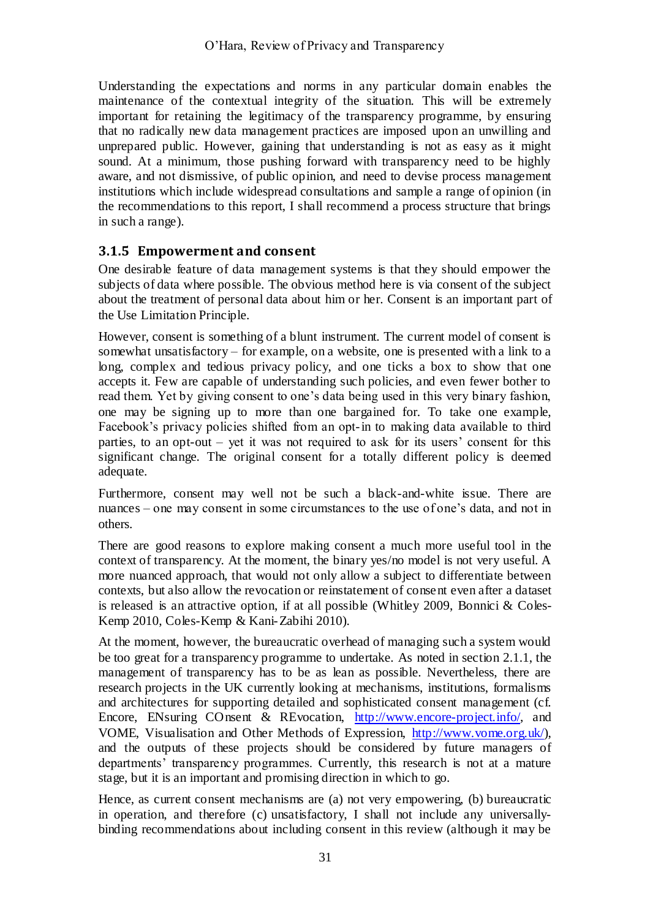Understanding the expectations and norms in any particular domain enables the maintenance of the contextual integrity of the situation. This will be extremely important for retaining the legitimacy of the transparency programme, by ensuring that no radically new data management practices are imposed upon an unwilling and unprepared public. However, gaining that understanding is not as easy as it might sound. At a minimum, those pushing forward with transparency need to be highly aware, and not dismissive, of public opinion, and need to devise process management institutions which include widespread consultations and sample a range of opinion (in the recommendations to this report, I shall recommend a process structure that brings in such a range).

### 3.1.5 Empowerment and consent

One desirable feature of data management systems is that they should empower the subjects of data where possible. The obvious method here is via consent of the subject about the treatment of personal data about him or her. Consent is an important part of the Use Limitation Principle.

However, consent is something of a blunt instrument. The current model of consent is somewhat unsatisfactory – for example, on a website, one is presented with a link to a long, complex and tedious privacy policy, and one ticks a box to show that one accepts it. Few are capable of understanding such policies, and even fewer bother to read them. Yet by giving consent to one's data being used in this very binary fashion, one may be signing up to more than one bargained for. To take one example, Facebook's privacy policies shifted from an opt-in to making data available to third parties, to an opt-out – yet it was not required to ask for its users' consent for this significant change. The original consent for a totally different policy is deemed adequate.

Furthermore, consent may well not be such a black-and-white issue. There are nuances – one may consent in some circumstances to the use of one's data, and not in others.

There are good reasons to explore making consent a much more useful tool in the context of transparency. At the moment, the binary yes/no model is not very useful. A more nuanced approach, that would not only allow a subject to differentiate between contexts, but also allow the revocation or reinstatement of consent even after a dataset is released is an attractive option, if at all possible (Whitley 2009, Bonnici & Coles-Kemp 2010, Coles-Kemp & Kani-Zabihi 2010).

At the moment, however, the bureaucratic overhead of managing such a system would be too great for a transparency programme to undertake. As noted in section 2.1.1, the management of transparency has to be as lean as possible. Nevertheless, there are research projects in the UK currently looking at mechanisms, institutions, formalisms and architectures for supporting detailed and sophisticated consent management (cf. Encore, ENsuring COnsent & REvocation, http://www.encore-project.info/, and VOME, Visualisation and Other Methods of Expression, http://www.vome.org.uk/), and the outputs of these projects should be considered by future managers of departments' transparency programmes. Currently, this research is not at a mature stage, but it is an important and promising direction in which to go.

Hence, as current consent mechanisms are (a) not very empowering, (b) bureaucratic in operation, and therefore (c) unsatisfactory, I shall not include any universally-binding recommendations about including consent in this review (although it may be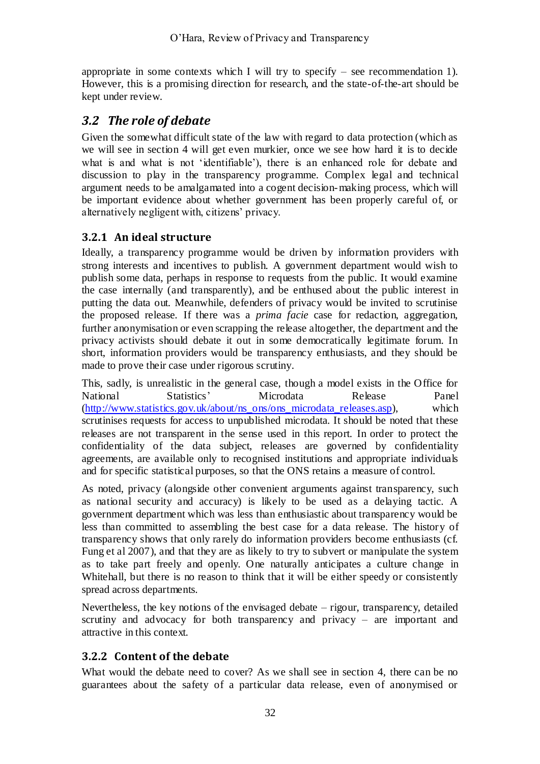appropriate in some contexts which I will try to specify – see recommendation 1). However, this is a promising direction for research, and the state-of-the-art should be kept under review.

## *3.2 The role of debate*

Given the somewhat difficult state of the law with regard to data protection (which as we will see in section 4 will get even murkier, once we see how hard it is to decide what is and what is not 'identifiable'), there is an enhanced role for debate and discussion to play in the transparency programme. Complex legal and technical argument needs to be amalgamated into a cogent decision-making process, which will be important evidence about whether government has been properly careful of, or alternatively negligent with, citizens' privacy.

### 3.2.1 An ideal structure

Ideally, a transparency programme would be driven by information providers with strong interests and incentives to publish. A government department would wish to publish some data, perhaps in response to requests from the public. It would examine the case internally (and transparently), and be enthused about the public interest in putting the data out. Meanwhile, defenders of privacy would be invited to scrutinise the proposed release. If there was a *prima facie* case for redaction, aggregation, further anonymisation or even scrapping the release altogether, the department and the privacy activists should debate it out in some democratically legitimate forum. In short, information providers would be transparency enthusiasts, and they should be made to prove their case under rigorous scrutiny.

This, sadly, is unrealistic in the general case, though a model exists in the Office for National Statistics' Microdata Release Panel (http://www.statistics.gov.uk/about/ns_ons/ons_microdata_releases.asp), which scrutinises requests for access to unpublished microdata. It should be noted that these releases are not transparent in the sense used in this report. In order to protect the confidentiality of the data subject, releases are governed by confidentiality agreements, are available only to recognised institutions and appropriate individuals and for specific statistical purposes, so that the ONS retains a measure of control.

As noted, privacy (alongside other convenient arguments against transparency, such as national security and accuracy) is likely to be used as a delaying tactic. A government department which was less than enthusiastic about transparency would be less than committed to assembling the best case for a data release. The history of transparency shows that only rarely do information providers become enthusiasts (cf. Fung et al 2007), and that they are as likely to try to subvert or manipulate the system as to take part freely and openly. One naturally anticipates a culture change in Whitehall, but there is no reason to think that it will be either speedy or consistently spread across departments.

Nevertheless, the key notions of the envisaged debate – rigour, transparency, detailed scrutiny and advocacy for both transparency and privacy – are important and attractive in this context.

### 3.2.2 Content of the debate

What would the debate need to cover? As we shall see in section 4, there can be no guarantees about the safety of a particular data release, even of anonymised or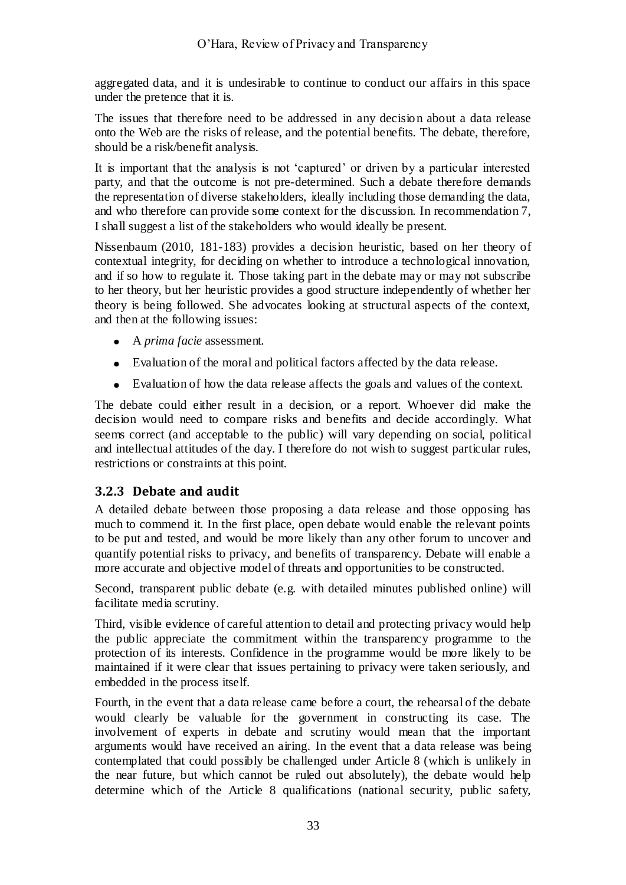aggregated data, and it is undesirable to continue to conduct our affairs in this space under the pretence that it is.

The issues that therefore need to be addressed in any decision about a data release onto the Web are the risks of release, and the potential benefits. The debate, therefore, should be a risk/benefit analysis.

It is important that the analysis is not 'captured' or driven by a particular interested party, and that the outcome is not pre-determined. Such a debate therefore demands the representation of diverse stakeholders, ideally including those demanding the data, and who therefore can provide some context for the discussion. In recommendation 7, I shall suggest a list of the stakeholders who would ideally be present.

Nissenbaum (2010, 181-183) provides a decision heuristic, based on her theory of contextual integrity, for deciding on whether to introduce a technological innovation, and if so how to regulate it. Those taking part in the debate may or may not subscribe to her theory, but her heuristic provides a good structure independently of whether her theory is being followed. She advocates looking at structural aspects of the context, and then at the following issues:

- A *prima facie* assessment.
- Evaluation of the moral and political factors affected by the data release.
- Evaluation of how the data release affects the goals and values of the context.

The debate could either result in a decision, or a report. Whoever did make the decision would need to compare risks and benefits and decide accordingly. What seems correct (and acceptable to the public) will vary depending on social, political and intellectual attitudes of the day. I therefore do not wish to suggest particular rules, restrictions or constraints at this point.

### 3.2.3 Debate and audit

A detailed debate between those proposing a data release and those opposing has much to commend it. In the first place, open debate would enable the relevant points to be put and tested, and would be more likely than any other forum to uncover and quantify potential risks to privacy, and benefits of transparency. Debate will enable a more accurate and objective model of threats and opportunities to be constructed.

Second, transparent public debate (e.g. with detailed minutes published online) will facilitate media scrutiny.

Third, visible evidence of careful attention to detail and protecting privacy would help the public appreciate the commitment within the transparency programme to the protection of its interests. Confidence in the programme would be more likely to be maintained if it were clear that issues pertaining to privacy were taken seriously, and embedded in the process itself.

Fourth, in the event that a data release came before a court, the rehearsal of the debate would clearly be valuable for the government in constructing its case. The involvement of experts in debate and scrutiny would mean that the important arguments would have received an airing. In the event that a data release was being contemplated that could possibly be challenged under Article 8 (which is unlikely in the near future, but which cannot be ruled out absolutely), the debate would help determine which of the Article 8 qualifications (national security, public safety,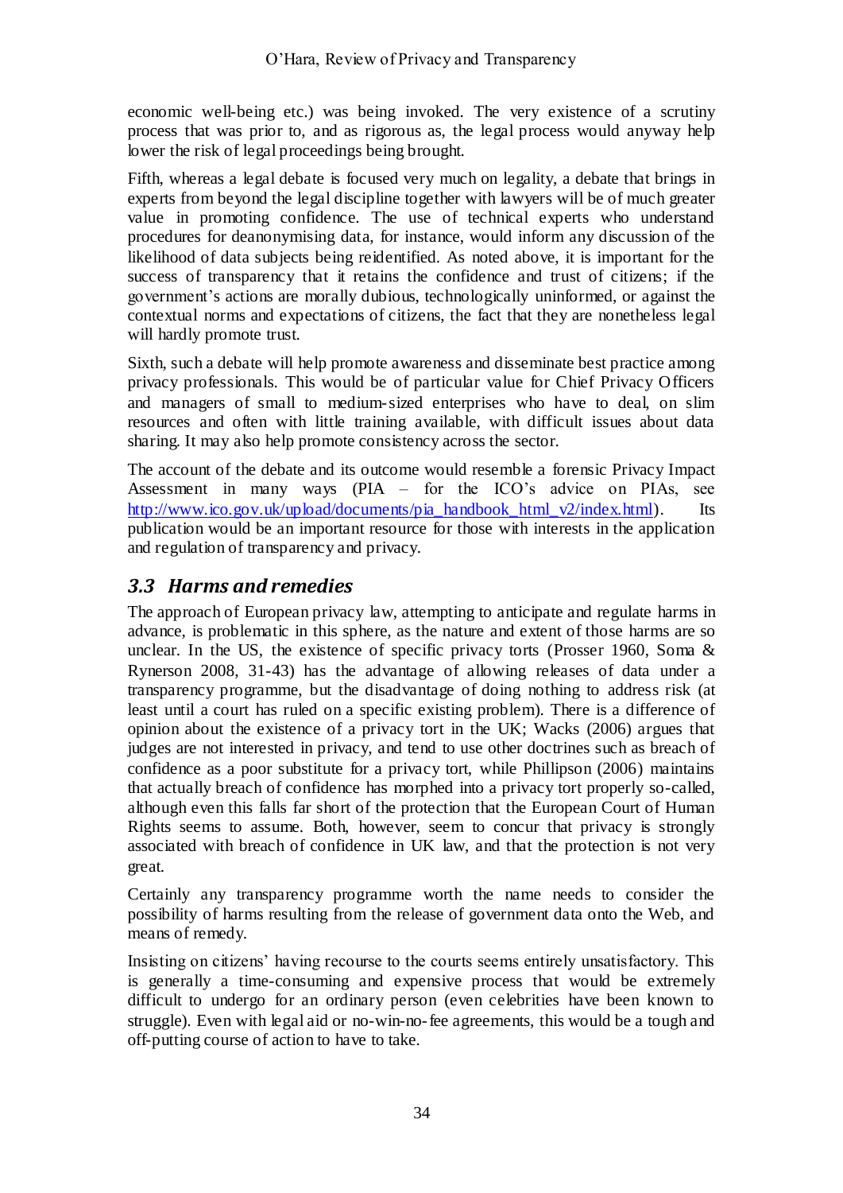economic well-being etc.) was being invoked. The very existence of a scrutiny process that was prior to, and as rigorous as, the legal process would anyway help lower the risk of legal proceedings being brought.

Fifth, whereas a legal debate is focused very much on legality, a debate that brings in experts from beyond the legal discipline together with lawyers will be of much greater value in promoting confidence. The use of technical experts who understand procedures for deanonymising data, for instance, would inform any discussion of the likelihood of data subjects being reidentified. As noted above, it is important for the success of transparency that it retains the confidence and trust of citizens; if the government's actions are morally dubious, technologically uninformed, or against the contextual norms and expectations of citizens, the fact that they are nonetheless legal will hardly promote trust.

Sixth, such a debate will help promote awareness and disseminate best practice among privacy professionals. This would be of particular value for Chief Privacy Officers and managers of small to medium-sized enterprises who have to deal, on slim resources and often with little training available, with difficult issues about data sharing. It may also help promote consistency across the sector.

The account of the debate and its outcome would resemble a forensic Privacy Impact Assessment in many ways (PIA – for the ICO's advice on PIAs, see http://www.ico.gov.uk/upload/documents/pia_handbook_html_v2/index.html). Its publication would be an important resource for those with interests in the application and regulation of transparency and privacy.

## *3.3 Harms and remedies*

The approach of European privacy law, attempting to anticipate and regulate harms in advance, is problematic in this sphere, as the nature and extent of those harms are so unclear. In the US, the existence of specific privacy torts (Prosser 1960, Soma & Rynerson 2008, 31-43) has the advantage of allowing releases of data under a transparency programme, but the disadvantage of doing nothing to address risk (at least until a court has ruled on a specific existing problem). There is a difference of opinion about the existence of a privacy tort in the UK; Wacks (2006) argues that judges are not interested in privacy, and tend to use other doctrines such as breach of confidence as a poor substitute for a privacy tort, while Phillipson (2006) maintains that actually breach of confidence has morphed into a privacy tort properly so-called, although even this falls far short of the protection that the European Court of Human Rights seems to assume. Both, however, seem to concur that privacy is strongly associated with breach of confidence in UK law, and that the protection is not very great.

Certainly any transparency programme worth the name needs to consider the possibility of harms resulting from the release of government data onto the Web, and means of remedy.

Insisting on citizens' having recourse to the courts seems entirely unsatisfactory. This is generally a time-consuming and expensive process that would be extremely difficult to undergo for an ordinary person (even celebrities have been known to struggle). Even with legal aid or no-win-no-fee agreements, this would be a tough and off-putting course of action to have to take.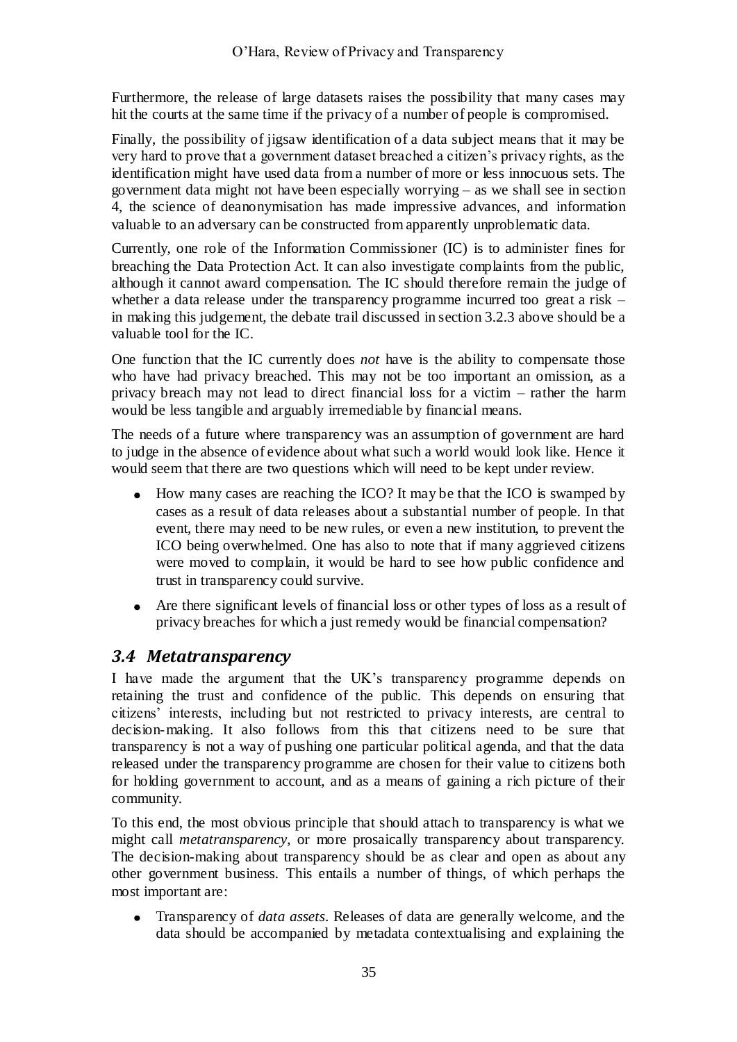Furthermore, the release of large datasets raises the possibility that many cases may hit the courts at the same time if the privacy of a number of people is compromised.

Finally, the possibility of jigsaw identification of a data subject means that it may be very hard to prove that a government dataset breached a citizen's privacy rights, as the identification might have used data from a number of more or less innocuous sets. The government data might not have been especially worrying – as we shall see in section 4, the science of deanonymisation has made impressive advances, and information valuable to an adversary can be constructed from apparently unproblematic data.

Currently, one role of the Information Commissioner (IC) is to administer fines for breaching the Data Protection Act. It can also investigate complaints from the public, although it cannot award compensation. The IC should therefore remain the judge of whether a data release under the transparency programme incurred too great a risk – in making this judgement, the debate trail discussed in section 3.2.3 above should be a valuable tool for the IC.

One function that the IC currently does *not* have is the ability to compensate those who have had privacy breached. This may not be too important an omission, as a privacy breach may not lead to direct financial loss for a victim – rather the harm would be less tangible and arguably irremediable by financial means.

The needs of a future where transparency was an assumption of government are hard to judge in the absence of evidence about what such a world would look like. Hence it would seem that there are two questions which will need to be kept under review.

- How many cases are reaching the ICO? It may be that the ICO is swamped by cases as a result of data releases about a substantial number of people. In that event, there may need to be new rules, or even a new institution, to prevent the ICO being overwhelmed. One has also to note that if many aggrieved citizens were moved to complain, it would be hard to see how public confidence and trust in transparency could survive.
- Are there significant levels of financial loss or other types of loss as a result of privacy breaches for which a just remedy would be financial compensation?

### *3.4 Metatransparency*

I have made the argument that the UK's transparency programme depends on retaining the trust and confidence of the public. This depends on ensuring that citizens' interests, including but not restricted to privacy interests, are central to decision-making. It also follows from this that citizens need to be sure that transparency is not a way of pushing one particular political agenda, and that the data released under the transparency programme are chosen for their value to citizens both for holding government to account, and as a means of gaining a rich picture of their community.

To this end, the most obvious principle that should attach to transparency is what we might call *metatransparency*, or more prosaically transparency about transparency. The decision-making about transparency should be as clear and open as about any other government business. This entails a number of things, of which perhaps the most important are:

- Transparency of *data assets*. Releases of data are generally welcome, and the data should be accompanied by metadata contextualising and explaining the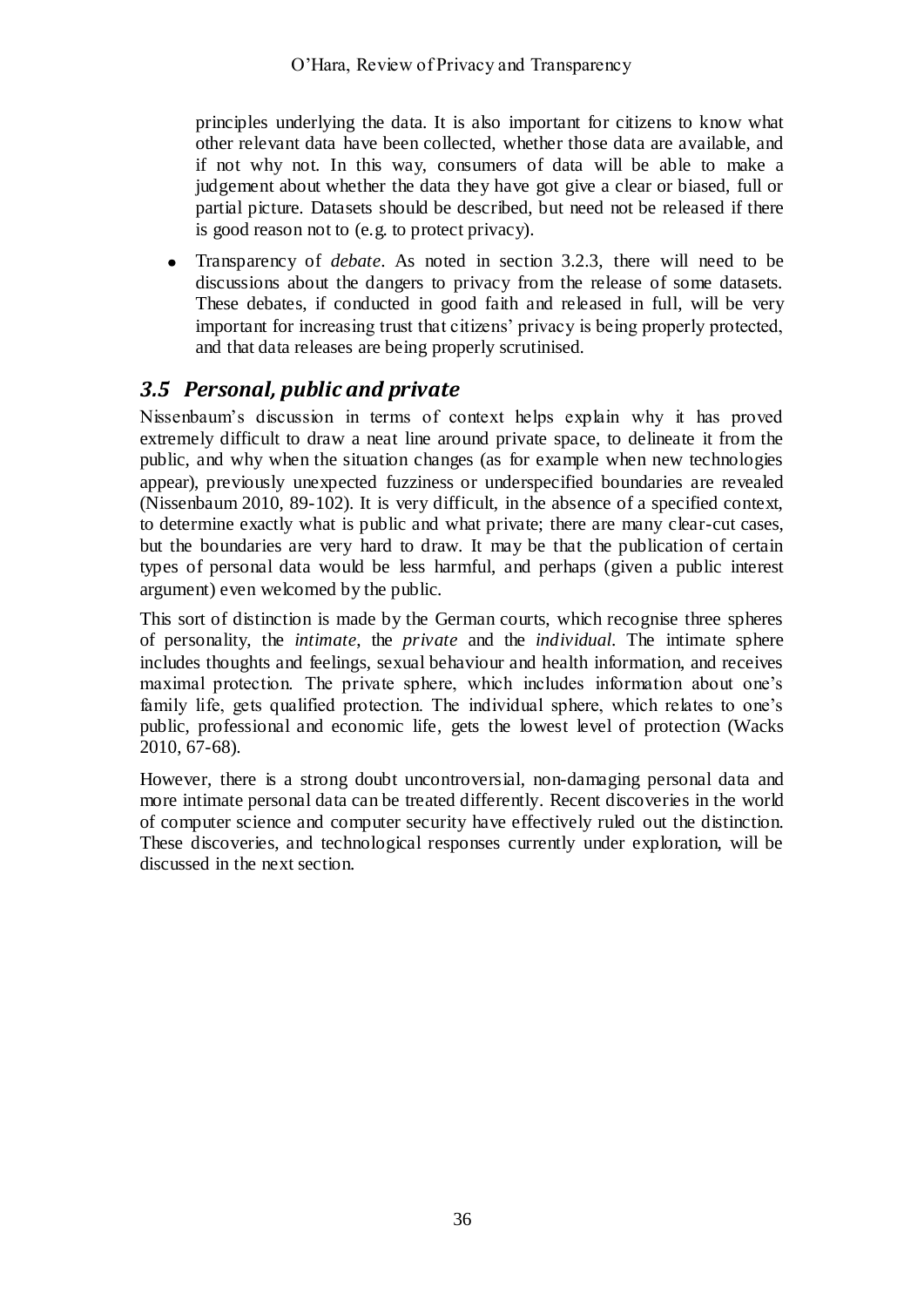principles underlying the data. It is also important for citizens to know what other relevant data have been collected, whether those data are available, and if not why not. In this way, consumers of data will be able to make a judgement about whether the data they have got give a clear or biased, full or partial picture. Datasets should be described, but need not be released if there is good reason not to (e.g. to protect privacy).

- Transparency of *debate*. As noted in section 3.2.3, there will need to be discussions about the dangers to privacy from the release of some datasets. These debates, if conducted in good faith and released in full, will be very important for increasing trust that citizens' privacy is being properly protected, and that data releases are being properly scrutinised.

## *3.5 Personal, public and private*

Nissenbaum's discussion in terms of context helps explain why it has proved extremely difficult to draw a neat line around private space, to delineate it from the public, and why when the situation changes (as for example when new technologies appear), previously unexpected fuzziness or underspecified boundaries are revealed (Nissenbaum 2010, 89-102). It is very difficult, in the absence of a specified context, to determine exactly what is public and what private; there are many clear-cut cases, but the boundaries are very hard to draw. It may be that the publication of certain types of personal data would be less harmful, and perhaps (given a public interest argument) even welcomed by the public.

This sort of distinction is made by the German courts, which recognise three spheres of personality, the *intimate*, the *private* and the *individual*. The intimate sphere includes thoughts and feelings, sexual behaviour and health information, and receives maximal protection. The private sphere, which includes information about one's family life, gets qualified protection. The individual sphere, which relates to one's public, professional and economic life, gets the lowest level of protection (Wacks 2010, 67-68).

However, there is a strong doubt uncontroversial, non-damaging personal data and more intimate personal data can be treated differently. Recent discoveries in the world of computer science and computer security have effectively ruled out the distinction. These discoveries, and technological responses currently under exploration, will be discussed in the next section.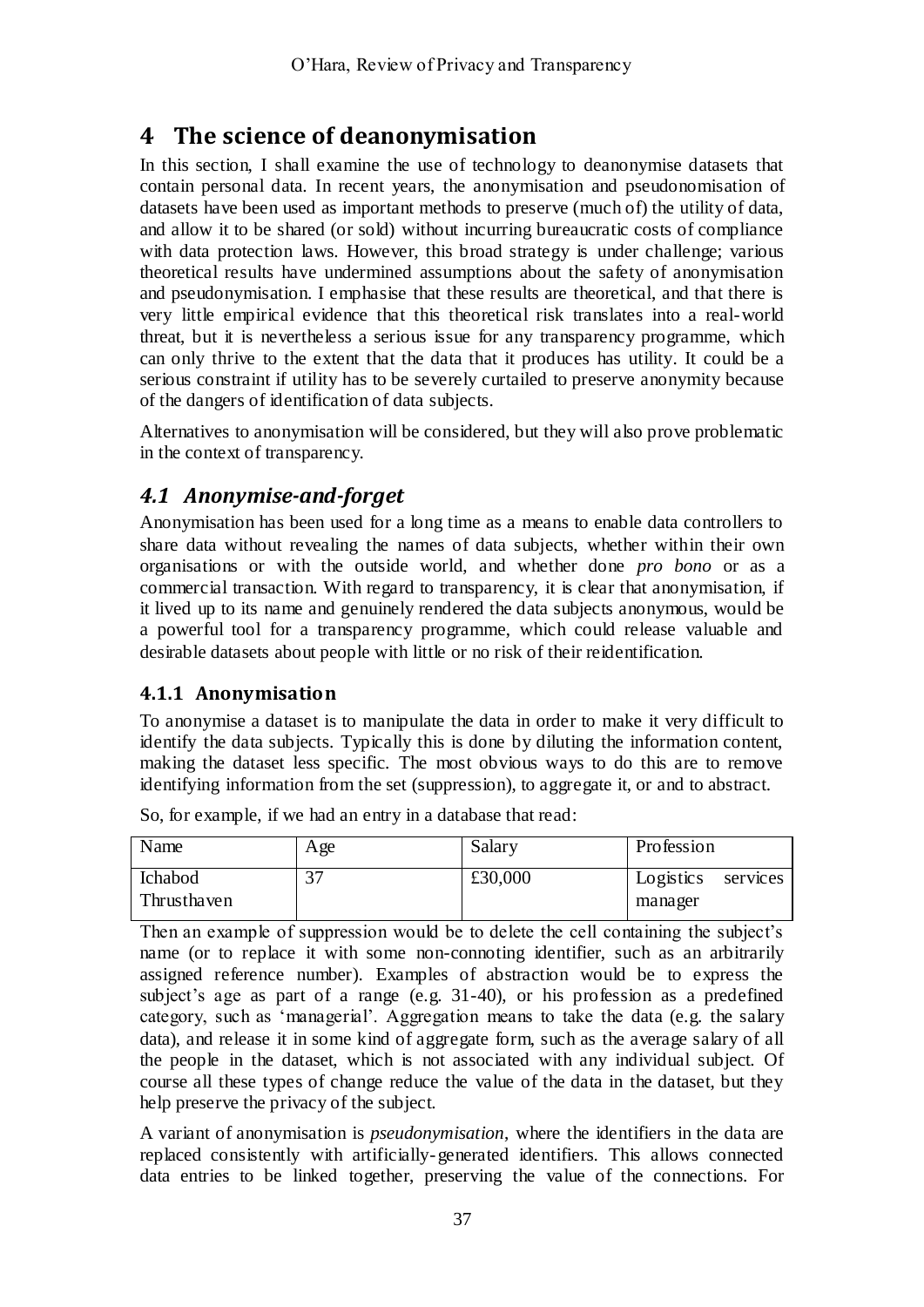# 4 The science of deanonymisation

In this section, I shall examine the use of technology to deanonymise datasets that contain personal data. In recent years, the anonymisation and pseudonomisation of datasets have been used as important methods to preserve (much of) the utility of data, and allow it to be shared (or sold) without incurring bureaucratic costs of compliance with data protection laws. However, this broad strategy is under challenge; various theoretical results have undermined assumptions about the safety of anonymisation and pseudonymisation. I emphasise that these results are theoretical, and that there is very little empirical evidence that this theoretical risk translates into a real-world threat, but it is nevertheless a serious issue for any transparency programme, which can only thrive to the extent that the data that it produces has utility. It could be a serious constraint if utility has to be severely curtailed to preserve anonymity because of the dangers of identification of data subjects.

Alternatives to anonymisation will be considered, but they will also prove problematic in the context of transparency.

## *4.1 Anonymise-and-forget*

Anonymisation has been used for a long time as a means to enable data controllers to share data without revealing the names of data subjects, whether within their own organisations or with the outside world, and whether done *pro bono* or as a commercial transaction. With regard to transparency, it is clear that anonymisation, if it lived up to its name and genuinely rendered the data subjects anonymous, would be a powerful tool for a transparency programme, which could release valuable and desirable datasets about people with little or no risk of their reidentification.

### 4.1.1 Anonymisation

To anonymise a dataset is to manipulate the data in order to make it very difficult to identify the data subjects. Typically this is done by diluting the information content, making the dataset less specific. The most obvious ways to do this are to remove identifying information from the set (suppression), to aggregate it, or and to abstract.

So, for example, if we had an entry in a database that read:

| Name | Age | Salary | Profession |
|---|---|---|---|
| Ichabod Thrusthaven | 37 | £30,000 | Logistics services manager |

Then an example of suppression would be to delete the cell containing the subject's name (or to replace it with some non-connoting identifier, such as an arbitrarily assigned reference number). Examples of abstraction would be to express the subject's age as part of a range (e.g. 31-40), or his profession as a predefined category, such as 'managerial'. Aggregation means to take the data (e.g. the salary data), and release it in some kind of aggregate form, such as the average salary of all the people in the dataset, which is not associated with any individual subject. Of course all these types of change reduce the value of the data in the dataset, but they help preserve the privacy of the subject.

A variant of anonymisation is *pseudonymisation*, where the identifiers in the data are replaced consistently with artificially-generated identifiers. This allows connected data entries to be linked together, preserving the value of the connections. For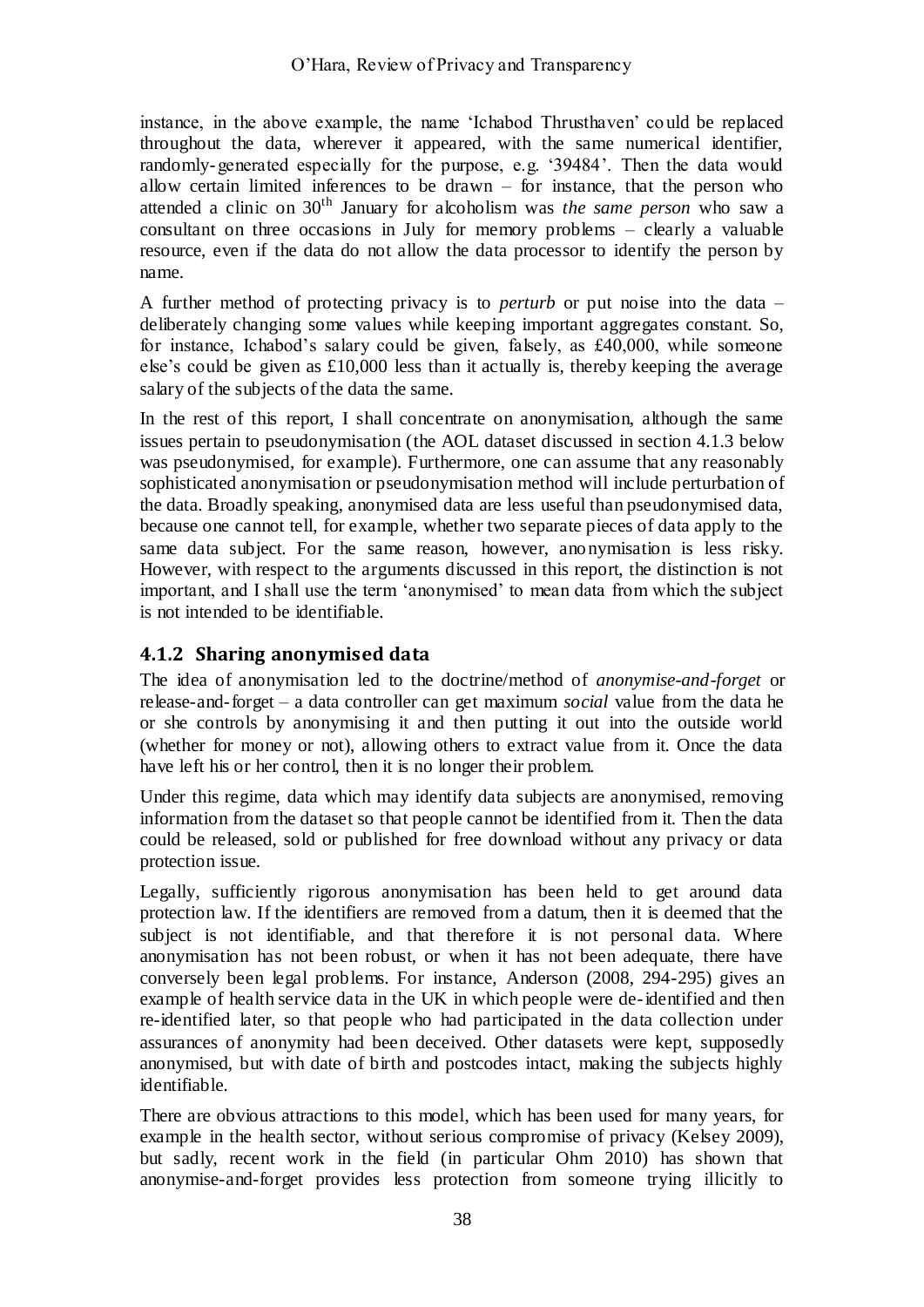instance, in the above example, the name 'Ichabod Thrusthaven' could be replaced throughout the data, wherever it appeared, with the same numerical identifier, randomly-generated especially for the purpose, e.g. '39484'. Then the data would allow certain limited inferences to be drawn – for instance, that the person who attended a clinic on 30th January for alcoholism was *the same person* who saw a consultant on three occasions in July for memory problems – clearly a valuable resource, even if the data do not allow the data processor to identify the person by name.

A further method of protecting privacy is to *perturb* or put noise into the data – deliberately changing some values while keeping important aggregates constant. So, for instance, Ichabod's salary could be given, falsely, as £40,000, while someone else's could be given as £10,000 less than it actually is, thereby keeping the average salary of the subjects of the data the same.

In the rest of this report, I shall concentrate on anonymisation, although the same issues pertain to pseudonymisation (the AOL dataset discussed in section 4.1.3 below was pseudonymised, for example). Furthermore, one can assume that any reasonably sophisticated anonymisation or pseudonymisation method will include perturbation of the data. Broadly speaking, anonymised data are less useful than pseudonymised data, because one cannot tell, for example, whether two separate pieces of data apply to the same data subject. For the same reason, however, anonymisation is less risky. However, with respect to the arguments discussed in this report, the distinction is not important, and I shall use the term 'anonymised' to mean data from which the subject is not intended to be identifiable.

### 4.1.2 Sharing anonymised data

The idea of anonymisation led to the doctrine/method of *anonymise-and-forget* or release-and-forget – a data controller can get maximum *social* value from the data he or she controls by anonymising it and then putting it out into the outside world (whether for money or not), allowing others to extract value from it. Once the data have left his or her control, then it is no longer their problem.

Under this regime, data which may identify data subjects are anonymised, removing information from the dataset so that people cannot be identified from it. Then the data could be released, sold or published for free download without any privacy or data protection issue.

Legally, sufficiently rigorous anonymisation has been held to get around data protection law. If the identifiers are removed from a datum, then it is deemed that the subject is not identifiable, and that therefore it is not personal data. Where anonymisation has not been robust, or when it has not been adequate, there have conversely been legal problems. For instance, Anderson (2008, 294-295) gives an example of health service data in the UK in which people were de-identified and then re-identified later, so that people who had participated in the data collection under assurances of anonymity had been deceived. Other datasets were kept, supposedly anonymised, but with date of birth and postcodes intact, making the subjects highly identifiable.

There are obvious attractions to this model, which has been used for many years, for example in the health sector, without serious compromise of privacy (Kelsey 2009), but sadly, recent work in the field (in particular Ohm 2010) has shown that anonymise-and-forget provides less protection from someone trying illicitly to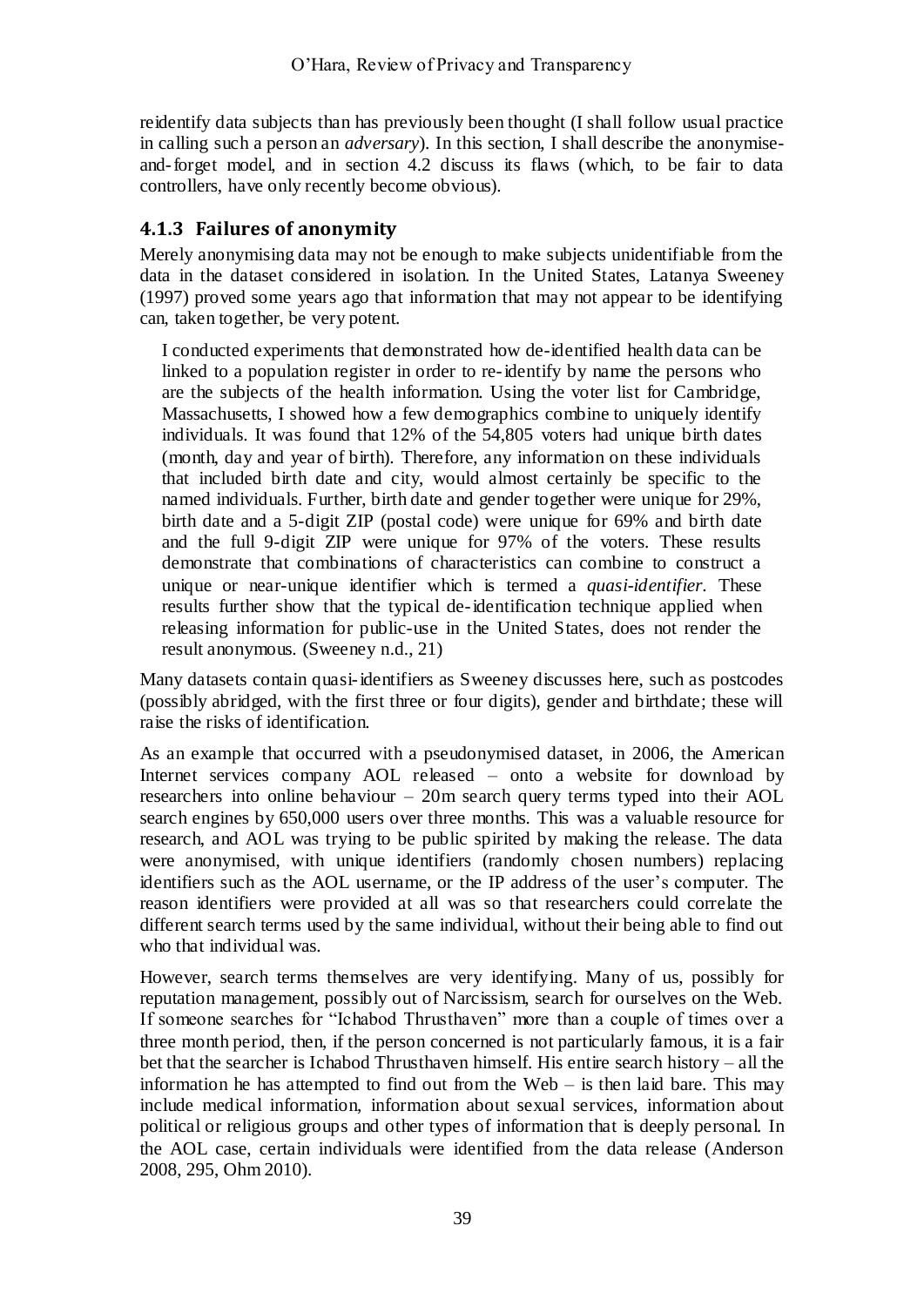reidentify data subjects than has previously been thought (I shall follow usual practice in calling such a person an *adversary*). In this section, I shall describe the anonymise-and-forget model, and in section 4.2 discuss its flaws (which, to be fair to data controllers, have only recently become obvious).

### 4.1.3 Failures of anonymity

Merely anonymising data may not be enough to make subjects unidentifiable from the data in the dataset considered in isolation. In the United States, Latanya Sweeney (1997) proved some years ago that information that may not appear to be identifying can, taken together, be very potent.

> I conducted experiments that demonstrated how de-identified health data can be linked to a population register in order to re-identify by name the persons who are the subjects of the health information. Using the voter list for Cambridge, Massachusetts, I showed how a few demographics combine to uniquely identify individuals. It was found that 12% of the 54,805 voters had unique birth dates (month, day and year of birth). Therefore, any information on these individuals that included birth date and city, would almost certainly be specific to the named individuals. Further, birth date and gender together were unique for 29%, birth date and a 5-digit ZIP (postal code) were unique for 69% and birth date and the full 9-digit ZIP were unique for 97% of the voters. These results demonstrate that combinations of characteristics can combine to construct a unique or near-unique identifier which is termed a *quasi-identifier*. These results further show that the typical de-identification technique applied when releasing information for public-use in the United States, does not render the result anonymous. (Sweeney n.d., 21)

Many datasets contain quasi-identifiers as Sweeney discusses here, such as postcodes (possibly abridged, with the first three or four digits), gender and birthdate; these will raise the risks of identification.

As an example that occurred with a pseudonymised dataset, in 2006, the American Internet services company AOL released – onto a website for download by researchers into online behaviour – 20m search query terms typed into their AOL search engines by 650,000 users over three months. This was a valuable resource for research, and AOL was trying to be public spirited by making the release. The data were anonymised, with unique identifiers (randomly chosen numbers) replacing identifiers such as the AOL username, or the IP address of the user's computer. The reason identifiers were provided at all was so that researchers could correlate the different search terms used by the same individual, without their being able to find out who that individual was.

However, search terms themselves are very identifying. Many of us, possibly for reputation management, possibly out of Narcissism, search for ourselves on the Web. If someone searches for "Ichabod Thrusthaven" more than a couple of times over a three month period, then, if the person concerned is not particularly famous, it is a fair bet that the searcher is Ichabod Thrusthaven himself. His entire search history – all the information he has attempted to find out from the Web – is then laid bare. This may include medical information, information about sexual services, information about political or religious groups and other types of information that is deeply personal. In the AOL case, certain individuals were identified from the data release (Anderson 2008, 295, Ohm 2010).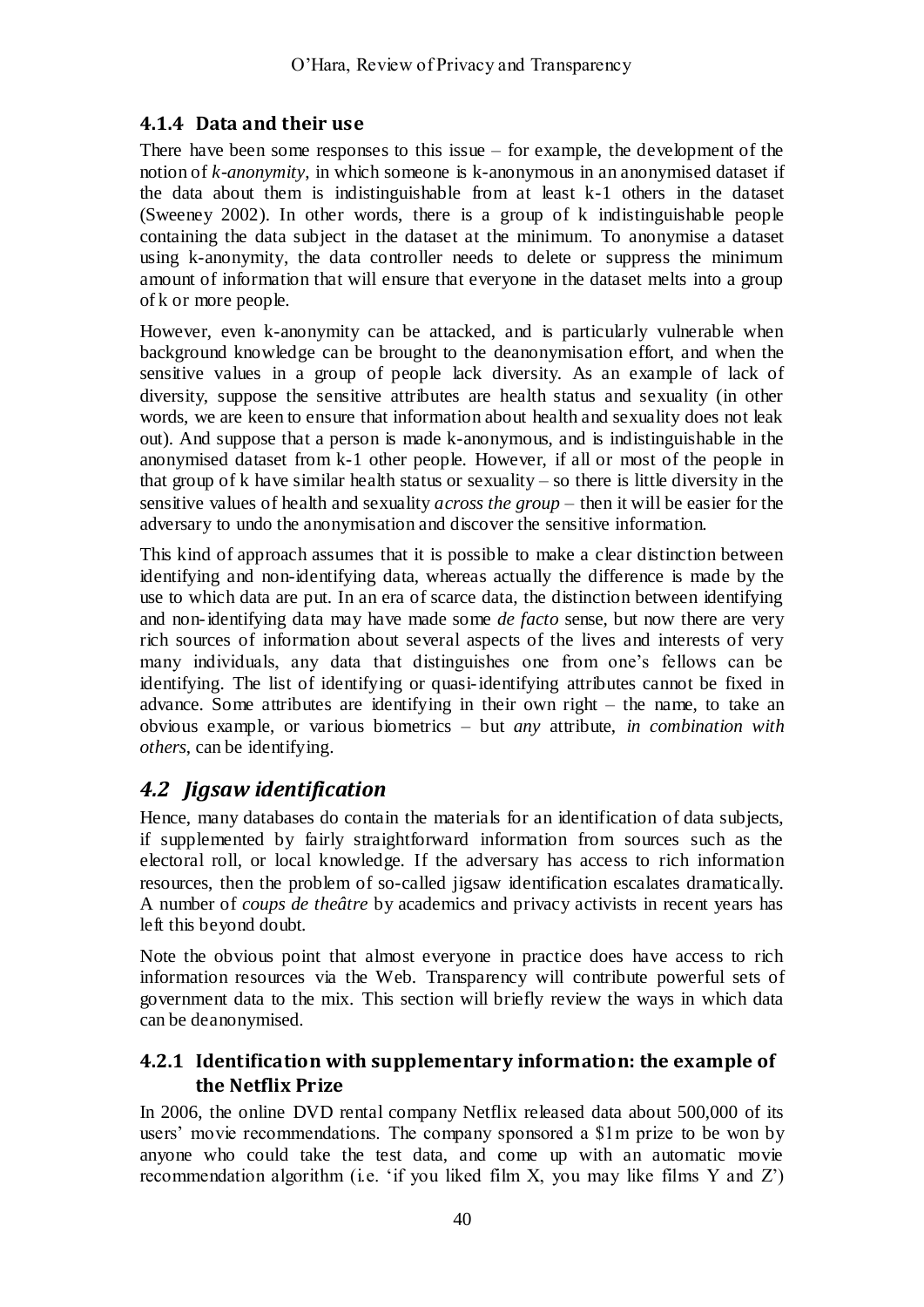### 4.1.4 Data and their use

There have been some responses to this issue – for example, the development of the notion of *k-anonymity*, in which someone is k-anonymous in an anonymised dataset if the data about them is indistinguishable from at least k-1 others in the dataset (Sweeney 2002). In other words, there is a group of k indistinguishable people containing the data subject in the dataset at the minimum. To anonymise a dataset using k-anonymity, the data controller needs to delete or suppress the minimum amount of information that will ensure that everyone in the dataset melts into a group of k or more people.

However, even k-anonymity can be attacked, and is particularly vulnerable when background knowledge can be brought to the deanonymisation effort, and when the sensitive values in a group of people lack diversity. As an example of lack of diversity, suppose the sensitive attributes are health status and sexuality (in other words, we are keen to ensure that information about health and sexuality does not leak out). And suppose that a person is made k-anonymous, and is indistinguishable in the anonymised dataset from k-1 other people. However, if all or most of the people in that group of k have similar health status or sexuality – so there is little diversity in the sensitive values of health and sexuality *across the group* – then it will be easier for the adversary to undo the anonymisation and discover the sensitive information.

This kind of approach assumes that it is possible to make a clear distinction between identifying and non-identifying data, whereas actually the difference is made by the use to which data are put. In an era of scarce data, the distinction between identifying and non-identifying data may have made some *de facto* sense, but now there are very rich sources of information about several aspects of the lives and interests of very many individuals, any data that distinguishes one from one's fellows can be identifying. The list of identifying or quasi-identifying attributes cannot be fixed in advance. Some attributes are identifying in their own right – the name, to take an obvious example, or various biometrics – but *any* attribute, *in combination with others*, can be identifying.

## 4.2 Jigsaw identification

Hence, many databases do contain the materials for an identification of data subjects, if supplemented by fairly straightforward information from sources such as the electoral roll, or local knowledge. If the adversary has access to rich information resources, then the problem of so-called jigsaw identification escalates dramatically. A number of *coups de theâtre* by academics and privacy activists in recent years has left this beyond doubt.

Note the obvious point that almost everyone in practice does have access to rich information resources via the Web. Transparency will contribute powerful sets of government data to the mix. This section will briefly review the ways in which data can be deanonymised.

### 4.2.1 Identification with supplementary information: the example of the Netflix Prize

In 2006, the online DVD rental company Netflix released data about 500,000 of its users' movie recommendations. The company sponsored a $1m prize to be won by anyone who could take the test data, and come up with an automatic movie recommendation algorithm (i.e. 'if you liked film X, you may like films Y and Z')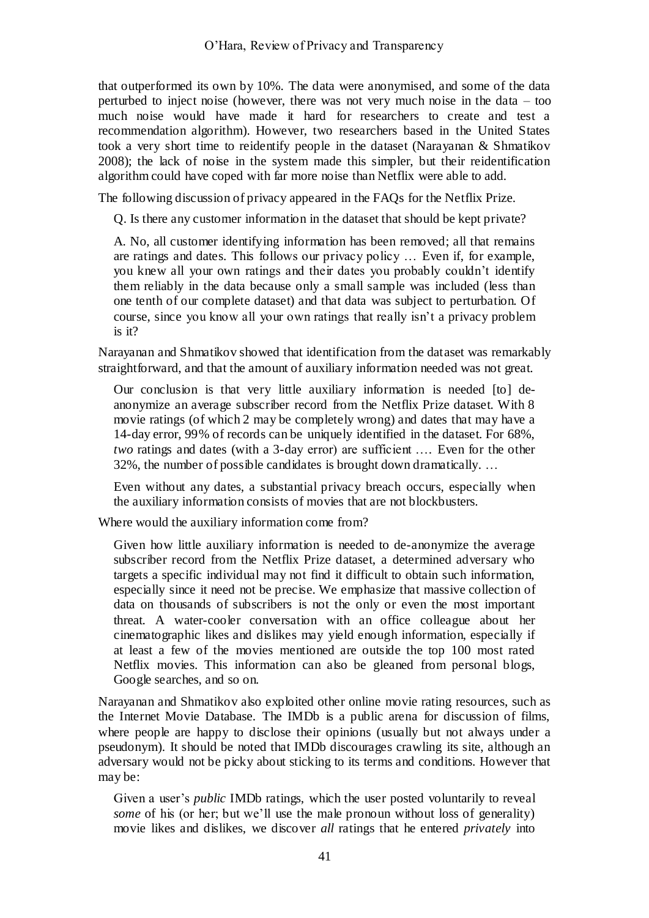that outperformed its own by 10%. The data were anonymised, and some of the data perturbed to inject noise (however, there was not very much noise in the data – too much noise would have made it hard for researchers to create and test a recommendation algorithm). However, two researchers based in the United States took a very short time to reidentify people in the dataset (Narayanan & Shmatikov 2008); the lack of noise in the system made this simpler, but their reidentification algorithm could have coped with far more noise than Netflix were able to add.

The following discussion of privacy appeared in the FAQs for the Netflix Prize.

> Q. Is there any customer information in the dataset that should be kept private?
>
> A. No, all customer identifying information has been removed; all that remains are ratings and dates. This follows our privacy policy … Even if, for example, you knew all your own ratings and their dates you probably couldn't identify them reliably in the data because only a small sample was included (less than one tenth of our complete dataset) and that data was subject to perturbation. Of course, since you know all your own ratings that really isn't a privacy problem is it?

Narayanan and Shmatikov showed that identification from the dataset was remarkably straightforward, and that the amount of auxiliary information needed was not great.

> Our conclusion is that very little auxiliary information is needed [to] de-anonymize an average subscriber record from the Netflix Prize dataset. With 8 movie ratings (of which 2 may be completely wrong) and dates that may have a 14-day error, 99% of records can be uniquely identified in the dataset. For 68%, *two* ratings and dates (with a 3-day error) are sufficient …. Even for the other 32%, the number of possible candidates is brought down dramatically. …
>
> Even without any dates, a substantial privacy breach occurs, especially when the auxiliary information consists of movies that are not blockbusters.

Where would the auxiliary information come from?

> Given how little auxiliary information is needed to de-anonymize the average subscriber record from the Netflix Prize dataset, a determined adversary who targets a specific individual may not find it difficult to obtain such information, especially since it need not be precise. We emphasize that massive collection of data on thousands of subscribers is not the only or even the most important threat. A water-cooler conversation with an office colleague about her cinematographic likes and dislikes may yield enough information, especially if at least a few of the movies mentioned are outside the top 100 most rated Netflix movies. This information can also be gleaned from personal blogs, Google searches, and so on.

Narayanan and Shmatikov also exploited other online movie rating resources, such as the Internet Movie Database. The IMDb is a public arena for discussion of films, where people are happy to disclose their opinions (usually but not always under a pseudonym). It should be noted that IMDb discourages crawling its site, although an adversary would not be picky about sticking to its terms and conditions. However that may be:

> Given a user's *public* IMDb ratings, which the user posted voluntarily to reveal *some* of his (or her; but we'll use the male pronoun without loss of generality) movie likes and dislikes, we discover *all* ratings that he entered *privately* into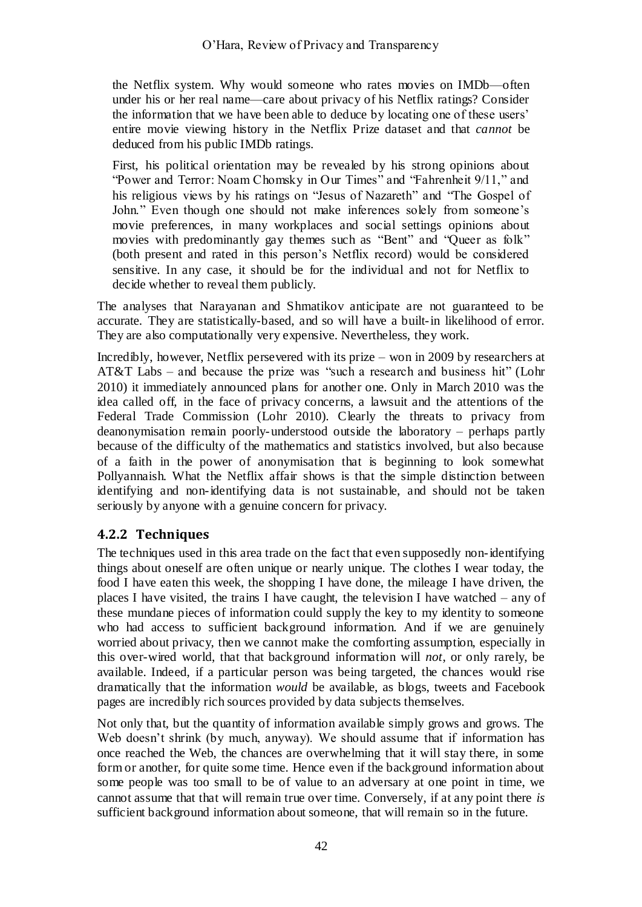> the Netflix system. Why would someone who rates movies on IMDb—often under his or her real name—care about privacy of his Netflix ratings? Consider the information that we have been able to deduce by locating one of these users' entire movie viewing history in the Netflix Prize dataset and that *cannot* be deduced from his public IMDb ratings.
>
> First, his political orientation may be revealed by his strong opinions about "Power and Terror: Noam Chomsky in Our Times" and "Fahrenheit 9/11," and his religious views by his ratings on "Jesus of Nazareth" and "The Gospel of John." Even though one should not make inferences solely from someone's movie preferences, in many workplaces and social settings opinions about movies with predominantly gay themes such as "Bent" and "Queer as folk" (both present and rated in this person's Netflix record) would be considered sensitive. In any case, it should be for the individual and not for Netflix to decide whether to reveal them publicly.

The analyses that Narayanan and Shmatikov anticipate are not guaranteed to be accurate. They are statistically-based, and so will have a built-in likelihood of error. They are also computationally very expensive. Nevertheless, they work.

Incredibly, however, Netflix persevered with its prize – won in 2009 by researchers at AT&T Labs – and because the prize was "such a research and business hit" (Lohr 2010) it immediately announced plans for another one. Only in March 2010 was the idea called off, in the face of privacy concerns, a lawsuit and the attentions of the Federal Trade Commission (Lohr 2010). Clearly the threats to privacy from deanonymisation remain poorly-understood outside the laboratory – perhaps partly because of the difficulty of the mathematics and statistics involved, but also because of a faith in the power of anonymisation that is beginning to look somewhat Pollyannaish. What the Netflix affair shows is that the simple distinction between identifying and non-identifying data is not sustainable, and should not be taken seriously by anyone with a genuine concern for privacy.

### 4.2.2 Techniques

The techniques used in this area trade on the fact that even supposedly non-identifying things about oneself are often unique or nearly unique. The clothes I wear today, the food I have eaten this week, the shopping I have done, the mileage I have driven, the places I have visited, the trains I have caught, the television I have watched – any of these mundane pieces of information could supply the key to my identity to someone who had access to sufficient background information. And if we are genuinely worried about privacy, then we cannot make the comforting assumption, especially in this over-wired world, that that background information will *not*, or only rarely, be available. Indeed, if a particular person was being targeted, the chances would rise dramatically that the information *would* be available, as blogs, tweets and Facebook pages are incredibly rich sources provided by data subjects themselves.

Not only that, but the quantity of information available simply grows and grows. The Web doesn't shrink (by much, anyway). We should assume that if information has once reached the Web, the chances are overwhelming that it will stay there, in some form or another, for quite some time. Hence even if the background information about some people was too small to be of value to an adversary at one point in time, we cannot assume that that will remain true over time. Conversely, if at any point there *is* sufficient background information about someone, that will remain so in the future.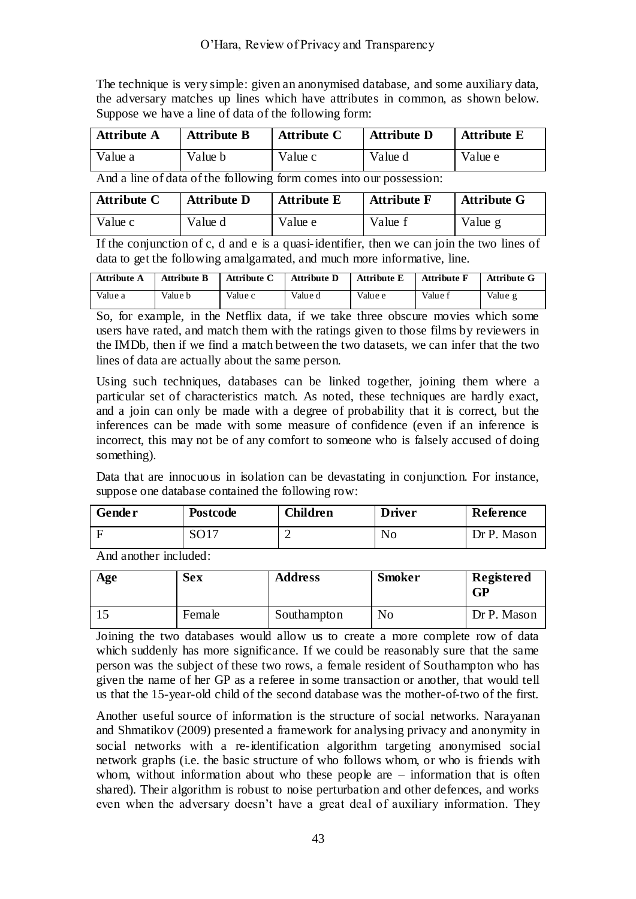The technique is very simple: given an anonymised database, and some auxiliary data, the adversary matches up lines which have attributes in common, as shown below. Suppose we have a line of data of the following form:

| Attribute A | Attribute B | Attribute C | Attribute D | Attribute E |
|---|---|---|---|---|
| Value a | Value b | Value c | Value d | Value e |

And a line of data of the following form comes into our possession:

| Attribute C | Attribute D | Attribute E | Attribute F | Attribute G |
|---|---|---|---|---|
| Value c | Value d | Value e | Value f | Value g |

If the conjunction of c, d and e is a quasi-identifier, then we can join the two lines of data to get the following amalgamated, and much more informative, line.

| Attribute A | Attribute B | Attribute C | Attribute D | Attribute E | Attribute F | Attribute G |
|---|---|---|---|---|---|---|
| Value a | Value b | Value c | Value d | Value e | Value f | Value g |

So, for example, in the Netflix data, if we take three obscure movies which some users have rated, and match them with the ratings given to those films by reviewers in the IMDb, then if we find a match between the two datasets, we can infer that the two lines of data are actually about the same person.

Using such techniques, databases can be linked together, joining them where a particular set of characteristics match. As noted, these techniques are hardly exact, and a join can only be made with a degree of probability that it is correct, but the inferences can be made with some measure of confidence (even if an inference is incorrect, this may not be of any comfort to someone who is falsely accused of doing something).

Data that are innocuous in isolation can be devastating in conjunction. For instance, suppose one database contained the following row:

| Gender | Postcode | Children | Driver | Reference |
|---|---|---|---|---|
| F | SO17 | 2 | No | Dr P. Mason |

And another included:

| Age | Sex | Address | Smoker | Registered GP |
|---|---|---|---|---|
| 15 | Female | Southampton | No | Dr P. Mason |

Joining the two databases would allow us to create a more complete row of data which suddenly has more significance. If we could be reasonably sure that the same person was the subject of these two rows, a female resident of Southampton who has given the name of her GP as a referee in some transaction or another, that would tell us that the 15-year-old child of the second database was the mother-of-two of the first.

Another useful source of information is the structure of social networks. Narayanan and Shmatikov (2009) presented a framework for analysing privacy and anonymity in social networks with a re-identification algorithm targeting anonymised social network graphs (i.e. the basic structure of who follows whom, or who is friends with whom, without information about who these people are – information that is often shared). Their algorithm is robust to noise perturbation and other defences, and works even when the adversary doesn't have a great deal of auxiliary information. They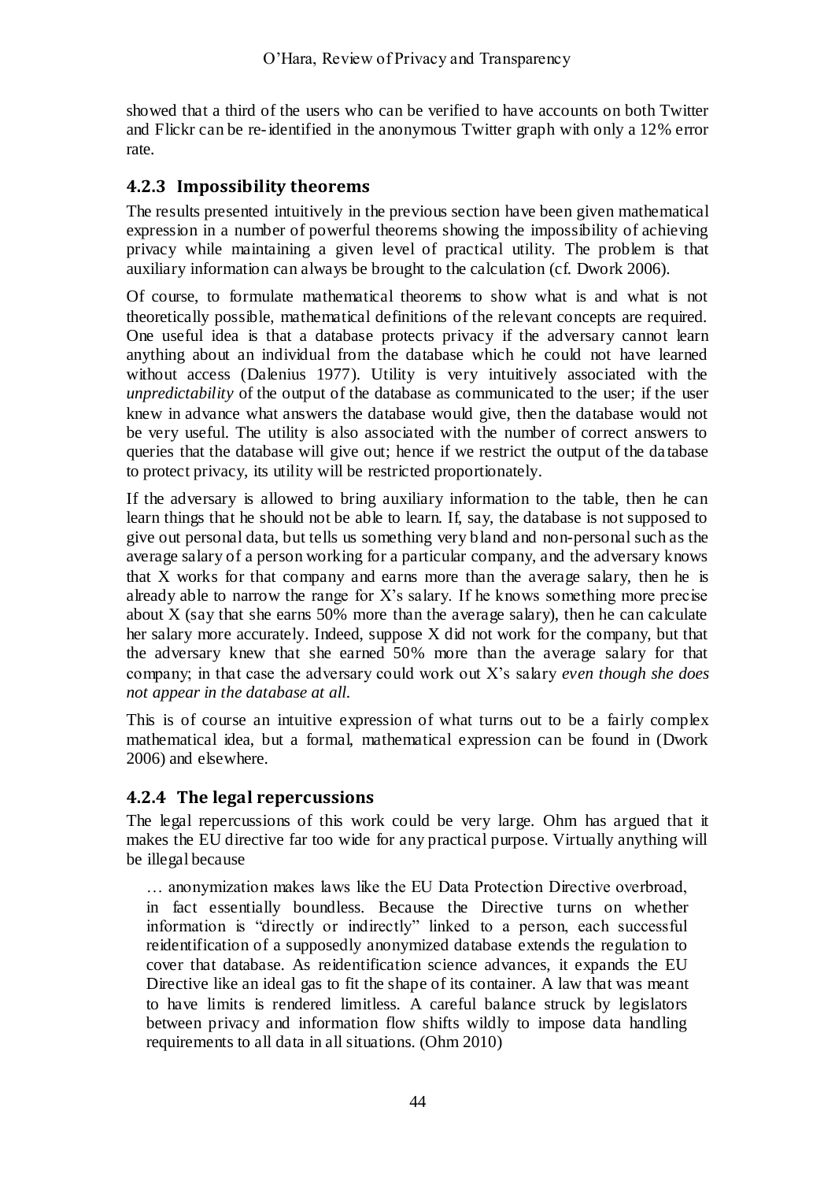showed that a third of the users who can be verified to have accounts on both Twitter and Flickr can be re-identified in the anonymous Twitter graph with only a 12% error rate.

### 4.2.3 Impossibility theorems

The results presented intuitively in the previous section have been given mathematical expression in a number of powerful theorems showing the impossibility of achieving privacy while maintaining a given level of practical utility. The problem is that auxiliary information can always be brought to the calculation (cf. Dwork 2006).

Of course, to formulate mathematical theorems to show what is and what is not theoretically possible, mathematical definitions of the relevant concepts are required. One useful idea is that a database protects privacy if the adversary cannot learn anything about an individual from the database which he could not have learned without access (Dalenius 1977). Utility is very intuitively associated with the *unpredictability* of the output of the database as communicated to the user; if the user knew in advance what answers the database would give, then the database would not be very useful. The utility is also associated with the number of correct answers to queries that the database will give out; hence if we restrict the output of the database to protect privacy, its utility will be restricted proportionately.

If the adversary is allowed to bring auxiliary information to the table, then he can learn things that he should not be able to learn. If, say, the database is not supposed to give out personal data, but tells us something very bland and non-personal such as the average salary of a person working for a particular company, and the adversary knows that X works for that company and earns more than the average salary, then he is already able to narrow the range for X's salary. If he knows something more precise about X (say that she earns 50% more than the average salary), then he can calculate her salary more accurately. Indeed, suppose X did not work for the company, but that the adversary knew that she earned 50% more than the average salary for that company; in that case the adversary could work out X's salary *even though she does not appear in the database at all.*

This is of course an intuitive expression of what turns out to be a fairly complex mathematical idea, but a formal, mathematical expression can be found in (Dwork 2006) and elsewhere.

### 4.2.4 The legal repercussions

The legal repercussions of this work could be very large. Ohm has argued that it makes the EU directive far too wide for any practical purpose. Virtually anything will be illegal because

> … anonymization makes laws like the EU Data Protection Directive overbroad, in fact essentially boundless. Because the Directive turns on whether information is "directly or indirectly" linked to a person, each successful reidentification of a supposedly anonymized database extends the regulation to cover that database. As reidentification science advances, it expands the EU Directive like an ideal gas to fit the shape of its container. A law that was meant to have limits is rendered limitless. A careful balance struck by legislators between privacy and information flow shifts wildly to impose data handling requirements to all data in all situations. (Ohm 2010)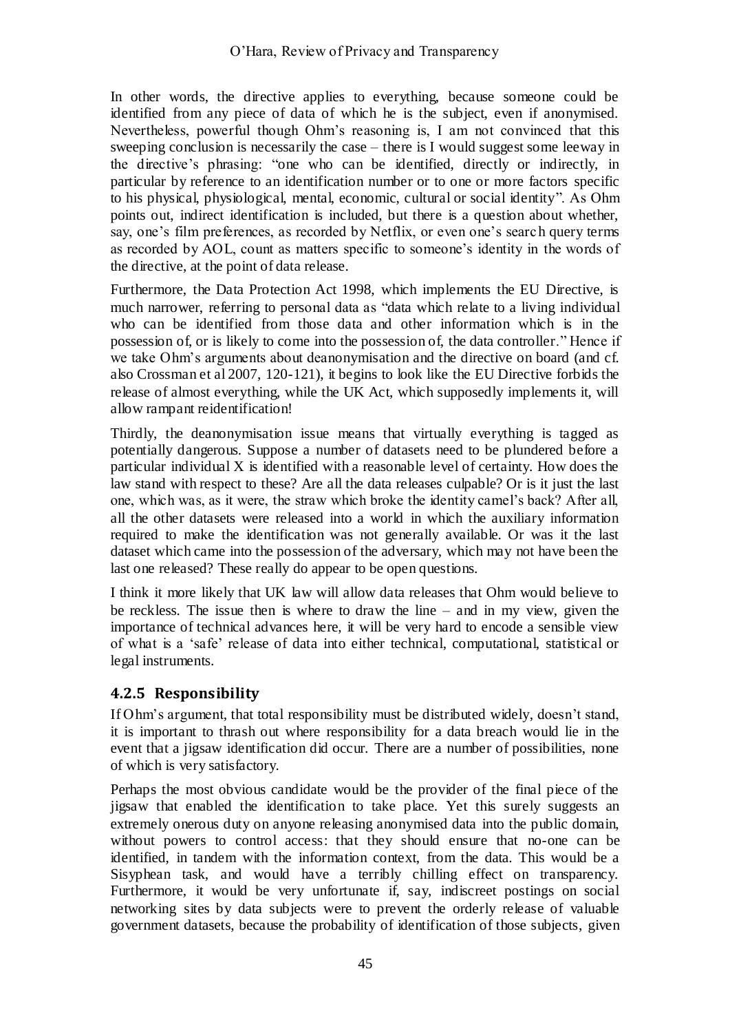In other words, the directive applies to everything, because someone could be identified from any piece of data of which he is the subject, even if anonymised. Nevertheless, powerful though Ohm's reasoning is, I am not convinced that this sweeping conclusion is necessarily the case – there is I would suggest some leeway in the directive's phrasing: "one who can be identified, directly or indirectly, in particular by reference to an identification number or to one or more factors specific to his physical, physiological, mental, economic, cultural or social identity". As Ohm points out, indirect identification is included, but there is a question about whether, say, one's film preferences, as recorded by Netflix, or even one's search query terms as recorded by AOL, count as matters specific to someone's identity in the words of the directive, at the point of data release.

Furthermore, the Data Protection Act 1998, which implements the EU Directive, is much narrower, referring to personal data as "data which relate to a living individual who can be identified from those data and other information which is in the possession of, or is likely to come into the possession of, the data controller." Hence if we take Ohm's arguments about deanonymisation and the directive on board (and cf. also Crossman et al 2007, 120-121), it begins to look like the EU Directive forbids the release of almost everything, while the UK Act, which supposedly implements it, will allow rampant reidentification!

Thirdly, the deanonymisation issue means that virtually everything is tagged as potentially dangerous. Suppose a number of datasets need to be plundered before a particular individual X is identified with a reasonable level of certainty. How does the law stand with respect to these? Are all the data releases culpable? Or is it just the last one, which was, as it were, the straw which broke the identity camel's back? After all, all the other datasets were released into a world in which the auxiliary information required to make the identification was not generally available. Or was it the last dataset which came into the possession of the adversary, which may not have been the last one released? These really do appear to be open questions.

I think it more likely that UK law will allow data releases that Ohm would believe to be reckless. The issue then is where to draw the line – and in my view, given the importance of technical advances here, it will be very hard to encode a sensible view of what is a 'safe' release of data into either technical, computational, statistical or legal instruments.

### 4.2.5 Responsibility

If Ohm's argument, that total responsibility must be distributed widely, doesn't stand, it is important to thrash out where responsibility for a data breach would lie in the event that a jigsaw identification did occur. There are a number of possibilities, none of which is very satisfactory.

Perhaps the most obvious candidate would be the provider of the final piece of the jigsaw that enabled the identification to take place. Yet this surely suggests an extremely onerous duty on anyone releasing anonymised data into the public domain, without powers to control access: that they should ensure that no-one can be identified, in tandem with the information context, from the data. This would be a Sisyphean task, and would have a terribly chilling effect on transparency. Furthermore, it would be very unfortunate if, say, indiscreet postings on social networking sites by data subjects were to prevent the orderly release of valuable government datasets, because the probability of identification of those subjects, given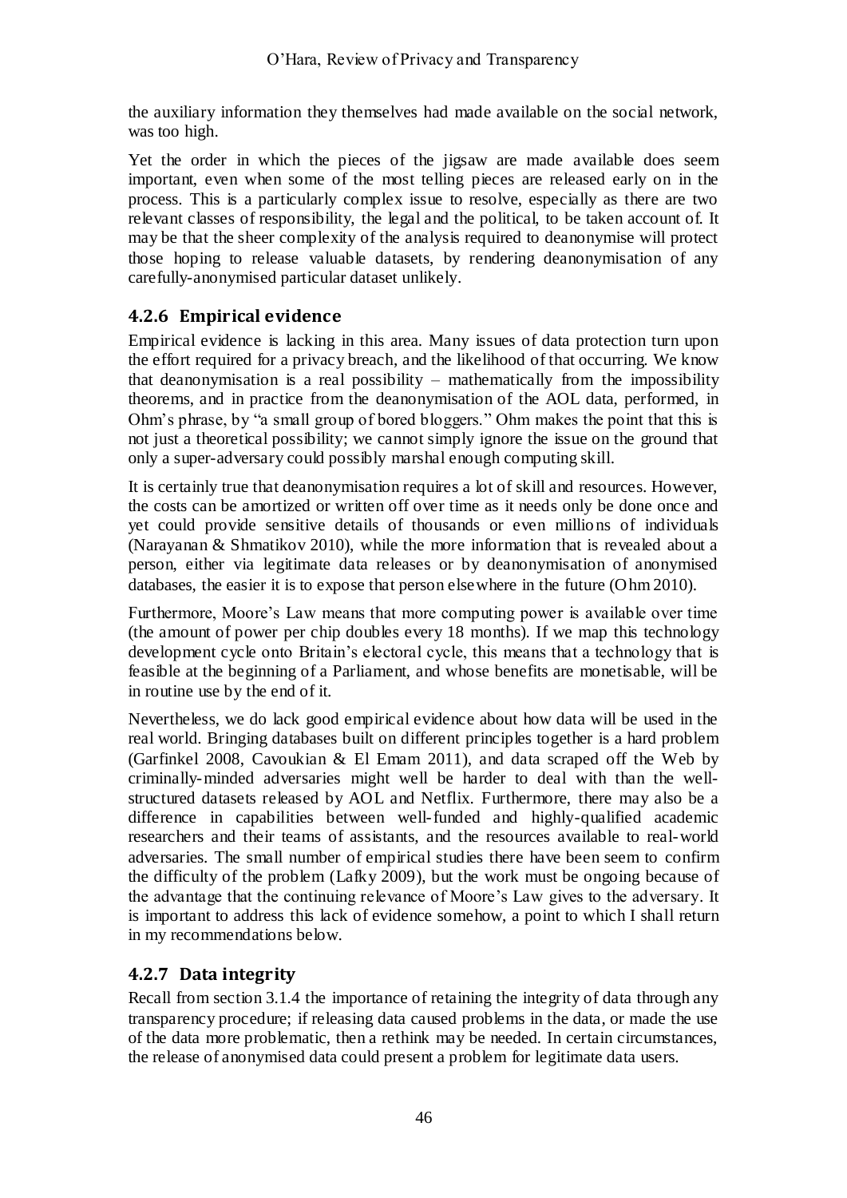the auxiliary information they themselves had made available on the social network, was too high.

Yet the order in which the pieces of the jigsaw are made available does seem important, even when some of the most telling pieces are released early on in the process. This is a particularly complex issue to resolve, especially as there are two relevant classes of responsibility, the legal and the political, to be taken account of. It may be that the sheer complexity of the analysis required to deanonymise will protect those hoping to release valuable datasets, by rendering deanonymisation of any carefully-anonymised particular dataset unlikely.

### 4.2.6 Empirical evidence

Empirical evidence is lacking in this area. Many issues of data protection turn upon the effort required for a privacy breach, and the likelihood of that occurring. We know that deanonymisation is a real possibility – mathematically from the impossibility theorems, and in practice from the deanonymisation of the AOL data, performed, in Ohm's phrase, by "a small group of bored bloggers." Ohm makes the point that this is not just a theoretical possibility; we cannot simply ignore the issue on the ground that only a super-adversary could possibly marshal enough computing skill.

It is certainly true that deanonymisation requires a lot of skill and resources. However, the costs can be amortized or written off over time as it needs only be done once and yet could provide sensitive details of thousands or even millions of individuals (Narayanan & Shmatikov 2010), while the more information that is revealed about a person, either via legitimate data releases or by deanonymisation of anonymised databases, the easier it is to expose that person elsewhere in the future (Ohm 2010).

Furthermore, Moore's Law means that more computing power is available over time (the amount of power per chip doubles every 18 months). If we map this technology development cycle onto Britain's electoral cycle, this means that a technology that is feasible at the beginning of a Parliament, and whose benefits are monetisable, will be in routine use by the end of it.

Nevertheless, we do lack good empirical evidence about how data will be used in the real world. Bringing databases built on different principles together is a hard problem (Garfinkel 2008, Cavoukian & El Emam 2011), and data scraped off the Web by criminally-minded adversaries might well be harder to deal with than the well-structured datasets released by AOL and Netflix. Furthermore, there may also be a difference in capabilities between well-funded and highly-qualified academic researchers and their teams of assistants, and the resources available to real-world adversaries. The small number of empirical studies there have been seem to confirm the difficulty of the problem (Lafky 2009), but the work must be ongoing because of the advantage that the continuing relevance of Moore's Law gives to the adversary. It is important to address this lack of evidence somehow, a point to which I shall return in my recommendations below.

### 4.2.7 Data integrity

Recall from section 3.1.4 the importance of retaining the integrity of data through any transparency procedure; if releasing data caused problems in the data, or made the use of the data more problematic, then a rethink may be needed. In certain circumstances, the release of anonymised data could present a problem for legitimate data users.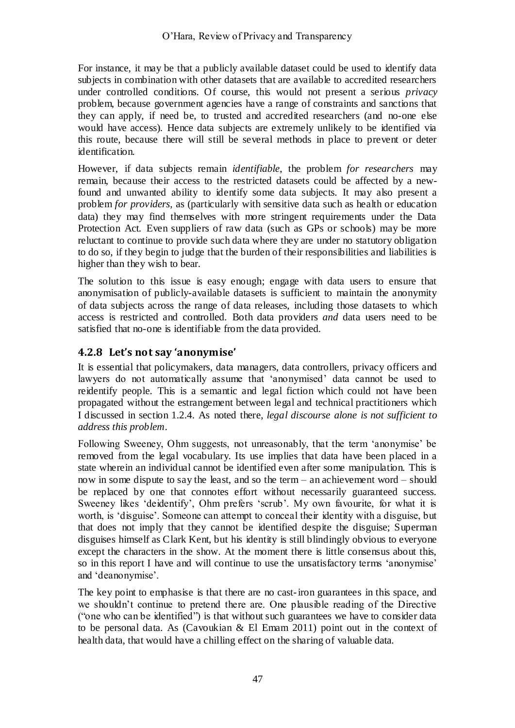For instance, it may be that a publicly available dataset could be used to identify data subjects in combination with other datasets that are available to accredited researchers under controlled conditions. Of course, this would not present a serious *privacy* problem, because government agencies have a range of constraints and sanctions that they can apply, if need be, to trusted and accredited researchers (and no-one else would have access). Hence data subjects are extremely unlikely to be identified via this route, because there will still be several methods in place to prevent or deter identification.

However, if data subjects remain *identifiable*, the problem *for researchers* may remain, because their access to the restricted datasets could be affected by a new-found and unwanted ability to identify some data subjects. It may also present a problem *for providers*, as (particularly with sensitive data such as health or education data) they may find themselves with more stringent requirements under the Data Protection Act. Even suppliers of raw data (such as GPs or schools) may be more reluctant to continue to provide such data where they are under no statutory obligation to do so, if they begin to judge that the burden of their responsibilities and liabilities is higher than they wish to bear.

The solution to this issue is easy enough; engage with data users to ensure that anonymisation of publicly-available datasets is sufficient to maintain the anonymity of data subjects across the range of data releases, including those datasets to which access is restricted and controlled. Both data providers *and* data users need to be satisfied that no-one is identifiable from the data provided.

### 4.2.8 Let's not say 'anonymise'

It is essential that policymakers, data managers, data controllers, privacy officers and lawyers do not automatically assume that 'anonymised' data cannot be used to reidentify people. This is a semantic and legal fiction which could not have been propagated without the estrangement between legal and technical practitioners which I discussed in section 1.2.4. As noted there, *legal discourse alone is not sufficient to address this problem*.

Following Sweeney, Ohm suggests, not unreasonably, that the term 'anonymise' be removed from the legal vocabulary. Its use implies that data have been placed in a state wherein an individual cannot be identified even after some manipulation. This is now in some dispute to say the least, and so the term – an achievement word – should be replaced by one that connotes effort without necessarily guaranteed success. Sweeney likes 'deidentify', Ohm prefers 'scrub'. My own favourite, for what it is worth, is 'disguise'. Someone can attempt to conceal their identity with a disguise, but that does not imply that they cannot be identified despite the disguise; Superman disguises himself as Clark Kent, but his identity is still blindingly obvious to everyone except the characters in the show. At the moment there is little consensus about this, so in this report I have and will continue to use the unsatisfactory terms 'anonymise' and 'deanonymise'.

The key point to emphasise is that there are no cast-iron guarantees in this space, and we shouldn't continue to pretend there are. One plausible reading of the Directive ("one who can be identified") is that without such guarantees we have to consider data to be personal data. As (Cavoukian & El Emam 2011) point out in the context of health data, that would have a chilling effect on the sharing of valuable data.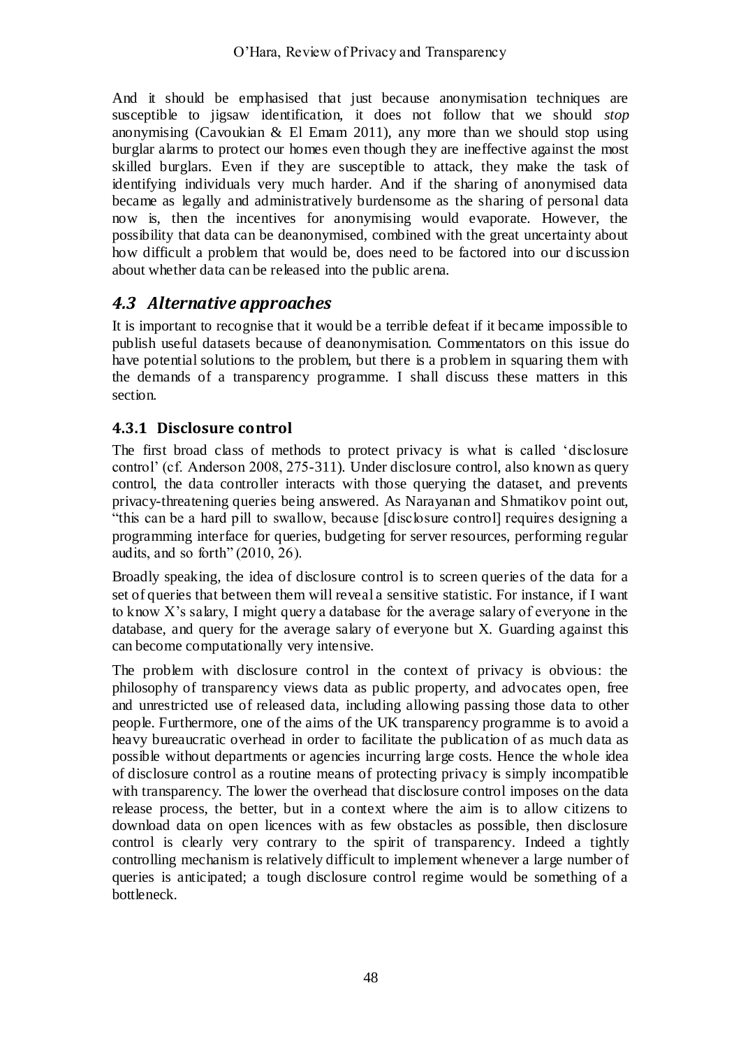And it should be emphasised that just because anonymisation techniques are susceptible to jigsaw identification, it does not follow that we should *stop* anonymising (Cavoukian & El Emam 2011), any more than we should stop using burglar alarms to protect our homes even though they are ineffective against the most skilled burglars. Even if they are susceptible to attack, they make the task of identifying individuals very much harder. And if the sharing of anonymised data became as legally and administratively burdensome as the sharing of personal data now is, then the incentives for anonymising would evaporate. However, the possibility that data can be deanonymised, combined with the great uncertainty about how difficult a problem that would be, does need to be factored into our discussion about whether data can be released into the public arena.

## 4.3 Alternative approaches

It is important to recognise that it would be a terrible defeat if it became impossible to publish useful datasets because of deanonymisation. Commentators on this issue do have potential solutions to the problem, but there is a problem in squaring them with the demands of a transparency programme. I shall discuss these matters in this section.

### 4.3.1 Disclosure control

The first broad class of methods to protect privacy is what is called 'disclosure control' (cf. Anderson 2008, 275-311). Under disclosure control, also known as query control, the data controller interacts with those querying the dataset, and prevents privacy-threatening queries being answered. As Narayanan and Shmatikov point out, "this can be a hard pill to swallow, because [disclosure control] requires designing a programming interface for queries, budgeting for server resources, performing regular audits, and so forth" (2010, 26).

Broadly speaking, the idea of disclosure control is to screen queries of the data for a set of queries that between them will reveal a sensitive statistic. For instance, if I want to know X's salary, I might query a database for the average salary of everyone in the database, and query for the average salary of everyone but X. Guarding against this can become computationally very intensive.

The problem with disclosure control in the context of privacy is obvious: the philosophy of transparency views data as public property, and advocates open, free and unrestricted use of released data, including allowing passing those data to other people. Furthermore, one of the aims of the UK transparency programme is to avoid a heavy bureaucratic overhead in order to facilitate the publication of as much data as possible without departments or agencies incurring large costs. Hence the whole idea of disclosure control as a routine means of protecting privacy is simply incompatible with transparency. The lower the overhead that disclosure control imposes on the data release process, the better, but in a context where the aim is to allow citizens to download data on open licences with as few obstacles as possible, then disclosure control is clearly very contrary to the spirit of transparency. Indeed a tightly controlling mechanism is relatively difficult to implement whenever a large number of queries is anticipated; a tough disclosure control regime would be something of a bottleneck.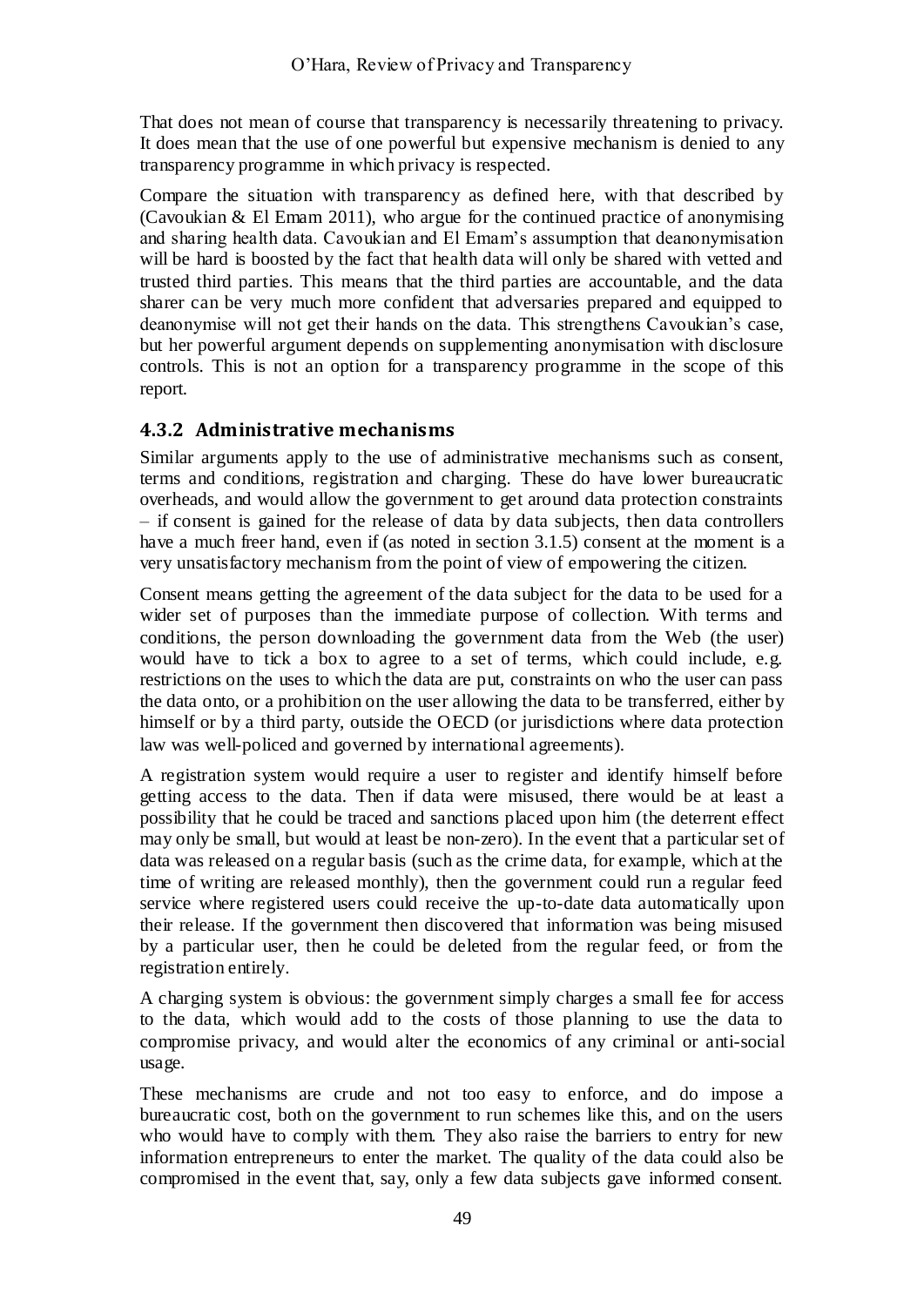That does not mean of course that transparency is necessarily threatening to privacy. It does mean that the use of one powerful but expensive mechanism is denied to any transparency programme in which privacy is respected.

Compare the situation with transparency as defined here, with that described by (Cavoukian & El Emam 2011), who argue for the continued practice of anonymising and sharing health data. Cavoukian and El Emam's assumption that deanonymisation will be hard is boosted by the fact that health data will only be shared with vetted and trusted third parties. This means that the third parties are accountable, and the data sharer can be very much more confident that adversaries prepared and equipped to deanonymise will not get their hands on the data. This strengthens Cavoukian's case, but her powerful argument depends on supplementing anonymisation with disclosure controls. This is not an option for a transparency programme in the scope of this report.

### 4.3.2 Administrative mechanisms

Similar arguments apply to the use of administrative mechanisms such as consent, terms and conditions, registration and charging. These do have lower bureaucratic overheads, and would allow the government to get around data protection constraints – if consent is gained for the release of data by data subjects, then data controllers have a much freer hand, even if (as noted in section 3.1.5) consent at the moment is a very unsatisfactory mechanism from the point of view of empowering the citizen.

Consent means getting the agreement of the data subject for the data to be used for a wider set of purposes than the immediate purpose of collection. With terms and conditions, the person downloading the government data from the Web (the user) would have to tick a box to agree to a set of terms, which could include, e.g. restrictions on the uses to which the data are put, constraints on who the user can pass the data onto, or a prohibition on the user allowing the data to be transferred, either by himself or by a third party, outside the OECD (or jurisdictions where data protection law was well-policed and governed by international agreements).

A registration system would require a user to register and identify himself before getting access to the data. Then if data were misused, there would be at least a possibility that he could be traced and sanctions placed upon him (the deterrent effect may only be small, but would at least be non-zero). In the event that a particular set of data was released on a regular basis (such as the crime data, for example, which at the time of writing are released monthly), then the government could run a regular feed service where registered users could receive the up-to-date data automatically upon their release. If the government then discovered that information was being misused by a particular user, then he could be deleted from the regular feed, or from the registration entirely.

A charging system is obvious: the government simply charges a small fee for access to the data, which would add to the costs of those planning to use the data to compromise privacy, and would alter the economics of any criminal or anti-social usage.

These mechanisms are crude and not too easy to enforce, and do impose a bureaucratic cost, both on the government to run schemes like this, and on the users who would have to comply with them. They also raise the barriers to entry for new information entrepreneurs to enter the market. The quality of the data could also be compromised in the event that, say, only a few data subjects gave informed consent.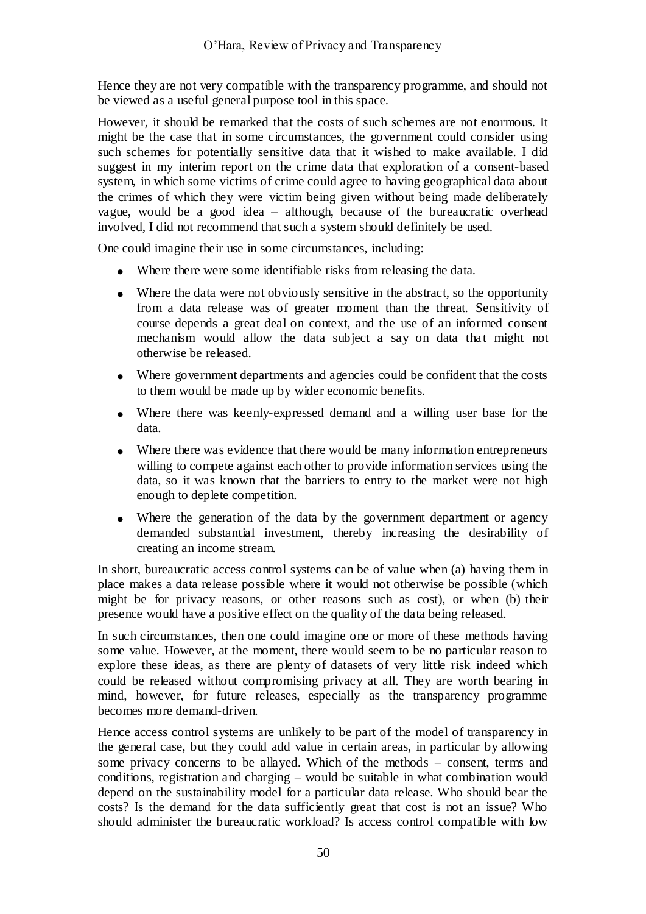Hence they are not very compatible with the transparency programme, and should not be viewed as a useful general purpose tool in this space.

However, it should be remarked that the costs of such schemes are not enormous. It might be the case that in some circumstances, the government could consider using such schemes for potentially sensitive data that it wished to make available. I did suggest in my interim report on the crime data that exploration of a consent-based system, in which some victims of crime could agree to having geographical data about the crimes of which they were victim being given without being made deliberately vague, would be a good idea – although, because of the bureaucratic overhead involved, I did not recommend that such a system should definitely be used.

One could imagine their use in some circumstances, including:

- Where there were some identifiable risks from releasing the data.
- Where the data were not obviously sensitive in the abstract, so the opportunity from a data release was of greater moment than the threat. Sensitivity of course depends a great deal on context, and the use of an informed consent mechanism would allow the data subject a say on data that might not otherwise be released.
- Where government departments and agencies could be confident that the costs to them would be made up by wider economic benefits.
- Where there was keenly-expressed demand and a willing user base for the data.
- Where there was evidence that there would be many information entrepreneurs willing to compete against each other to provide information services using the data, so it was known that the barriers to entry to the market were not high enough to deplete competition.
- Where the generation of the data by the government department or agency demanded substantial investment, thereby increasing the desirability of creating an income stream.

In short, bureaucratic access control systems can be of value when (a) having them in place makes a data release possible where it would not otherwise be possible (which might be for privacy reasons, or other reasons such as cost), or when (b) their presence would have a positive effect on the quality of the data being released.

In such circumstances, then one could imagine one or more of these methods having some value. However, at the moment, there would seem to be no particular reason to explore these ideas, as there are plenty of datasets of very little risk indeed which could be released without compromising privacy at all. They are worth bearing in mind, however, for future releases, especially as the transparency programme becomes more demand-driven.

Hence access control systems are unlikely to be part of the model of transparency in the general case, but they could add value in certain areas, in particular by allowing some privacy concerns to be allayed. Which of the methods – consent, terms and conditions, registration and charging – would be suitable in what combination would depend on the sustainability model for a particular data release. Who should bear the costs? Is the demand for the data sufficiently great that cost is not an issue? Who should administer the bureaucratic workload? Is access control compatible with low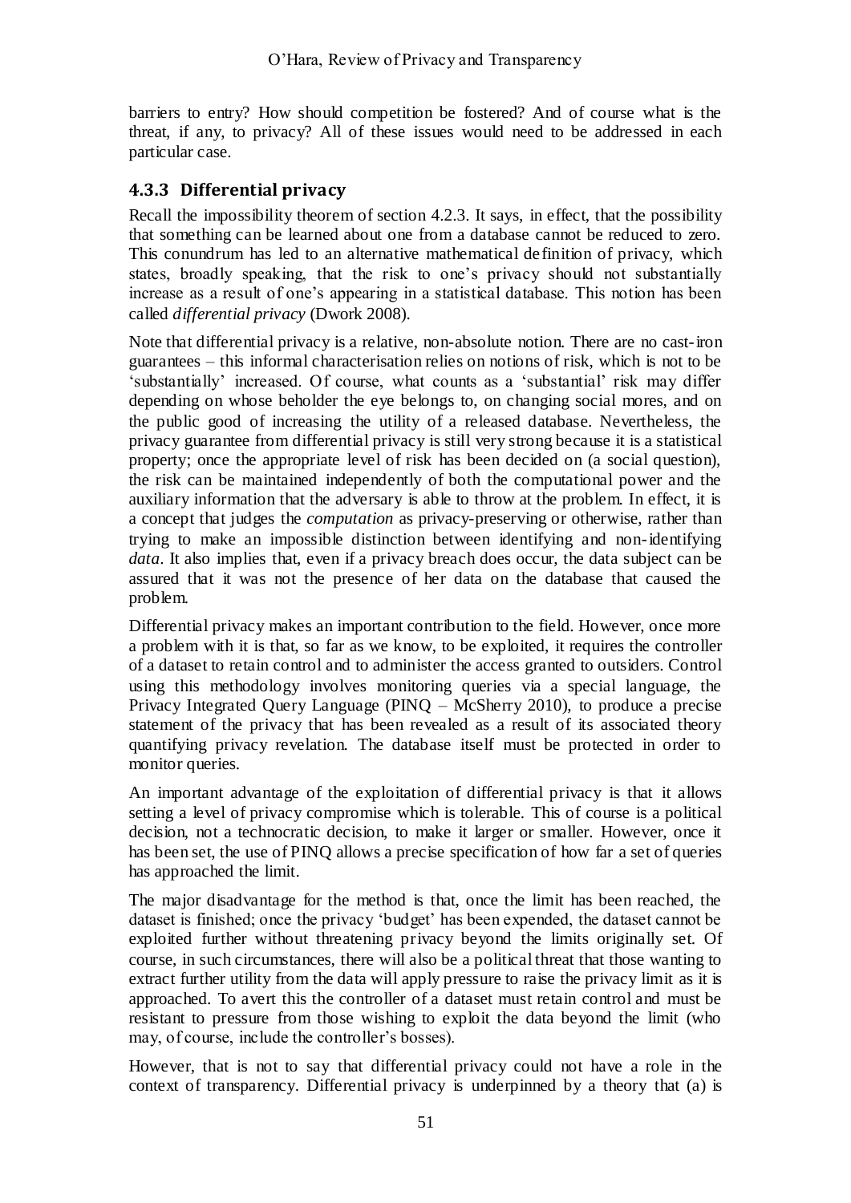barriers to entry? How should competition be fostered? And of course what is the threat, if any, to privacy? All of these issues would need to be addressed in each particular case.

### 4.3.3 Differential privacy

Recall the impossibility theorem of section 4.2.3. It says, in effect, that the possibility that something can be learned about one from a database cannot be reduced to zero. This conundrum has led to an alternative mathematical definition of privacy, which states, broadly speaking, that the risk to one's privacy should not substantially increase as a result of one's appearing in a statistical database. This notion has been called *differential privacy* (Dwork 2008).

Note that differential privacy is a relative, non-absolute notion. There are no cast-iron guarantees – this informal characterisation relies on notions of risk, which is not to be 'substantially' increased. Of course, what counts as a 'substantial' risk may differ depending on whose beholder the eye belongs to, on changing social mores, and on the public good of increasing the utility of a released database. Nevertheless, the privacy guarantee from differential privacy is still very strong because it is a statistical property; once the appropriate level of risk has been decided on (a social question), the risk can be maintained independently of both the computational power and the auxiliary information that the adversary is able to throw at the problem. In effect, it is a concept that judges the *computation* as privacy-preserving or otherwise, rather than trying to make an impossible distinction between identifying and non-identifying *data*. It also implies that, even if a privacy breach does occur, the data subject can be assured that it was not the presence of her data on the database that caused the problem.

Differential privacy makes an important contribution to the field. However, once more a problem with it is that, so far as we know, to be exploited, it requires the controller of a dataset to retain control and to administer the access granted to outsiders. Control using this methodology involves monitoring queries via a special language, the Privacy Integrated Query Language (PINQ – McSherry 2010), to produce a precise statement of the privacy that has been revealed as a result of its associated theory quantifying privacy revelation. The database itself must be protected in order to monitor queries.

An important advantage of the exploitation of differential privacy is that it allows setting a level of privacy compromise which is tolerable. This of course is a political decision, not a technocratic decision, to make it larger or smaller. However, once it has been set, the use of PINQ allows a precise specification of how far a set of queries has approached the limit.

The major disadvantage for the method is that, once the limit has been reached, the dataset is finished; once the privacy 'budget' has been expended, the dataset cannot be exploited further without threatening privacy beyond the limits originally set. Of course, in such circumstances, there will also be a political threat that those wanting to extract further utility from the data will apply pressure to raise the privacy limit as it is approached. To avert this the controller of a dataset must retain control and must be resistant to pressure from those wishing to exploit the data beyond the limit (who may, of course, include the controller's bosses).

However, that is not to say that differential privacy could not have a role in the context of transparency. Differential privacy is underpinned by a theory that (a) is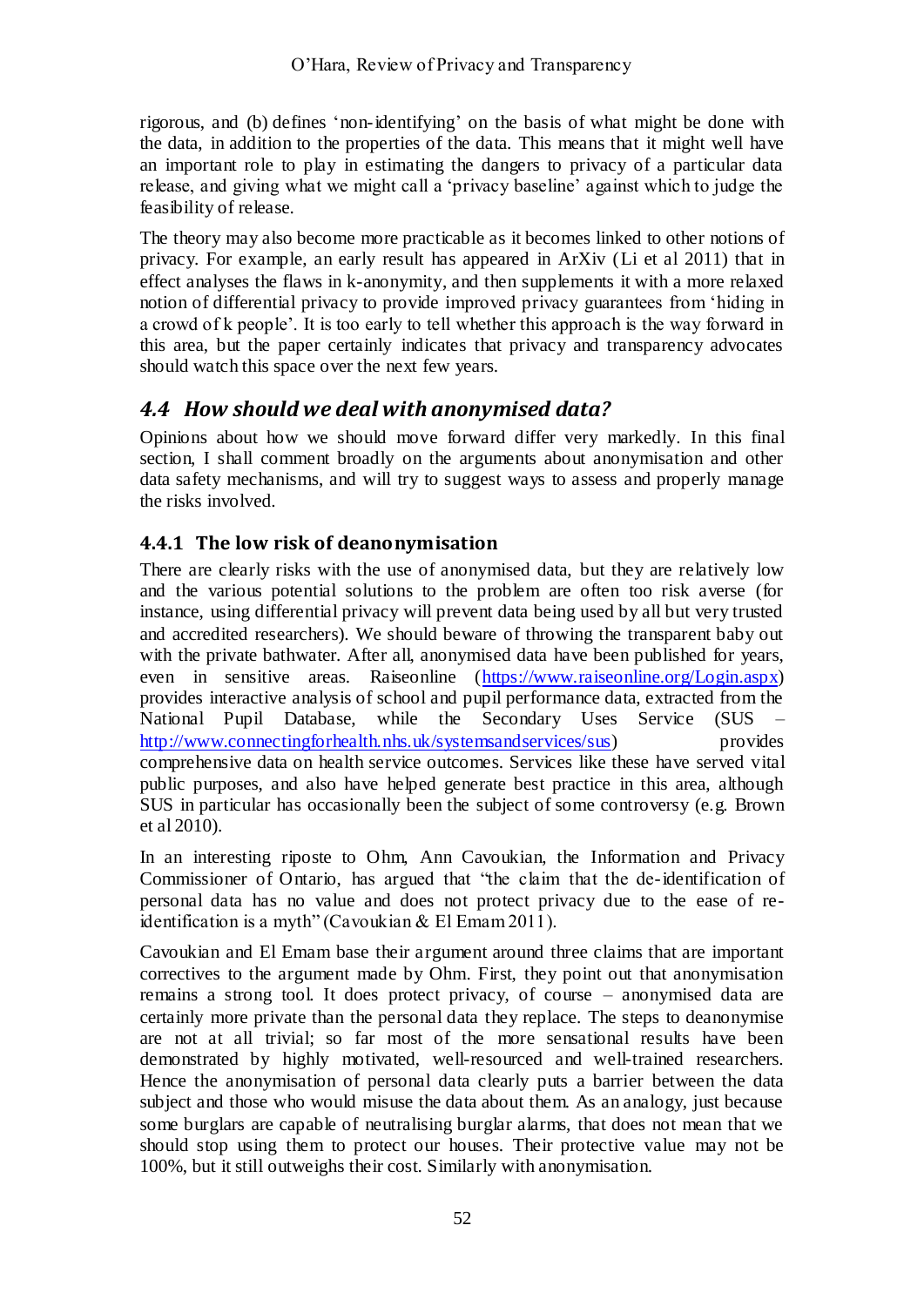rigorous, and (b) defines 'non-identifying' on the basis of what might be done with the data, in addition to the properties of the data. This means that it might well have an important role to play in estimating the dangers to privacy of a particular data release, and giving what we might call a 'privacy baseline' against which to judge the feasibility of release.

The theory may also become more practicable as it becomes linked to other notions of privacy. For example, an early result has appeared in ArXiv (Li et al 2011) that in effect analyses the flaws in k-anonymity, and then supplements it with a more relaxed notion of differential privacy to provide improved privacy guarantees from 'hiding in a crowd of k people'. It is too early to tell whether this approach is the way forward in this area, but the paper certainly indicates that privacy and transparency advocates should watch this space over the next few years.

## *4.4 How should we deal with anonymised data?*

Opinions about how we should move forward differ very markedly. In this final section, I shall comment broadly on the arguments about anonymisation and other data safety mechanisms, and will try to suggest ways to assess and properly manage the risks involved.

### 4.4.1 The low risk of deanonymisation

There are clearly risks with the use of anonymised data, but they are relatively low and the various potential solutions to the problem are often too risk averse (for instance, using differential privacy will prevent data being used by all but very trusted and accredited researchers). We should beware of throwing the transparent baby out with the private bathwater. After all, anonymised data have been published for years, even in sensitive areas. Raiseonline (https://www.raiseonline.org/Login.aspx) provides interactive analysis of school and pupil performance data, extracted from the National Pupil Database, while the Secondary Uses Service (SUS – http://www.connectingforhealth.nhs.uk/systemsandservices/sus) provides comprehensive data on health service outcomes. Services like these have served vital public purposes, and also have helped generate best practice in this area, although SUS in particular has occasionally been the subject of some controversy (e.g. Brown et al 2010).

In an interesting riposte to Ohm, Ann Cavoukian, the Information and Privacy Commissioner of Ontario, has argued that "the claim that the de-identification of personal data has no value and does not protect privacy due to the ease of re-identification is a myth" (Cavoukian & El Emam 2011).

Cavoukian and El Emam base their argument around three claims that are important correctives to the argument made by Ohm. First, they point out that anonymisation remains a strong tool. It does protect privacy, of course – anonymised data are certainly more private than the personal data they replace. The steps to deanonymise are not at all trivial; so far most of the more sensational results have been demonstrated by highly motivated, well-resourced and well-trained researchers. Hence the anonymisation of personal data clearly puts a barrier between the data subject and those who would misuse the data about them. As an analogy, just because some burglars are capable of neutralising burglar alarms, that does not mean that we should stop using them to protect our houses. Their protective value may not be 100%, but it still outweighs their cost. Similarly with anonymisation.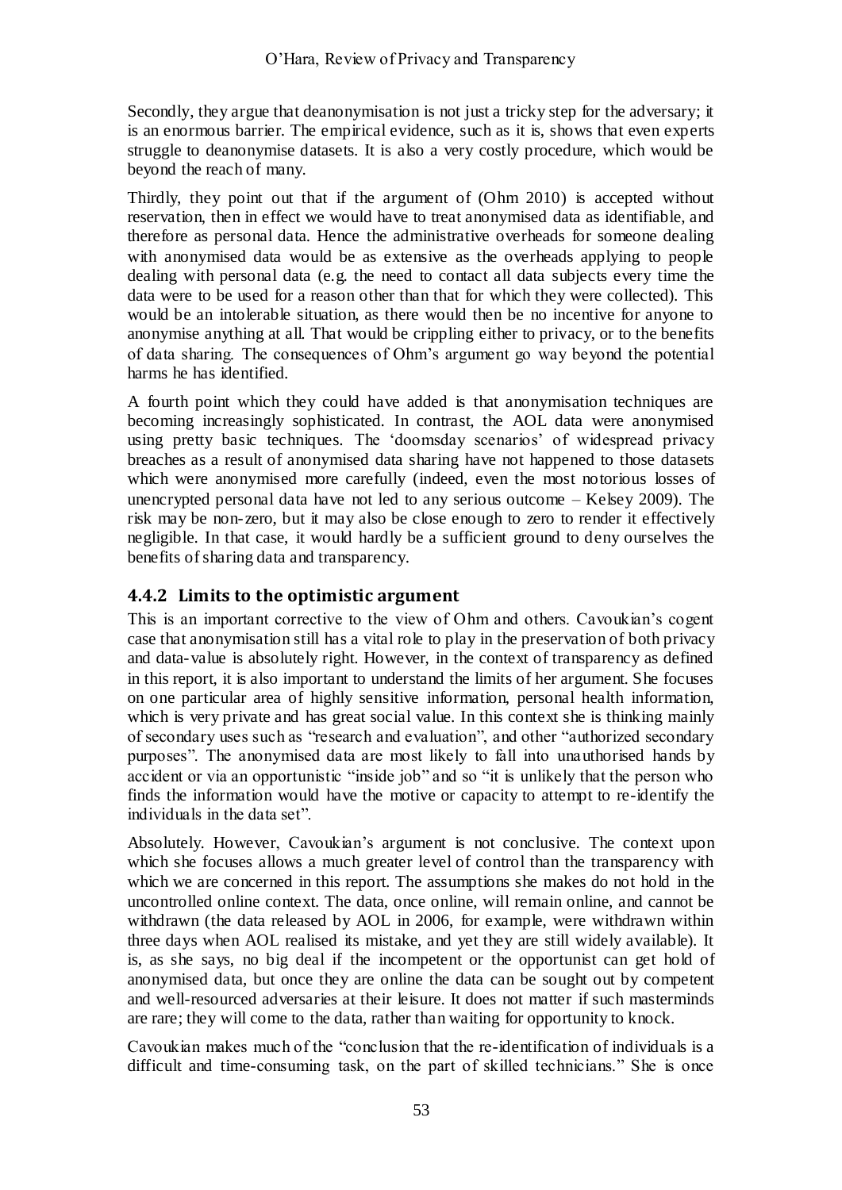Secondly, they argue that deanonymisation is not just a tricky step for the adversary; it is an enormous barrier. The empirical evidence, such as it is, shows that even experts struggle to deanonymise datasets. It is also a very costly procedure, which would be beyond the reach of many.

Thirdly, they point out that if the argument of (Ohm 2010) is accepted without reservation, then in effect we would have to treat anonymised data as identifiable, and therefore as personal data. Hence the administrative overheads for someone dealing with anonymised data would be as extensive as the overheads applying to people dealing with personal data (e.g. the need to contact all data subjects every time the data were to be used for a reason other than that for which they were collected). This would be an intolerable situation, as there would then be no incentive for anyone to anonymise anything at all. That would be crippling either to privacy, or to the benefits of data sharing. The consequences of Ohm's argument go way beyond the potential harms he has identified.

A fourth point which they could have added is that anonymisation techniques are becoming increasingly sophisticated. In contrast, the AOL data were anonymised using pretty basic techniques. The 'doomsday scenarios' of widespread privacy breaches as a result of anonymised data sharing have not happened to those datasets which were anonymised more carefully (indeed, even the most notorious losses of unencrypted personal data have not led to any serious outcome – Kelsey 2009). The risk may be non-zero, but it may also be close enough to zero to render it effectively negligible. In that case, it would hardly be a sufficient ground to deny ourselves the benefits of sharing data and transparency.

### 4.4.2 Limits to the optimistic argument

This is an important corrective to the view of Ohm and others. Cavoukian's cogent case that anonymisation still has a vital role to play in the preservation of both privacy and data-value is absolutely right. However, in the context of transparency as defined in this report, it is also important to understand the limits of her argument. She focuses on one particular area of highly sensitive information, personal health information, which is very private and has great social value. In this context she is thinking mainly of secondary uses such as "research and evaluation", and other "authorized secondary purposes". The anonymised data are most likely to fall into unauthorised hands by accident or via an opportunistic "inside job" and so "it is unlikely that the person who finds the information would have the motive or capacity to attempt to re-identify the individuals in the data set".

Absolutely. However, Cavoukian's argument is not conclusive. The context upon which she focuses allows a much greater level of control than the transparency with which we are concerned in this report. The assumptions she makes do not hold in the uncontrolled online context. The data, once online, will remain online, and cannot be withdrawn (the data released by AOL in 2006, for example, were withdrawn within three days when AOL realised its mistake, and yet they are still widely available). It is, as she says, no big deal if the incompetent or the opportunist can get hold of anonymised data, but once they are online the data can be sought out by competent and well-resourced adversaries at their leisure. It does not matter if such masterminds are rare; they will come to the data, rather than waiting for opportunity to knock.

Cavoukian makes much of the "conclusion that the re-identification of individuals is a difficult and time-consuming task, on the part of skilled technicians." She is once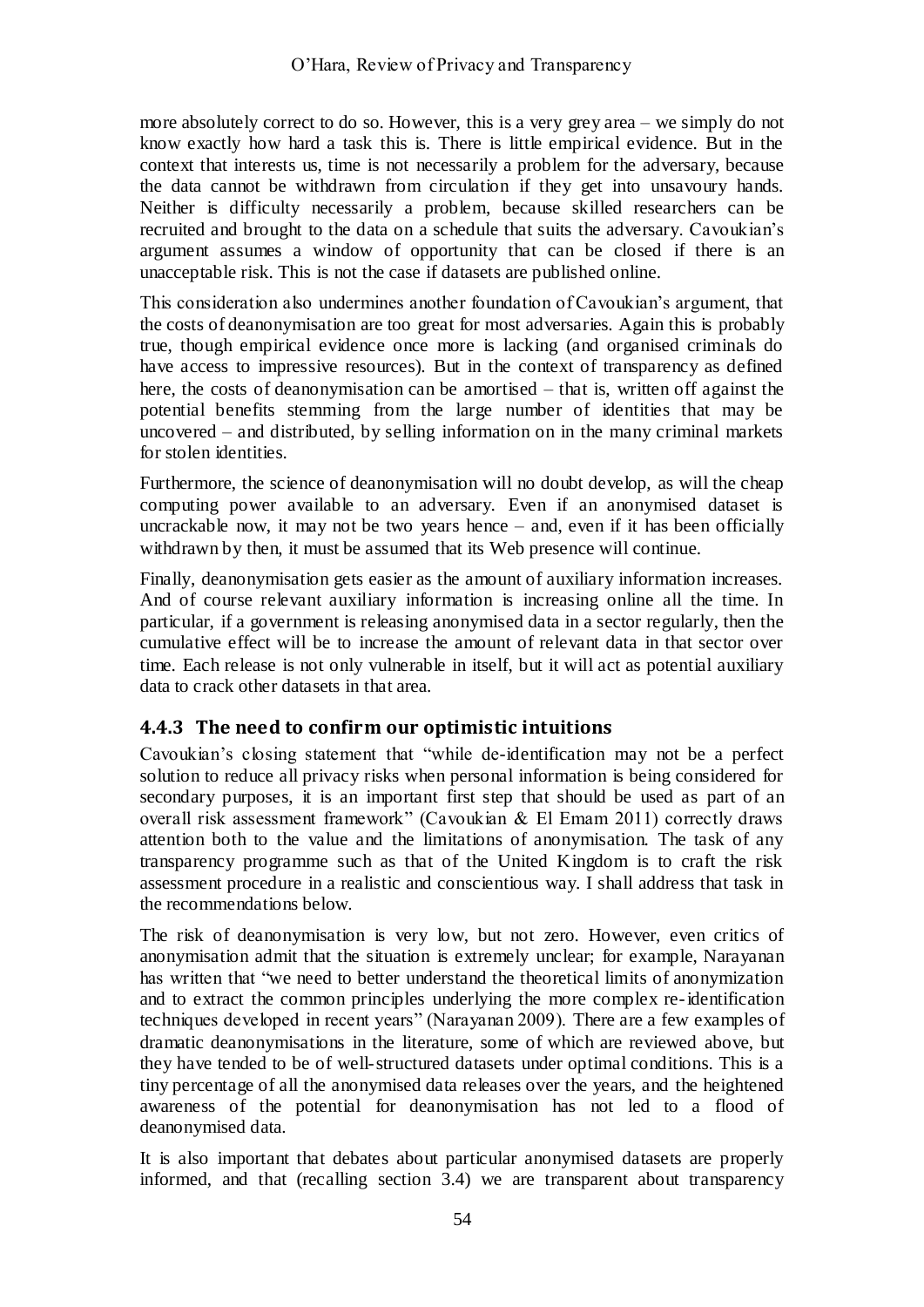more absolutely correct to do so. However, this is a very grey area – we simply do not know exactly how hard a task this is. There is little empirical evidence. But in the context that interests us, time is not necessarily a problem for the adversary, because the data cannot be withdrawn from circulation if they get into unsavoury hands. Neither is difficulty necessarily a problem, because skilled researchers can be recruited and brought to the data on a schedule that suits the adversary. Cavoukian's argument assumes a window of opportunity that can be closed if there is an unacceptable risk. This is not the case if datasets are published online.

This consideration also undermines another foundation of Cavoukian's argument, that the costs of deanonymisation are too great for most adversaries. Again this is probably true, though empirical evidence once more is lacking (and organised criminals do have access to impressive resources). But in the context of transparency as defined here, the costs of deanonymisation can be amortised – that is, written off against the potential benefits stemming from the large number of identities that may be uncovered – and distributed, by selling information on in the many criminal markets for stolen identities.

Furthermore, the science of deanonymisation will no doubt develop, as will the cheap computing power available to an adversary. Even if an anonymised dataset is uncrackable now, it may not be two years hence – and, even if it has been officially withdrawn by then, it must be assumed that its Web presence will continue.

Finally, deanonymisation gets easier as the amount of auxiliary information increases. And of course relevant auxiliary information is increasing online all the time. In particular, if a government is releasing anonymised data in a sector regularly, then the cumulative effect will be to increase the amount of relevant data in that sector over time. Each release is not only vulnerable in itself, but it will act as potential auxiliary data to crack other datasets in that area.

### 4.4.3 The need to confirm our optimistic intuitions

Cavoukian's closing statement that "while de-identification may not be a perfect solution to reduce all privacy risks when personal information is being considered for secondary purposes, it is an important first step that should be used as part of an overall risk assessment framework" (Cavoukian & El Emam 2011) correctly draws attention both to the value and the limitations of anonymisation. The task of any transparency programme such as that of the United Kingdom is to craft the risk assessment procedure in a realistic and conscientious way. I shall address that task in the recommendations below.

The risk of deanonymisation is very low, but not zero. However, even critics of anonymisation admit that the situation is extremely unclear; for example, Narayanan has written that "we need to better understand the theoretical limits of anonymization and to extract the common principles underlying the more complex re-identification techniques developed in recent years" (Narayanan 2009). There are a few examples of dramatic deanonymisations in the literature, some of which are reviewed above, but they have tended to be of well-structured datasets under optimal conditions. This is a tiny percentage of all the anonymised data releases over the years, and the heightened awareness of the potential for deanonymisation has not led to a flood of deanonymised data.

It is also important that debates about particular anonymised datasets are properly informed, and that (recalling section 3.4) we are transparent about transparency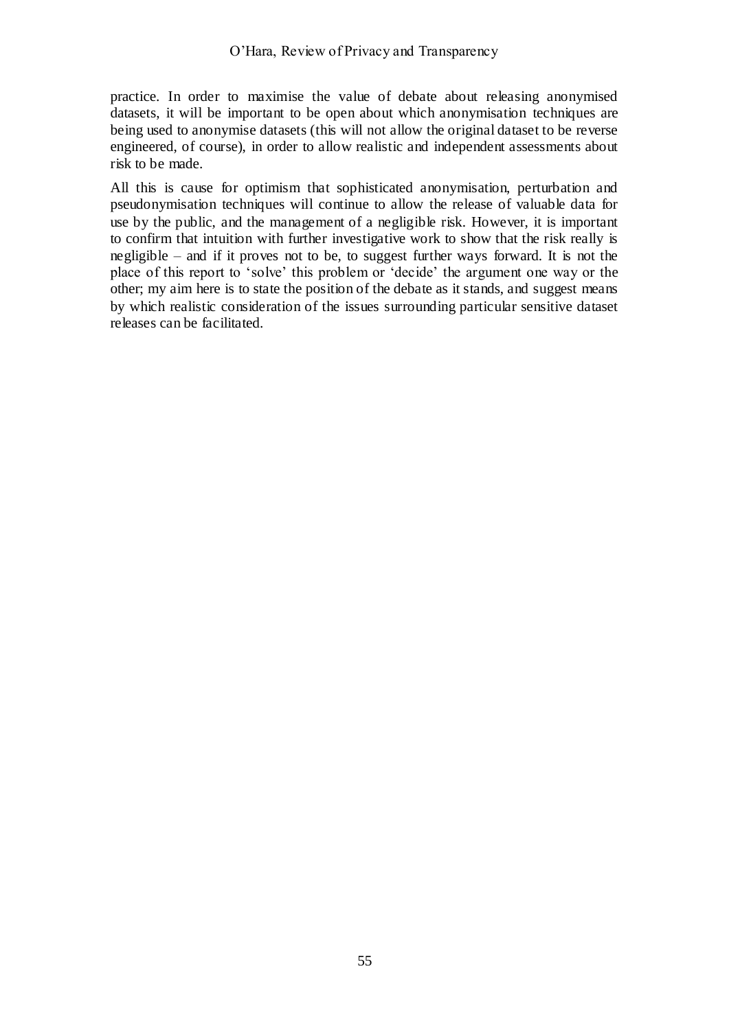practice. In order to maximise the value of debate about releasing anonymised datasets, it will be important to be open about which anonymisation techniques are being used to anonymise datasets (this will not allow the original dataset to be reverse engineered, of course), in order to allow realistic and independent assessments about risk to be made.

All this is cause for optimism that sophisticated anonymisation, perturbation and pseudonymisation techniques will continue to allow the release of valuable data for use by the public, and the management of a negligible risk. However, it is important to confirm that intuition with further investigative work to show that the risk really is negligible – and if it proves not to be, to suggest further ways forward. It is not the place of this report to 'solve' this problem or 'decide' the argument one way or the other; my aim here is to state the position of the debate as it stands, and suggest means by which realistic consideration of the issues surrounding particular sensitive dataset releases can be facilitated.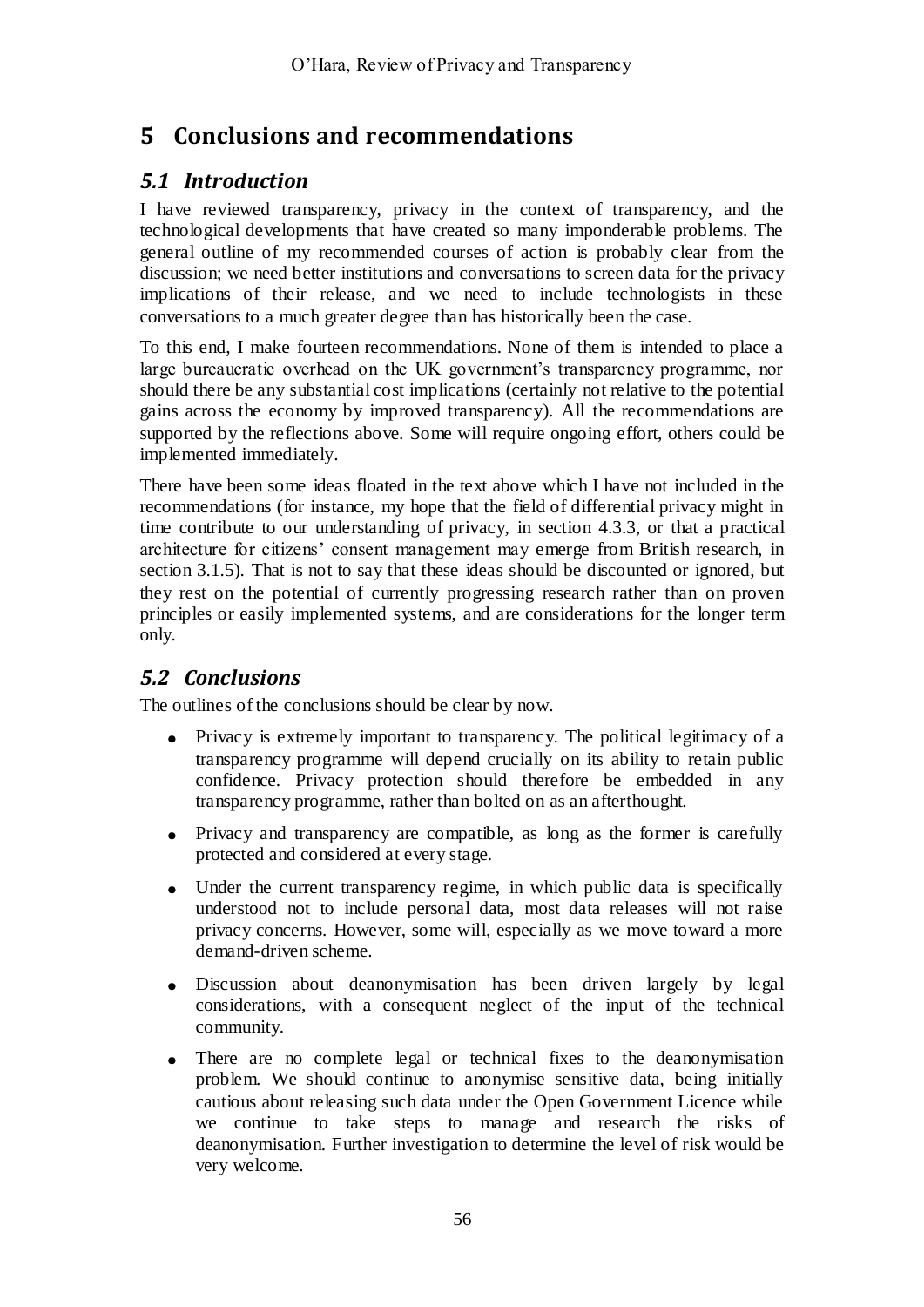# 5 Conclusions and recommendations

## *5.1 Introduction*

I have reviewed transparency, privacy in the context of transparency, and the technological developments that have created so many imponderable problems. The general outline of my recommended courses of action is probably clear from the discussion; we need better institutions and conversations to screen data for the privacy implications of their release, and we need to include technologists in these conversations to a much greater degree than has historically been the case.

To this end, I make fourteen recommendations. None of them is intended to place a large bureaucratic overhead on the UK government's transparency programme, nor should there be any substantial cost implications (certainly not relative to the potential gains across the economy by improved transparency). All the recommendations are supported by the reflections above. Some will require ongoing effort, others could be implemented immediately.

There have been some ideas floated in the text above which I have not included in the recommendations (for instance, my hope that the field of differential privacy might in time contribute to our understanding of privacy, in section 4.3.3, or that a practical architecture for citizens' consent management may emerge from British research, in section 3.1.5). That is not to say that these ideas should be discounted or ignored, but they rest on the potential of currently progressing research rather than on proven principles or easily implemented systems, and are considerations for the longer term only.

## *5.2 Conclusions*

The outlines of the conclusions should be clear by now.

- Privacy is extremely important to transparency. The political legitimacy of a transparency programme will depend crucially on its ability to retain public confidence. Privacy protection should therefore be embedded in any transparency programme, rather than bolted on as an afterthought.
- Privacy and transparency are compatible, as long as the former is carefully protected and considered at every stage.
- Under the current transparency regime, in which public data is specifically understood not to include personal data, most data releases will not raise privacy concerns. However, some will, especially as we move toward a more demand-driven scheme.
- Discussion about deanonymisation has been driven largely by legal considerations, with a consequent neglect of the input of the technical community.
- There are no complete legal or technical fixes to the deanonymisation problem. We should continue to anonymise sensitive data, being initially cautious about releasing such data under the Open Government Licence while we continue to take steps to manage and research the risks of deanonymisation. Further investigation to determine the level of risk would be very welcome.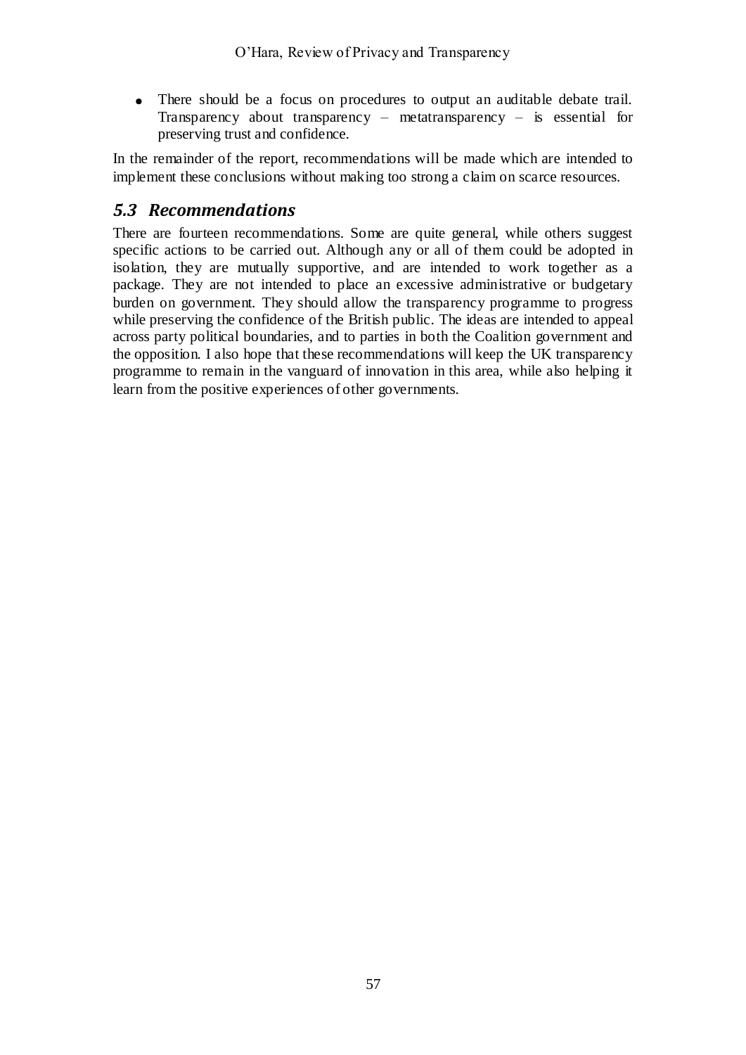- There should be a focus on procedures to output an auditable debate trail. Transparency about transparency – metatransparency – is essential for preserving trust and confidence.

In the remainder of the report, recommendations will be made which are intended to implement these conclusions without making too strong a claim on scarce resources.

## *5.3 Recommendations*

There are fourteen recommendations. Some are quite general, while others suggest specific actions to be carried out. Although any or all of them could be adopted in isolation, they are mutually supportive, and are intended to work together as a package. They are not intended to place an excessive administrative or budgetary burden on government. They should allow the transparency programme to progress while preserving the confidence of the British public. The ideas are intended to appeal across party political boundaries, and to parties in both the Coalition government and the opposition. I also hope that these recommendations will keep the UK transparency programme to remain in the vanguard of innovation in this area, while also helping it learn from the positive experiences of other governments.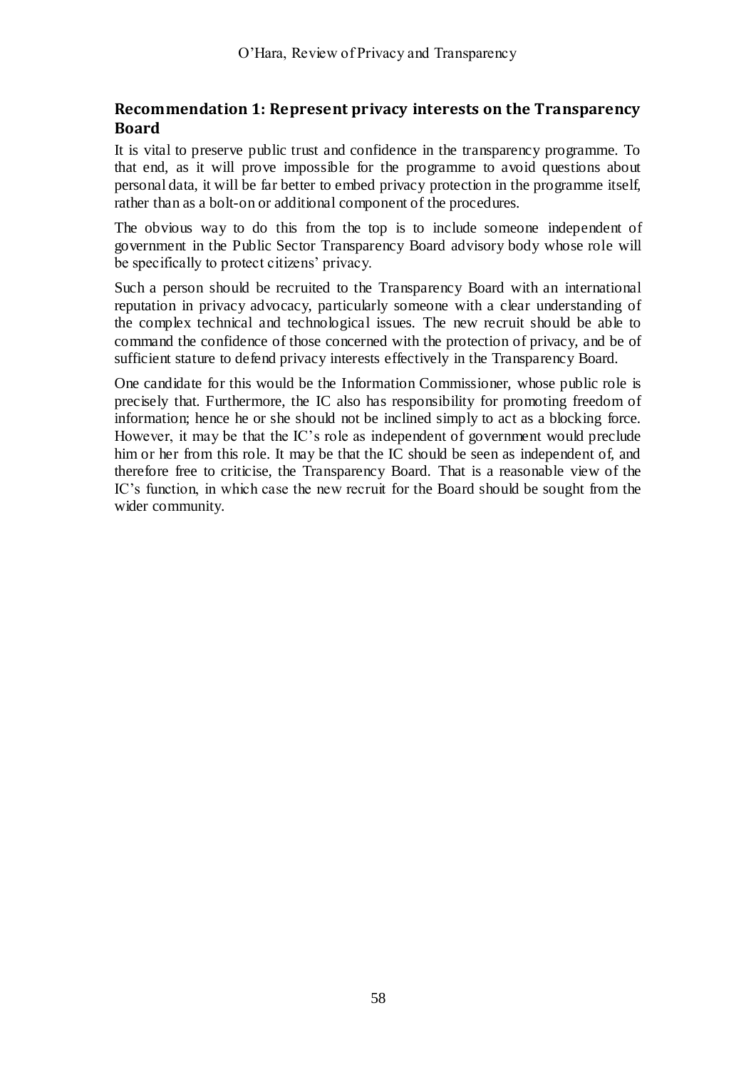## Recommendation 1: Represent privacy interests on the Transparency Board

It is vital to preserve public trust and confidence in the transparency programme. To that end, as it will prove impossible for the programme to avoid questions about personal data, it will be far better to embed privacy protection in the programme itself, rather than as a bolt-on or additional component of the procedures.

The obvious way to do this from the top is to include someone independent of government in the Public Sector Transparency Board advisory body whose role will be specifically to protect citizens' privacy.

Such a person should be recruited to the Transparency Board with an international reputation in privacy advocacy, particularly someone with a clear understanding of the complex technical and technological issues. The new recruit should be able to command the confidence of those concerned with the protection of privacy, and be of sufficient stature to defend privacy interests effectively in the Transparency Board.

One candidate for this would be the Information Commissioner, whose public role is precisely that. Furthermore, the IC also has responsibility for promoting freedom of information; hence he or she should not be inclined simply to act as a blocking force. However, it may be that the IC's role as independent of government would preclude him or her from this role. It may be that the IC should be seen as independent of, and therefore free to criticise, the Transparency Board. That is a reasonable view of the IC's function, in which case the new recruit for the Board should be sought from the wider community.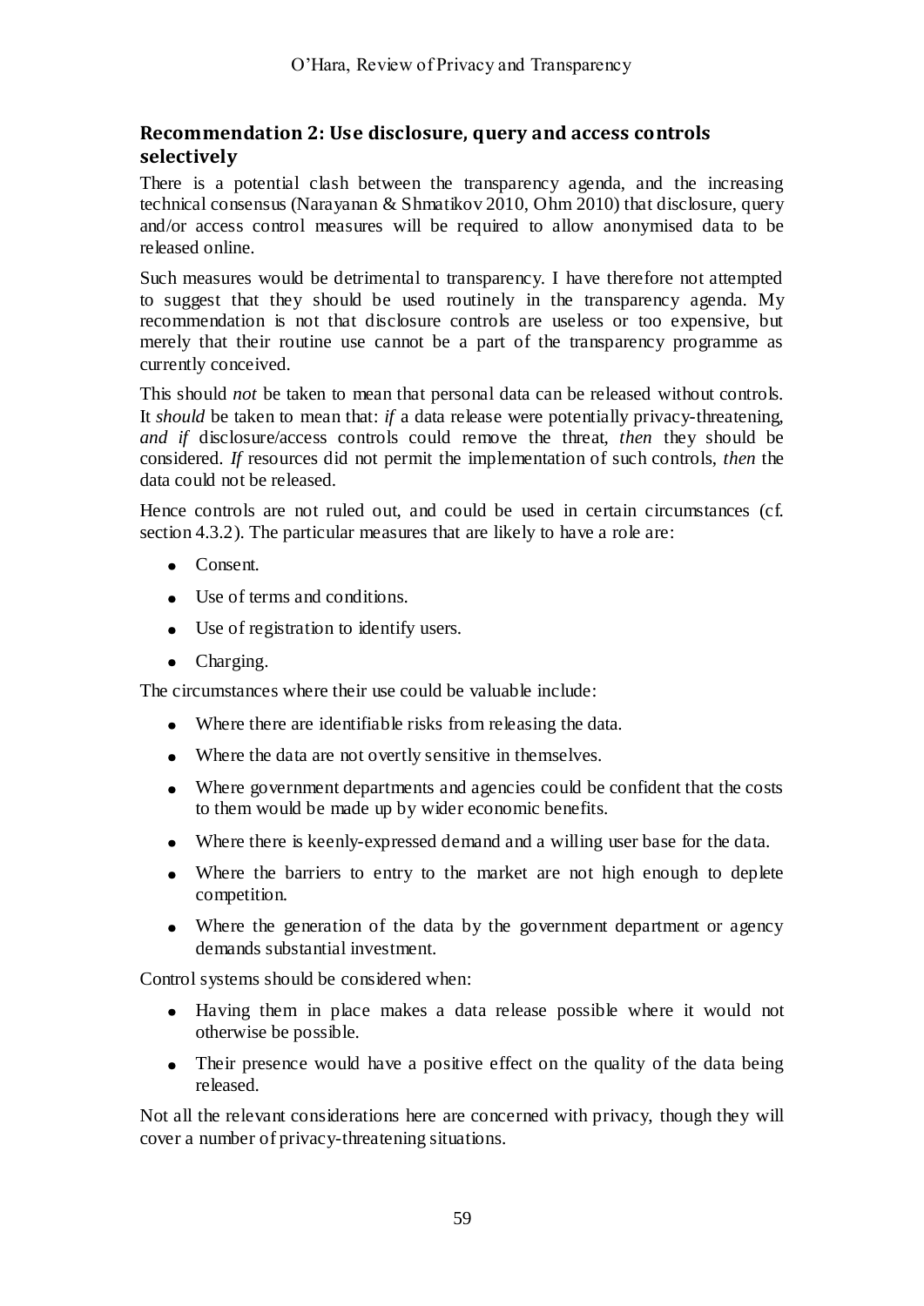## Recommendation 2: Use disclosure, query and access controls selectively

There is a potential clash between the transparency agenda, and the increasing technical consensus (Narayanan & Shmatikov 2010, Ohm 2010) that disclosure, query and/or access control measures will be required to allow anonymised data to be released online.

Such measures would be detrimental to transparency. I have therefore not attempted to suggest that they should be used routinely in the transparency agenda. My recommendation is not that disclosure controls are useless or too expensive, but merely that their routine use cannot be a part of the transparency programme as currently conceived.

This should *not* be taken to mean that personal data can be released without controls. It *should* be taken to mean that: *if* a data release were potentially privacy-threatening, *and if* disclosure/access controls could remove the threat, *then* they should be considered. *If* resources did not permit the implementation of such controls, *then* the data could not be released.

Hence controls are not ruled out, and could be used in certain circumstances (cf. section 4.3.2). The particular measures that are likely to have a role are:

- Consent.
- Use of terms and conditions.
- Use of registration to identify users.
- Charging.

The circumstances where their use could be valuable include:

- Where there are identifiable risks from releasing the data.
- Where the data are not overtly sensitive in themselves.
- Where government departments and agencies could be confident that the costs to them would be made up by wider economic benefits.
- Where there is keenly-expressed demand and a willing user base for the data.
- Where the barriers to entry to the market are not high enough to deplete competition.
- Where the generation of the data by the government department or agency demands substantial investment.

Control systems should be considered when:

- Having them in place makes a data release possible where it would not otherwise be possible.
- Their presence would have a positive effect on the quality of the data being released.

Not all the relevant considerations here are concerned with privacy, though they will cover a number of privacy-threatening situations.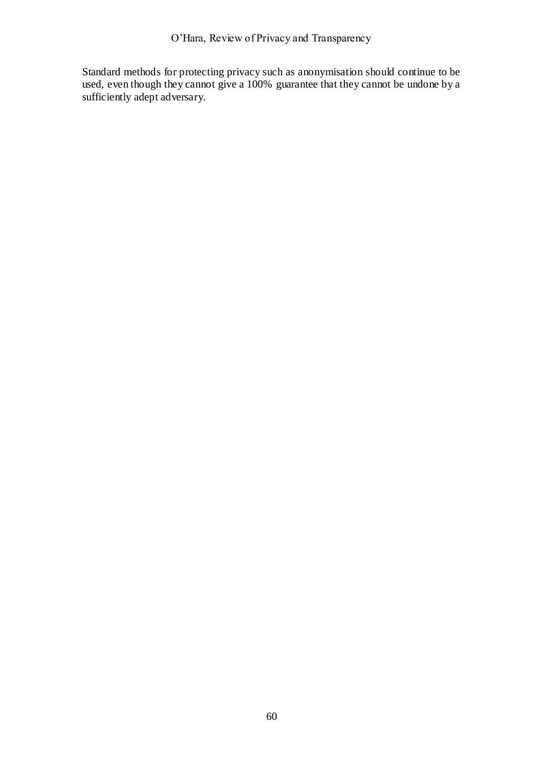Standard methods for protecting privacy such as anonymisation should continue to be used, even though they cannot give a 100% guarantee that they cannot be undone by a sufficiently adept adversary.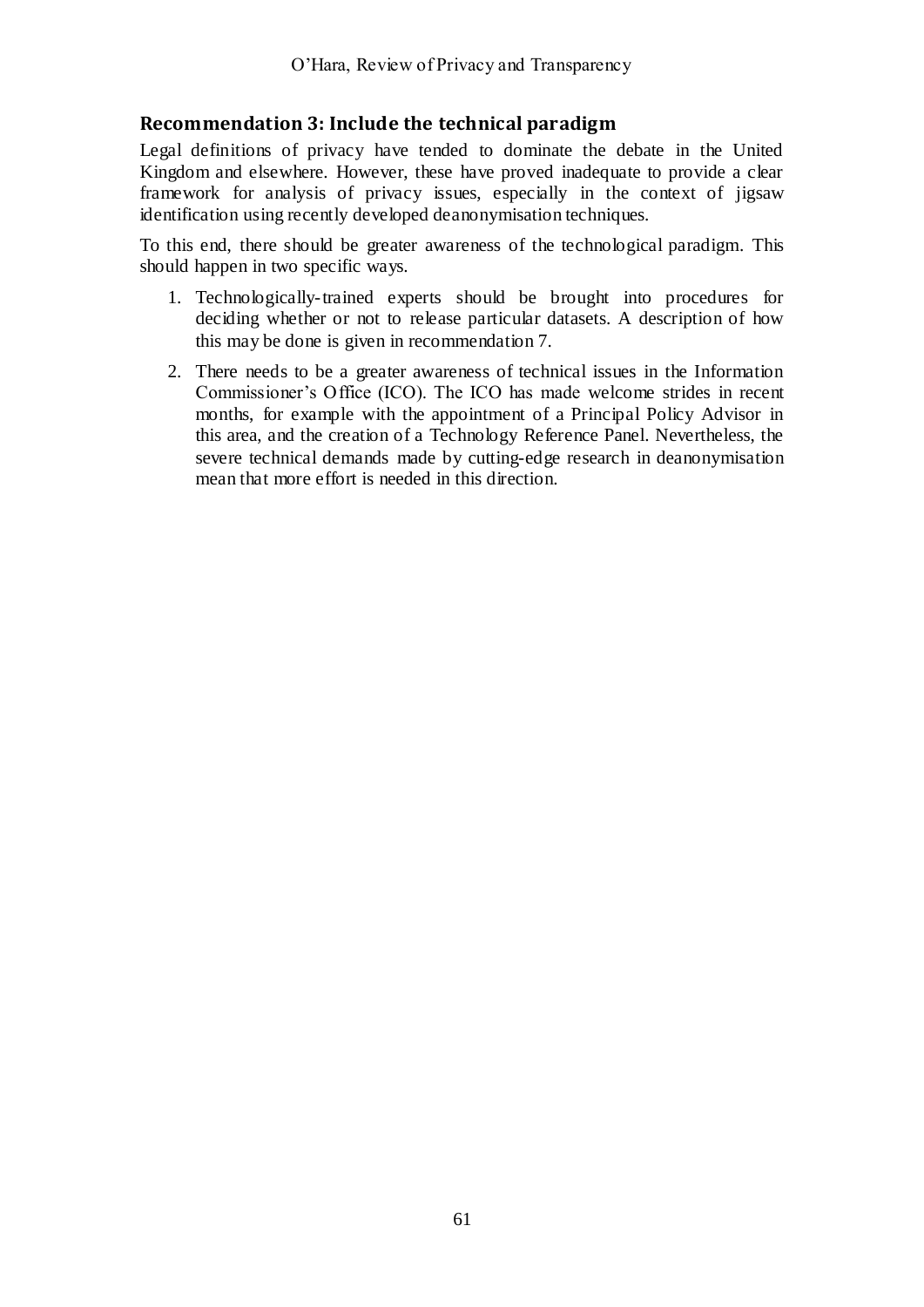## Recommendation 3: Include the technical paradigm

Legal definitions of privacy have tended to dominate the debate in the United Kingdom and elsewhere. However, these have proved inadequate to provide a clear framework for analysis of privacy issues, especially in the context of jigsaw identification using recently developed deanonymisation techniques.

To this end, there should be greater awareness of the technological paradigm. This should happen in two specific ways.

1. Technologically-trained experts should be brought into procedures for deciding whether or not to release particular datasets. A description of how this may be done is given in recommendation 7.
2. There needs to be a greater awareness of technical issues in the Information Commissioner's Office (ICO). The ICO has made welcome strides in recent months, for example with the appointment of a Principal Policy Advisor in this area, and the creation of a Technology Reference Panel. Nevertheless, the severe technical demands made by cutting-edge research in deanonymisation mean that more effort is needed in this direction.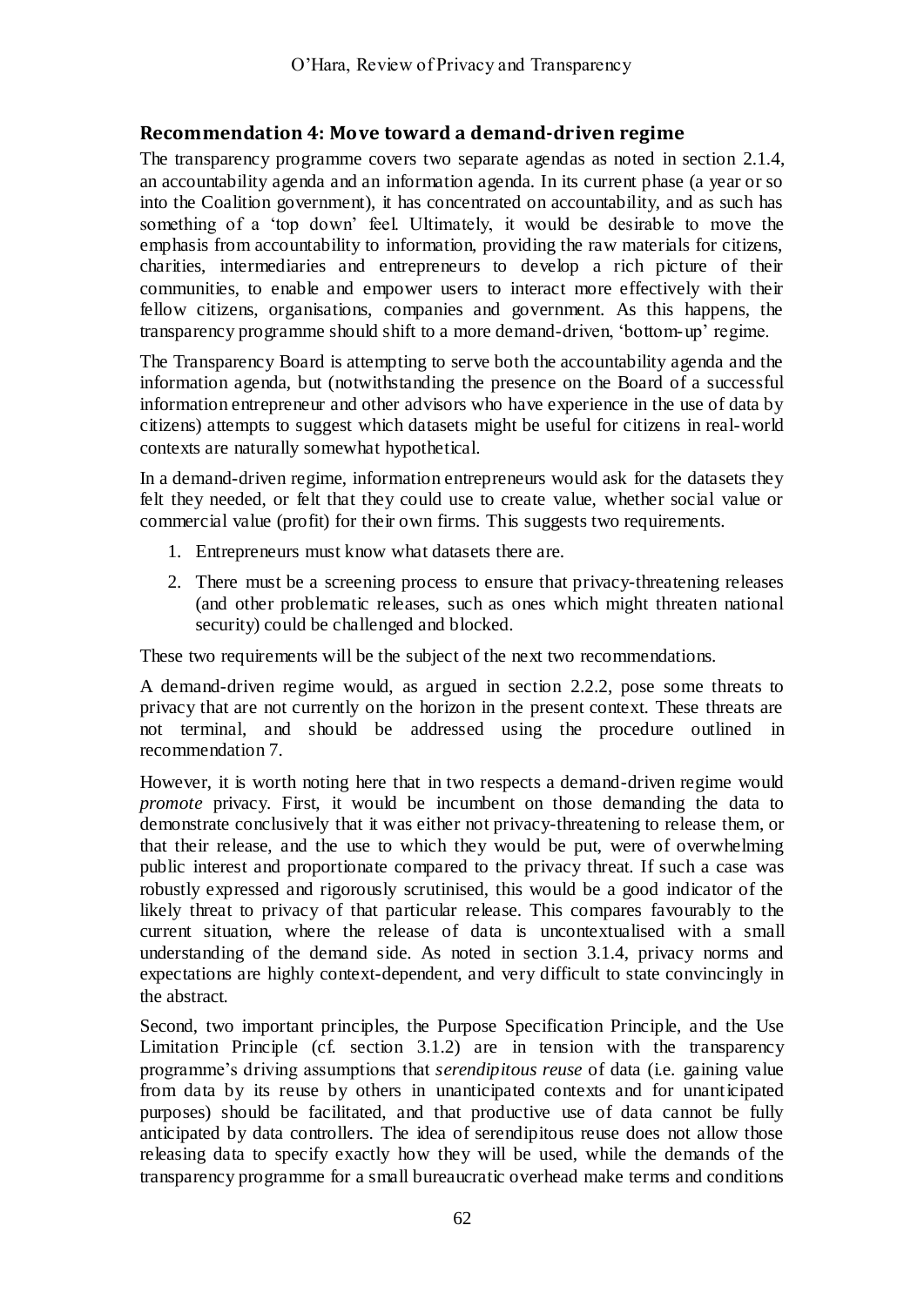## Recommendation 4: Move toward a demand-driven regime

The transparency programme covers two separate agendas as noted in section 2.1.4, an accountability agenda and an information agenda. In its current phase (a year or so into the Coalition government), it has concentrated on accountability, and as such has something of a 'top down' feel. Ultimately, it would be desirable to move the emphasis from accountability to information, providing the raw materials for citizens, charities, intermediaries and entrepreneurs to develop a rich picture of their communities, to enable and empower users to interact more effectively with their fellow citizens, organisations, companies and government. As this happens, the transparency programme should shift to a more demand-driven, 'bottom-up' regime.

The Transparency Board is attempting to serve both the accountability agenda and the information agenda, but (notwithstanding the presence on the Board of a successful information entrepreneur and other advisors who have experience in the use of data by citizens) attempts to suggest which datasets might be useful for citizens in real-world contexts are naturally somewhat hypothetical.

In a demand-driven regime, information entrepreneurs would ask for the datasets they felt they needed, or felt that they could use to create value, whether social value or commercial value (profit) for their own firms. This suggests two requirements.

1. Entrepreneurs must know what datasets there are.
2. There must be a screening process to ensure that privacy-threatening releases (and other problematic releases, such as ones which might threaten national security) could be challenged and blocked.

These two requirements will be the subject of the next two recommendations.

A demand-driven regime would, as argued in section 2.2.2, pose some threats to privacy that are not currently on the horizon in the present context. These threats are not terminal, and should be addressed using the procedure outlined in recommendation 7.

However, it is worth noting here that in two respects a demand-driven regime would *promote* privacy. First, it would be incumbent on those demanding the data to demonstrate conclusively that it was either not privacy-threatening to release them, or that their release, and the use to which they would be put, were of overwhelming public interest and proportionate compared to the privacy threat. If such a case was robustly expressed and rigorously scrutinised, this would be a good indicator of the likely threat to privacy of that particular release. This compares favourably to the current situation, where the release of data is uncontextualised with a small understanding of the demand side. As noted in section 3.1.4, privacy norms and expectations are highly context-dependent, and very difficult to state convincingly in the abstract.

Second, two important principles, the Purpose Specification Principle, and the Use Limitation Principle (cf. section 3.1.2) are in tension with the transparency programme's driving assumptions that *serendipitous reuse* of data (i.e. gaining value from data by its reuse by others in unanticipated contexts and for unanticipated purposes) should be facilitated, and that productive use of data cannot be fully anticipated by data controllers. The idea of serendipitous reuse does not allow those releasing data to specify exactly how they will be used, while the demands of the transparency programme for a small bureaucratic overhead make terms and conditions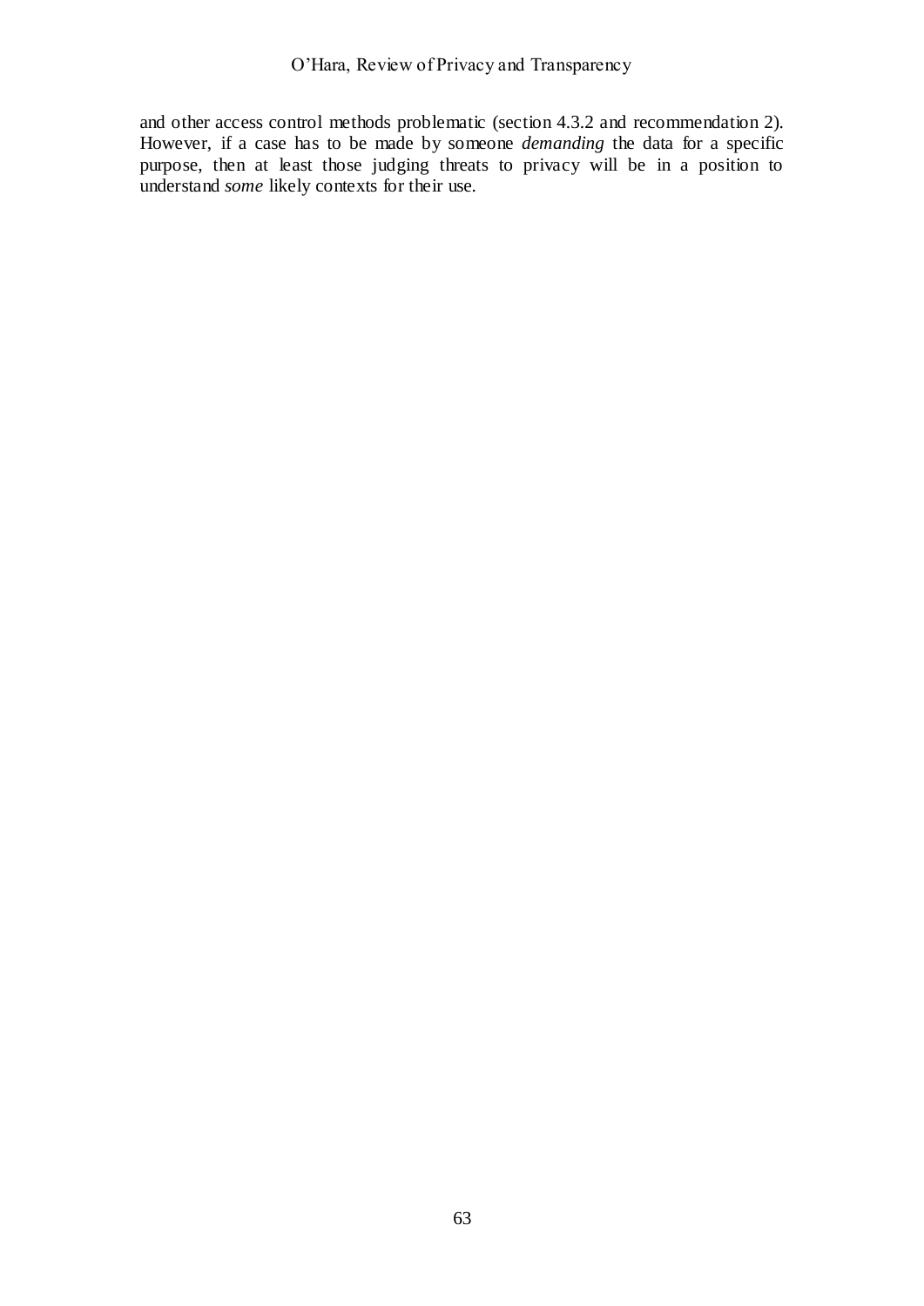and other access control methods problematic (section 4.3.2 and recommendation 2). However, if a case has to be made by someone *demanding* the data for a specific purpose, then at least those judging threats to privacy will be in a position to understand *some* likely contexts for their use.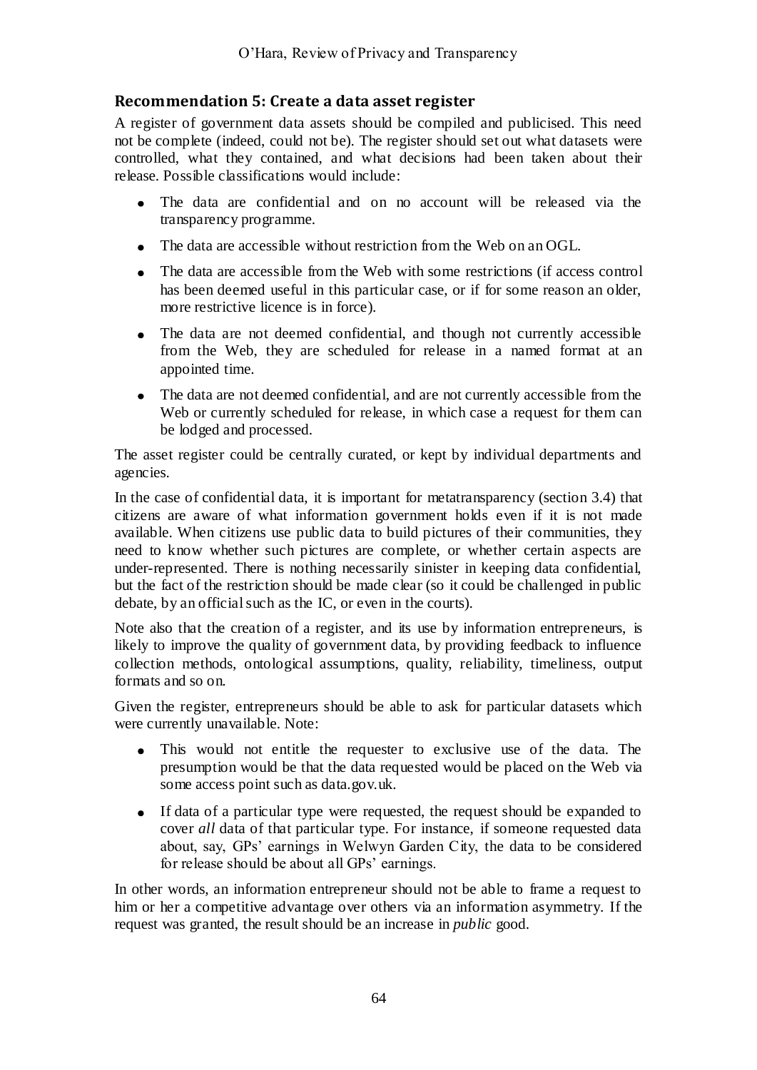## Recommendation 5: Create a data asset register

A register of government data assets should be compiled and publicised. This need not be complete (indeed, could not be). The register should set out what datasets were controlled, what they contained, and what decisions had been taken about their release. Possible classifications would include:

- The data are confidential and on no account will be released via the transparency programme.
- The data are accessible without restriction from the Web on an OGL.
- The data are accessible from the Web with some restrictions (if access control has been deemed useful in this particular case, or if for some reason an older, more restrictive licence is in force).
- The data are not deemed confidential, and though not currently accessible from the Web, they are scheduled for release in a named format at an appointed time.
- The data are not deemed confidential, and are not currently accessible from the Web or currently scheduled for release, in which case a request for them can be lodged and processed.

The asset register could be centrally curated, or kept by individual departments and agencies.

In the case of confidential data, it is important for metatransparency (section 3.4) that citizens are aware of what information government holds even if it is not made available. When citizens use public data to build pictures of their communities, they need to know whether such pictures are complete, or whether certain aspects are under-represented. There is nothing necessarily sinister in keeping data confidential, but the fact of the restriction should be made clear (so it could be challenged in public debate, by an official such as the IC, or even in the courts).

Note also that the creation of a register, and its use by information entrepreneurs, is likely to improve the quality of government data, by providing feedback to influence collection methods, ontological assumptions, quality, reliability, timeliness, output formats and so on.

Given the register, entrepreneurs should be able to ask for particular datasets which were currently unavailable. Note:

- This would not entitle the requester to exclusive use of the data. The presumption would be that the data requested would be placed on the Web via some access point such as data.gov.uk.
- If data of a particular type were requested, the request should be expanded to cover *all* data of that particular type. For instance, if someone requested data about, say, GPs' earnings in Welwyn Garden City, the data to be considered for release should be about all GPs' earnings.

In other words, an information entrepreneur should not be able to frame a request to him or her a competitive advantage over others via an information asymmetry. If the request was granted, the result should be an increase in *public* good.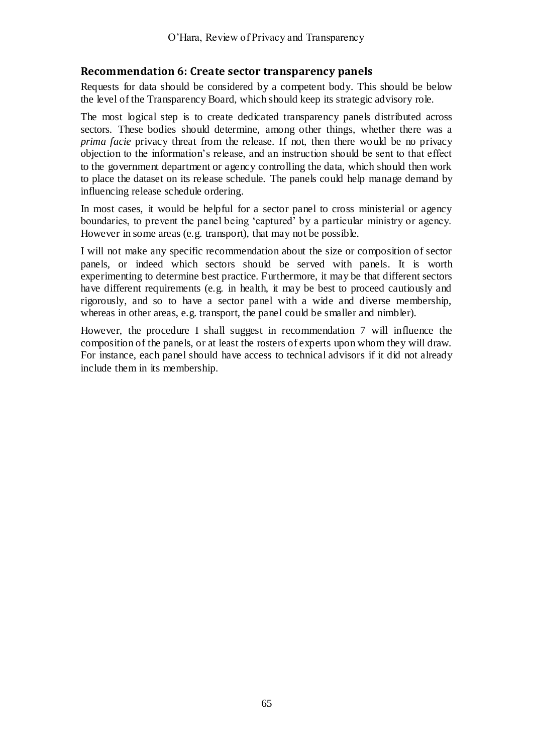## Recommendation 6: Create sector transparency panels

Requests for data should be considered by a competent body. This should be below the level of the Transparency Board, which should keep its strategic advisory role.

The most logical step is to create dedicated transparency panels distributed across sectors. These bodies should determine, among other things, whether there was a *prima facie* privacy threat from the release. If not, then there would be no privacy objection to the information's release, and an instruction should be sent to that effect to the government department or agency controlling the data, which should then work to place the dataset on its release schedule. The panels could help manage demand by influencing release schedule ordering.

In most cases, it would be helpful for a sector panel to cross ministerial or agency boundaries, to prevent the panel being 'captured' by a particular ministry or agency. However in some areas (e.g. transport), that may not be possible.

I will not make any specific recommendation about the size or composition of sector panels, or indeed which sectors should be served with panels. It is worth experimenting to determine best practice. Furthermore, it may be that different sectors have different requirements (e.g. in health, it may be best to proceed cautiously and rigorously, and so to have a sector panel with a wide and diverse membership, whereas in other areas, e.g. transport, the panel could be smaller and nimbler).

However, the procedure I shall suggest in recommendation 7 will influence the composition of the panels, or at least the rosters of experts upon whom they will draw. For instance, each panel should have access to technical advisors if it did not already include them in its membership.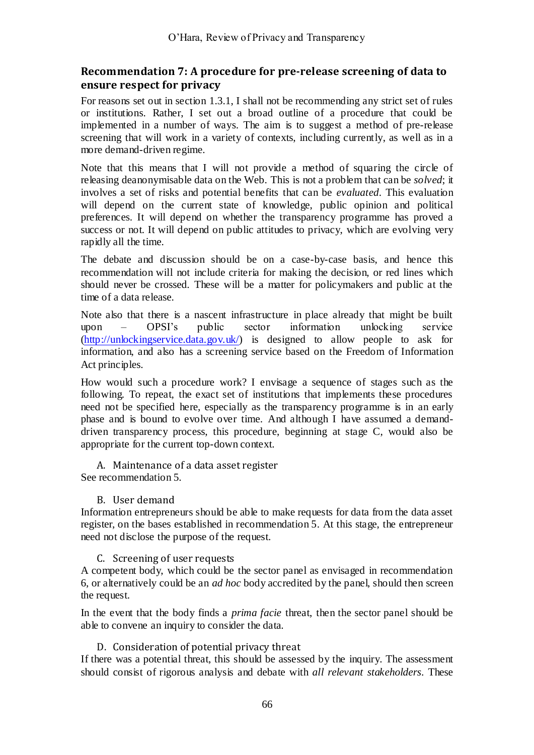## Recommendation 7: A procedure for pre-release screening of data to ensure respect for privacy

For reasons set out in section 1.3.1, I shall not be recommending any strict set of rules or institutions. Rather, I set out a broad outline of a procedure that could be implemented in a number of ways. The aim is to suggest a method of pre-release screening that will work in a variety of contexts, including currently, as well as in a more demand-driven regime.

Note that this means that I will not provide a method of squaring the circle of releasing deanonymisable data on the Web. This is not a problem that can be *solved*; it involves a set of risks and potential benefits that can be *evaluated*. This evaluation will depend on the current state of knowledge, public opinion and political preferences. It will depend on whether the transparency programme has proved a success or not. It will depend on public attitudes to privacy, which are evolving very rapidly all the time.

The debate and discussion should be on a case-by-case basis, and hence this recommendation will not include criteria for making the decision, or red lines which should never be crossed. These will be a matter for policymakers and public at the time of a data release.

Note also that there is a nascent infrastructure in place already that might be built upon – OPSI's public sector information unlocking service (http://unlockingservice.data.gov.uk/) is designed to allow people to ask for information, and also has a screening service based on the Freedom of Information Act principles.

How would such a procedure work? I envisage a sequence of stages such as the following. To repeat, the exact set of institutions that implements these procedures need not be specified here, especially as the transparency programme is in an early phase and is bound to evolve over time. And although I have assumed a demand-driven transparency process, this procedure, beginning at stage C, would also be appropriate for the current top-down context.

A. Maintenance of a data asset register

See recommendation 5.

B. User demand

Information entrepreneurs should be able to make requests for data from the data asset register, on the bases established in recommendation 5. At this stage, the entrepreneur need not disclose the purpose of the request.

C. Screening of user requests

A competent body, which could be the sector panel as envisaged in recommendation 6, or alternatively could be an *ad hoc* body accredited by the panel, should then screen the request.

In the event that the body finds a *prima facie* threat, then the sector panel should be able to convene an inquiry to consider the data.

D. Consideration of potential privacy threat

If there was a potential threat, this should be assessed by the inquiry. The assessment should consist of rigorous analysis and debate with *all relevant stakeholders*. These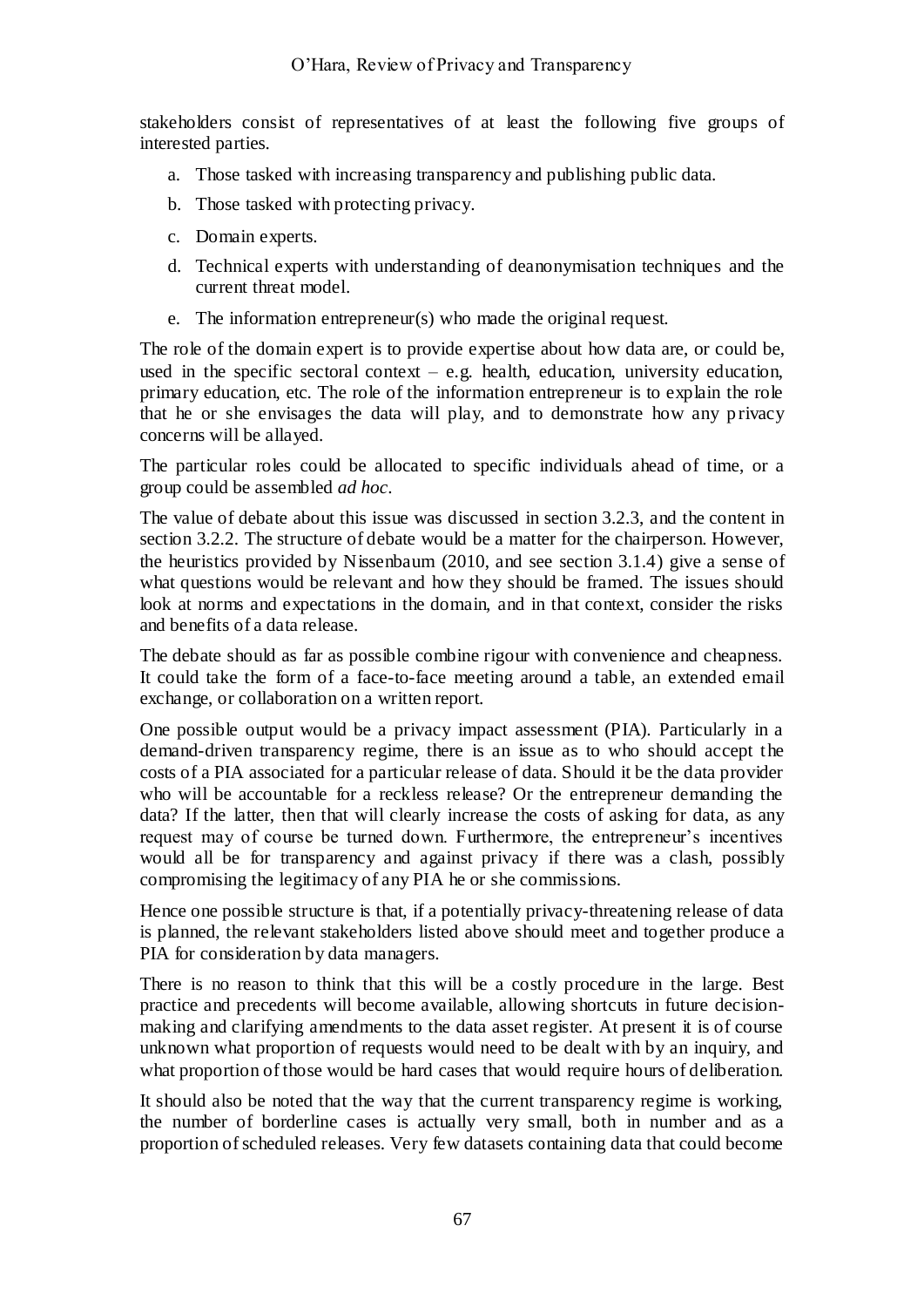stakeholders consist of representatives of at least the following five groups of interested parties.

a. Those tasked with increasing transparency and publishing public data.
b. Those tasked with protecting privacy.
c. Domain experts.
d. Technical experts with understanding of deanonymisation techniques and the current threat model.
e. The information entrepreneur(s) who made the original request.

The role of the domain expert is to provide expertise about how data are, or could be, used in the specific sectoral context – e.g. health, education, university education, primary education, etc. The role of the information entrepreneur is to explain the role that he or she envisages the data will play, and to demonstrate how any privacy concerns will be allayed.

The particular roles could be allocated to specific individuals ahead of time, or a group could be assembled *ad hoc*.

The value of debate about this issue was discussed in section 3.2.3, and the content in section 3.2.2. The structure of debate would be a matter for the chairperson. However, the heuristics provided by Nissenbaum (2010, and see section 3.1.4) give a sense of what questions would be relevant and how they should be framed. The issues should look at norms and expectations in the domain, and in that context, consider the risks and benefits of a data release.

The debate should as far as possible combine rigour with convenience and cheapness. It could take the form of a face-to-face meeting around a table, an extended email exchange, or collaboration on a written report.

One possible output would be a privacy impact assessment (PIA). Particularly in a demand-driven transparency regime, there is an issue as to who should accept the costs of a PIA associated for a particular release of data. Should it be the data provider who will be accountable for a reckless release? Or the entrepreneur demanding the data? If the latter, then that will clearly increase the costs of asking for data, as any request may of course be turned down. Furthermore, the entrepreneur's incentives would all be for transparency and against privacy if there was a clash, possibly compromising the legitimacy of any PIA he or she commissions.

Hence one possible structure is that, if a potentially privacy-threatening release of data is planned, the relevant stakeholders listed above should meet and together produce a PIA for consideration by data managers.

There is no reason to think that this will be a costly procedure in the large. Best practice and precedents will become available, allowing shortcuts in future decision-making and clarifying amendments to the data asset register. At present it is of course unknown what proportion of requests would need to be dealt with by an inquiry, and what proportion of those would be hard cases that would require hours of deliberation.

It should also be noted that the way that the current transparency regime is working, the number of borderline cases is actually very small, both in number and as a proportion of scheduled releases. Very few datasets containing data that could become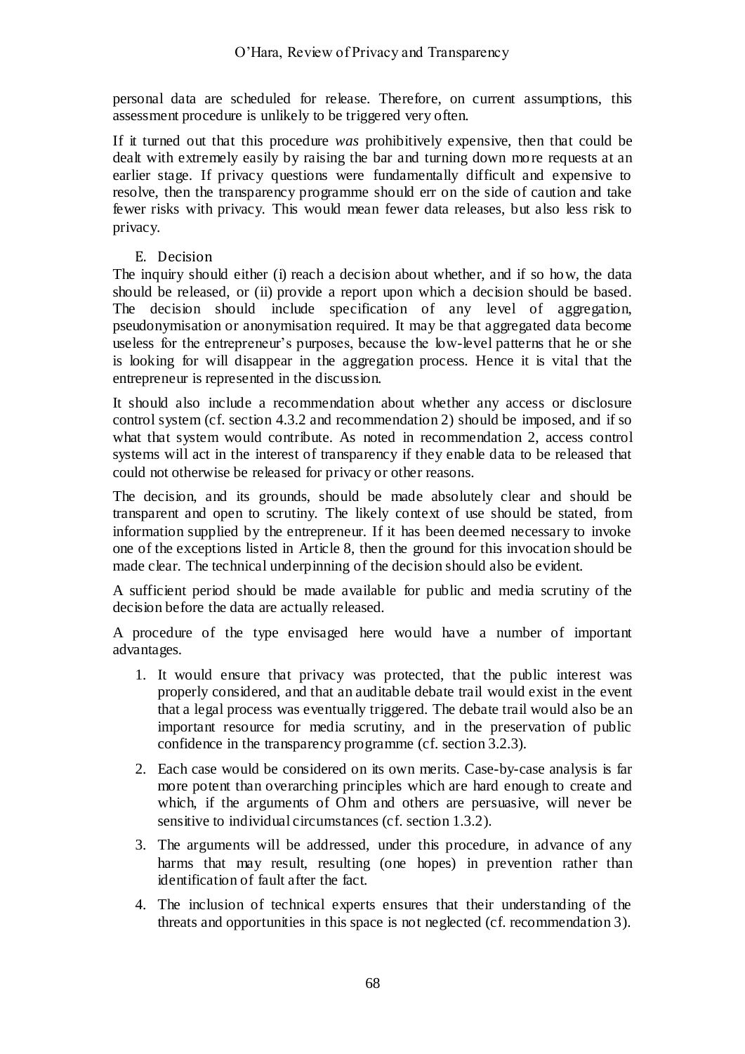personal data are scheduled for release. Therefore, on current assumptions, this assessment procedure is unlikely to be triggered very often.

If it turned out that this procedure *was* prohibitively expensive, then that could be dealt with extremely easily by raising the bar and turning down more requests at an earlier stage. If privacy questions were fundamentally difficult and expensive to resolve, then the transparency programme should err on the side of caution and take fewer risks with privacy. This would mean fewer data releases, but also less risk to privacy.

### E. Decision

The inquiry should either (i) reach a decision about whether, and if so how, the data should be released, or (ii) provide a report upon which a decision should be based. The decision should include specification of any level of aggregation, pseudonymisation or anonymisation required. It may be that aggregated data become useless for the entrepreneur's purposes, because the low-level patterns that he or she is looking for will disappear in the aggregation process. Hence it is vital that the entrepreneur is represented in the discussion.

It should also include a recommendation about whether any access or disclosure control system (cf. section 4.3.2 and recommendation 2) should be imposed, and if so what that system would contribute. As noted in recommendation 2, access control systems will act in the interest of transparency if they enable data to be released that could not otherwise be released for privacy or other reasons.

The decision, and its grounds, should be made absolutely clear and should be transparent and open to scrutiny. The likely context of use should be stated, from information supplied by the entrepreneur. If it has been deemed necessary to invoke one of the exceptions listed in Article 8, then the ground for this invocation should be made clear. The technical underpinning of the decision should also be evident.

A sufficient period should be made available for public and media scrutiny of the decision before the data are actually released.

A procedure of the type envisaged here would have a number of important advantages.

1. It would ensure that privacy was protected, that the public interest was properly considered, and that an auditable debate trail would exist in the event that a legal process was eventually triggered. The debate trail would also be an important resource for media scrutiny, and in the preservation of public confidence in the transparency programme (cf. section 3.2.3).
2. Each case would be considered on its own merits. Case-by-case analysis is far more potent than overarching principles which are hard enough to create and which, if the arguments of Ohm and others are persuasive, will never be sensitive to individual circumstances (cf. section 1.3.2).
3. The arguments will be addressed, under this procedure, in advance of any harms that may result, resulting (one hopes) in prevention rather than identification of fault after the fact.
4. The inclusion of technical experts ensures that their understanding of the threats and opportunities in this space is not neglected (cf. recommendation 3).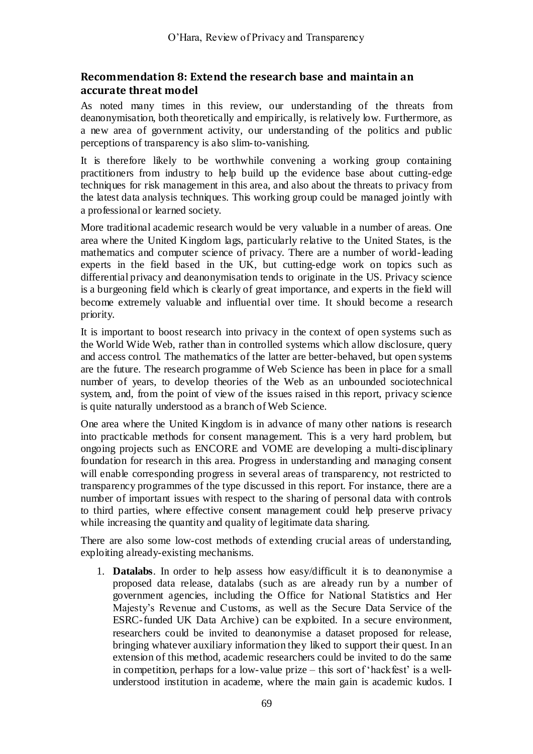### Recommendation 8: Extend the research base and maintain an accurate threat model

As noted many times in this review, our understanding of the threats from deanonymisation, both theoretically and empirically, is relatively low. Furthermore, as a new area of government activity, our understanding of the politics and public perceptions of transparency is also slim-to-vanishing.

It is therefore likely to be worthwhile convening a working group containing practitioners from industry to help build up the evidence base about cutting-edge techniques for risk management in this area, and also about the threats to privacy from the latest data analysis techniques. This working group could be managed jointly with a professional or learned society.

More traditional academic research would be very valuable in a number of areas. One area where the United Kingdom lags, particularly relative to the United States, is the mathematics and computer science of privacy. There are a number of world-leading experts in the field based in the UK, but cutting-edge work on topics such as differential privacy and deanonymisation tends to originate in the US. Privacy science is a burgeoning field which is clearly of great importance, and experts in the field will become extremely valuable and influential over time. It should become a research priority.

It is important to boost research into privacy in the context of open systems such as the World Wide Web, rather than in controlled systems which allow disclosure, query and access control. The mathematics of the latter are better-behaved, but open systems are the future. The research programme of Web Science has been in place for a small number of years, to develop theories of the Web as an unbounded sociotechnical system, and, from the point of view of the issues raised in this report, privacy science is quite naturally understood as a branch of Web Science.

One area where the United Kingdom is in advance of many other nations is research into practicable methods for consent management. This is a very hard problem, but ongoing projects such as ENCORE and VOME are developing a multi-disciplinary foundation for research in this area. Progress in understanding and managing consent will enable corresponding progress in several areas of transparency, not restricted to transparency programmes of the type discussed in this report. For instance, there are a number of important issues with respect to the sharing of personal data with controls to third parties, where effective consent management could help preserve privacy while increasing the quantity and quality of legitimate data sharing.

There are also some low-cost methods of extending crucial areas of understanding, exploiting already-existing mechanisms.

1. **Datalabs**. In order to help assess how easy/difficult it is to deanonymise a proposed data release, datalabs (such as are already run by a number of government agencies, including the Office for National Statistics and Her Majesty's Revenue and Customs, as well as the Secure Data Service of the ESRC-funded UK Data Archive) can be exploited. In a secure environment, researchers could be invited to deanonymise a dataset proposed for release, bringing whatever auxiliary information they liked to support their quest. In an extension of this method, academic researchers could be invited to do the same in competition, perhaps for a low-value prize – this sort of 'hackfest' is a well-understood institution in academe, where the main gain is academic kudos. I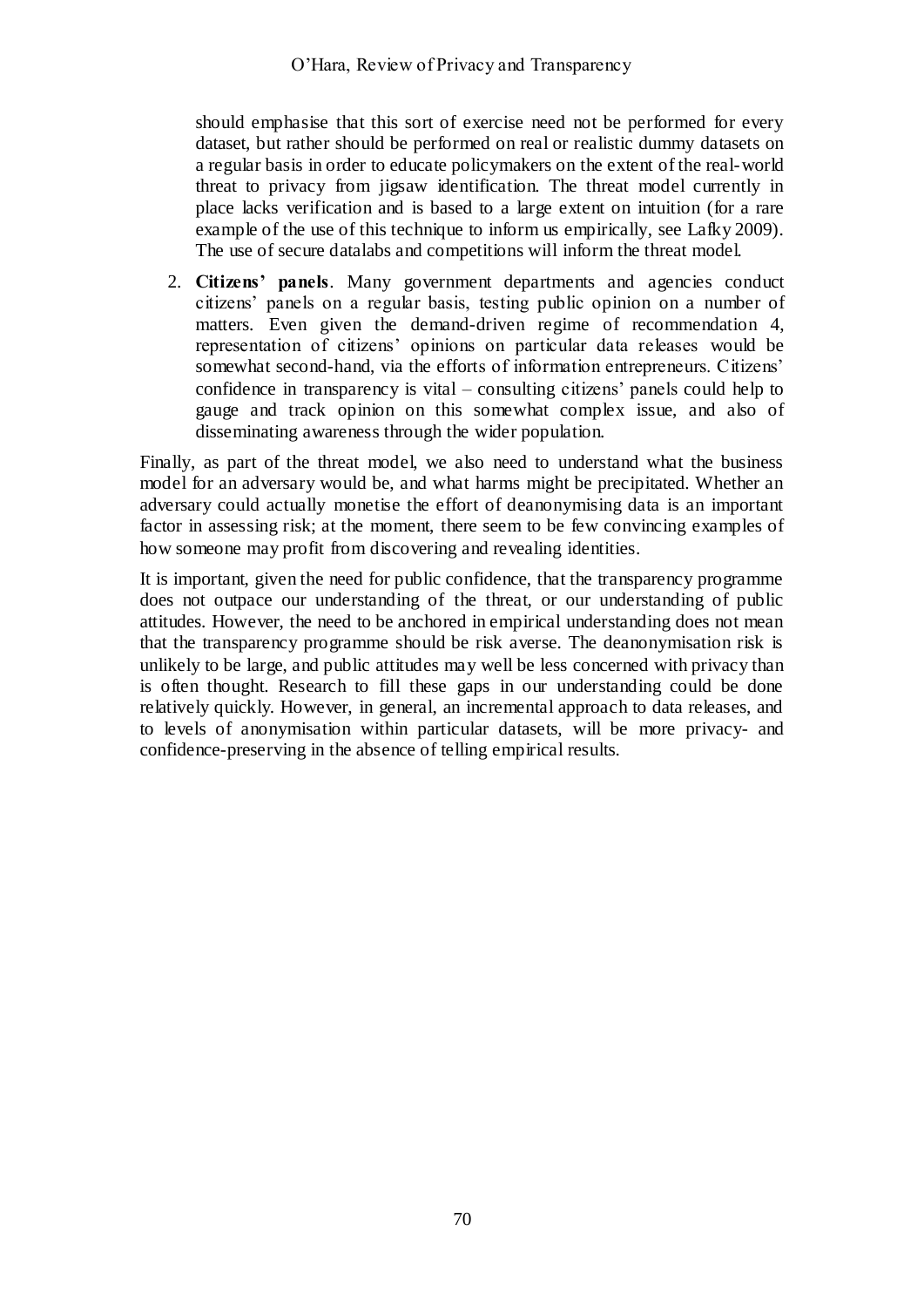should emphasise that this sort of exercise need not be performed for every dataset, but rather should be performed on real or realistic dummy datasets on a regular basis in order to educate policymakers on the extent of the real-world threat to privacy from jigsaw identification. The threat model currently in place lacks verification and is based to a large extent on intuition (for a rare example of the use of this technique to inform us empirically, see Lafky 2009). The use of secure datalabs and competitions will inform the threat model.

2. **Citizens' panels**. Many government departments and agencies conduct citizens' panels on a regular basis, testing public opinion on a number of matters. Even given the demand-driven regime of recommendation 4, representation of citizens' opinions on particular data releases would be somewhat second-hand, via the efforts of information entrepreneurs. Citizens' confidence in transparency is vital – consulting citizens' panels could help to gauge and track opinion on this somewhat complex issue, and also of disseminating awareness through the wider population.

Finally, as part of the threat model, we also need to understand what the business model for an adversary would be, and what harms might be precipitated. Whether an adversary could actually monetise the effort of deanonymising data is an important factor in assessing risk; at the moment, there seem to be few convincing examples of how someone may profit from discovering and revealing identities.

It is important, given the need for public confidence, that the transparency programme does not outpace our understanding of the threat, or our understanding of public attitudes. However, the need to be anchored in empirical understanding does not mean that the transparency programme should be risk averse. The deanonymisation risk is unlikely to be large, and public attitudes may well be less concerned with privacy than is often thought. Research to fill these gaps in our understanding could be done relatively quickly. However, in general, an incremental approach to data releases, and to levels of anonymisation within particular datasets, will be more privacy- and confidence-preserving in the absence of telling empirical results.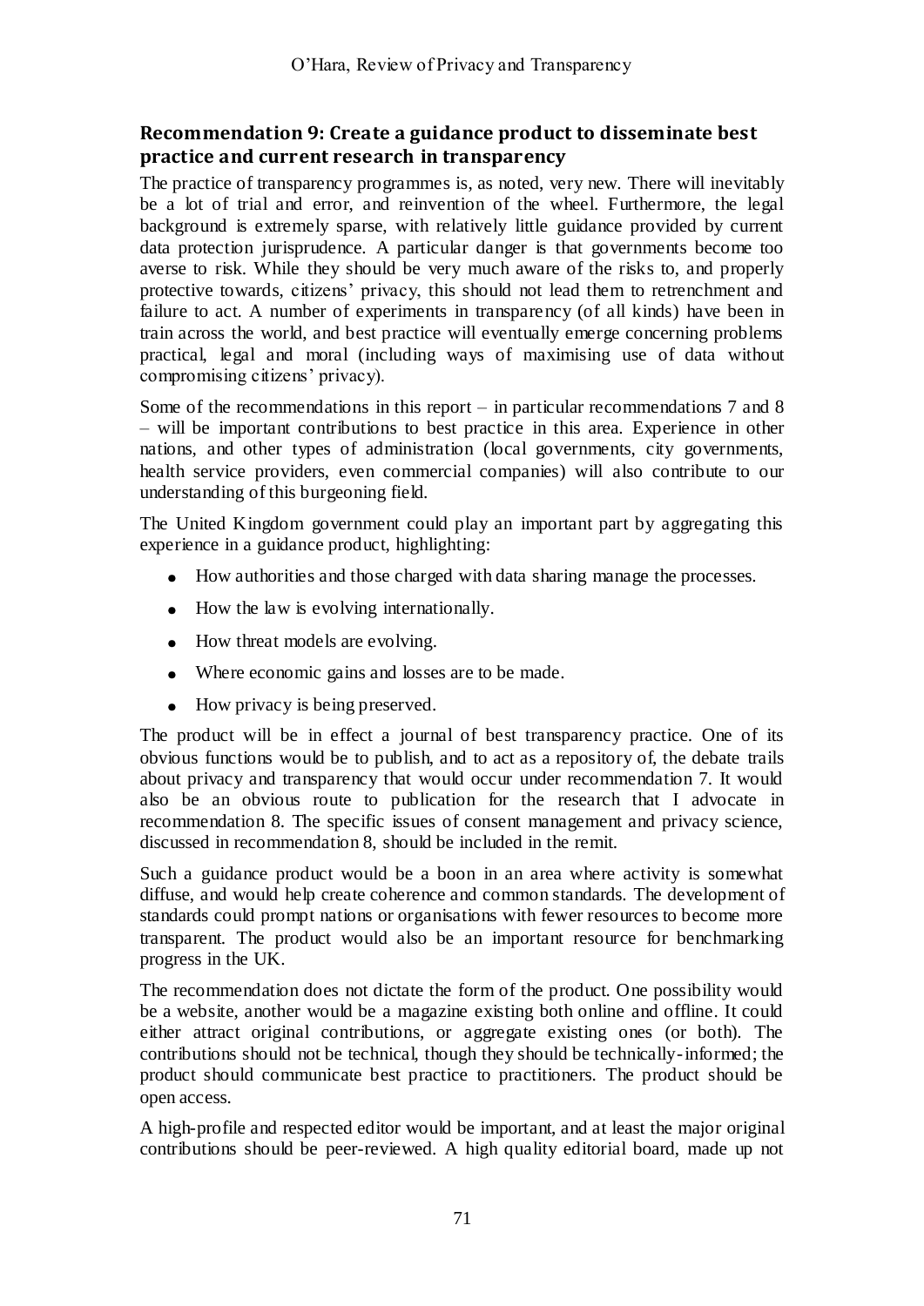## Recommendation 9: Create a guidance product to disseminate best practice and current research in transparency

The practice of transparency programmes is, as noted, very new. There will inevitably be a lot of trial and error, and reinvention of the wheel. Furthermore, the legal background is extremely sparse, with relatively little guidance provided by current data protection jurisprudence. A particular danger is that governments become too averse to risk. While they should be very much aware of the risks to, and properly protective towards, citizens' privacy, this should not lead them to retrenchment and failure to act. A number of experiments in transparency (of all kinds) have been in train across the world, and best practice will eventually emerge concerning problems practical, legal and moral (including ways of maximising use of data without compromising citizens' privacy).

Some of the recommendations in this report – in particular recommendations 7 and 8 – will be important contributions to best practice in this area. Experience in other nations, and other types of administration (local governments, city governments, health service providers, even commercial companies) will also contribute to our understanding of this burgeoning field.

The United Kingdom government could play an important part by aggregating this experience in a guidance product, highlighting:

- How authorities and those charged with data sharing manage the processes.
- How the law is evolving internationally.
- How threat models are evolving.
- Where economic gains and losses are to be made.
- How privacy is being preserved.

The product will be in effect a journal of best transparency practice. One of its obvious functions would be to publish, and to act as a repository of, the debate trails about privacy and transparency that would occur under recommendation 7. It would also be an obvious route to publication for the research that I advocate in recommendation 8. The specific issues of consent management and privacy science, discussed in recommendation 8, should be included in the remit.

Such a guidance product would be a boon in an area where activity is somewhat diffuse, and would help create coherence and common standards. The development of standards could prompt nations or organisations with fewer resources to become more transparent. The product would also be an important resource for benchmarking progress in the UK.

The recommendation does not dictate the form of the product. One possibility would be a website, another would be a magazine existing both online and offline. It could either attract original contributions, or aggregate existing ones (or both). The contributions should not be technical, though they should be technically-informed; the product should communicate best practice to practitioners. The product should be open access.

A high-profile and respected editor would be important, and at least the major original contributions should be peer-reviewed. A high quality editorial board, made up not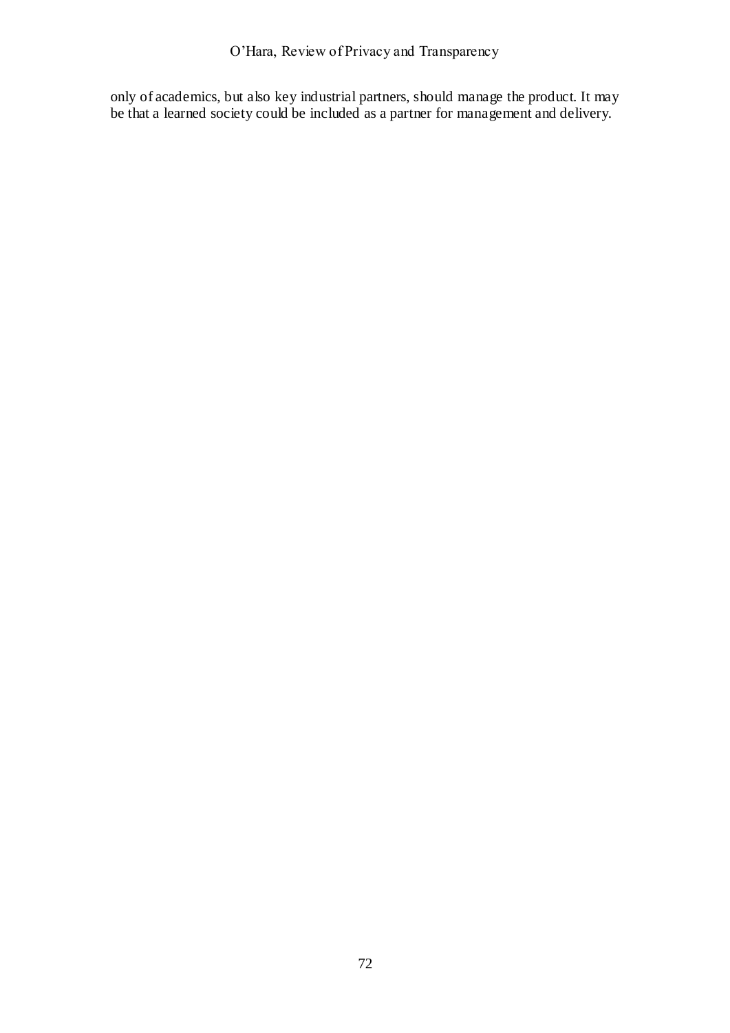only of academics, but also key industrial partners, should manage the product. It may be that a learned society could be included as a partner for management and delivery.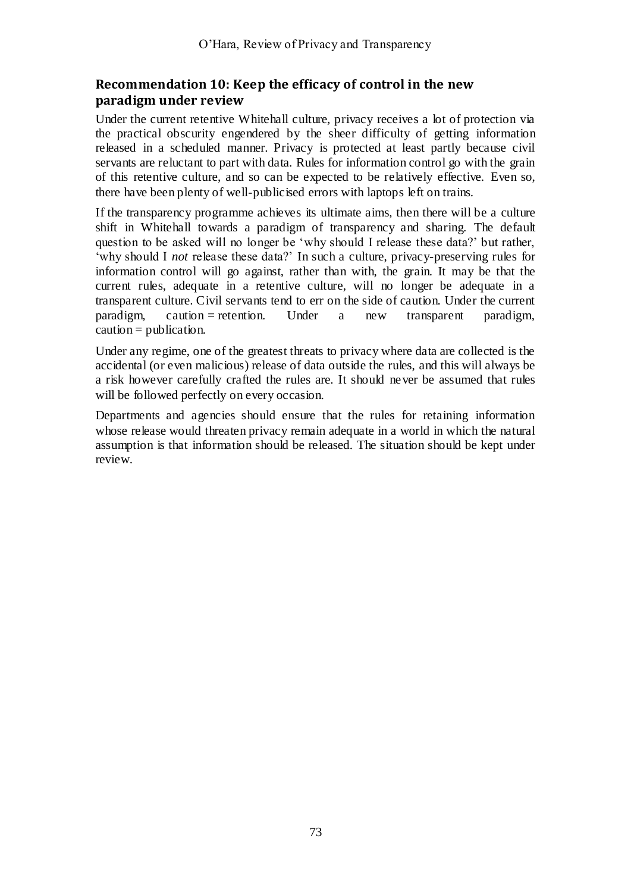## Recommendation 10: Keep the efficacy of control in the new paradigm under review

Under the current retentive Whitehall culture, privacy receives a lot of protection via the practical obscurity engendered by the sheer difficulty of getting information released in a scheduled manner. Privacy is protected at least partly because civil servants are reluctant to part with data. Rules for information control go with the grain of this retentive culture, and so can be expected to be relatively effective. Even so, there have been plenty of well-publicised errors with laptops left on trains.

If the transparency programme achieves its ultimate aims, then there will be a culture shift in Whitehall towards a paradigm of transparency and sharing. The default question to be asked will no longer be 'why should I release these data?' but rather, 'why should I *not* release these data?' In such a culture, privacy-preserving rules for information control will go against, rather than with, the grain. It may be that the current rules, adequate in a retentive culture, will no longer be adequate in a transparent culture. Civil servants tend to err on the side of caution. Under the current paradigm, caution = retention. Under a new transparent paradigm, caution = publication.

Under any regime, one of the greatest threats to privacy where data are collected is the accidental (or even malicious) release of data outside the rules, and this will always be a risk however carefully crafted the rules are. It should never be assumed that rules will be followed perfectly on every occasion.

Departments and agencies should ensure that the rules for retaining information whose release would threaten privacy remain adequate in a world in which the natural assumption is that information should be released. The situation should be kept under review.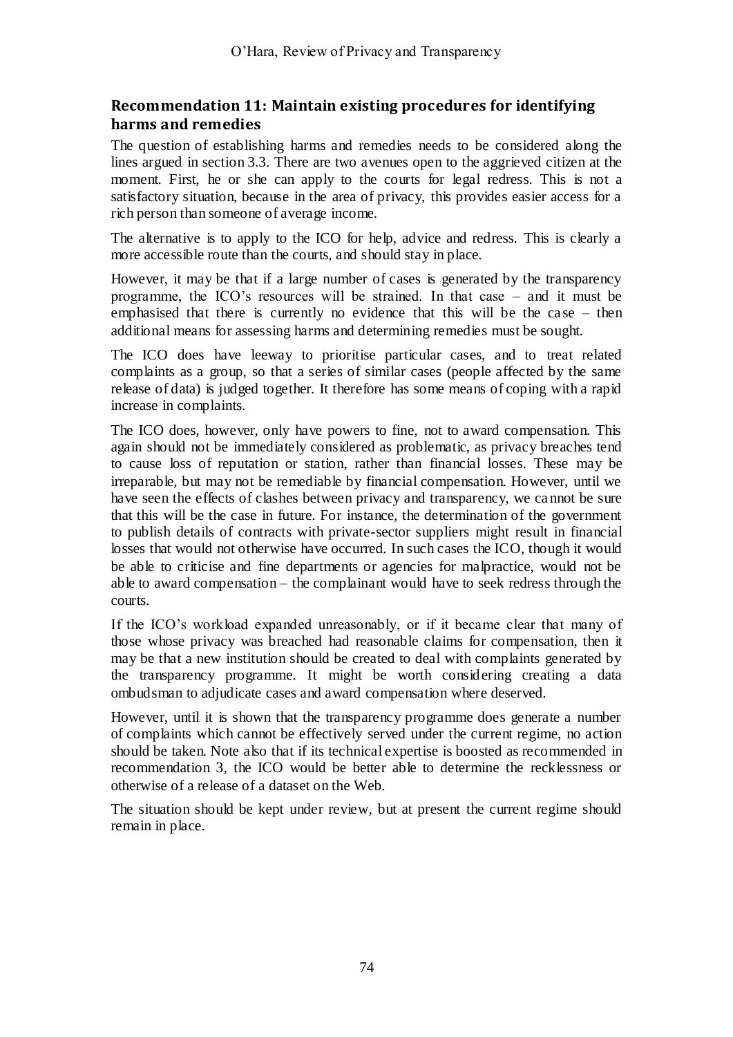## Recommendation 11: Maintain existing procedures for identifying harms and remedies

The question of establishing harms and remedies needs to be considered along the lines argued in section 3.3. There are two avenues open to the aggrieved citizen at the moment. First, he or she can apply to the courts for legal redress. This is not a satisfactory situation, because in the area of privacy, this provides easier access for a rich person than someone of average income.

The alternative is to apply to the ICO for help, advice and redress. This is clearly a more accessible route than the courts, and should stay in place.

However, it may be that if a large number of cases is generated by the transparency programme, the ICO's resources will be strained. In that case – and it must be emphasised that there is currently no evidence that this will be the case – then additional means for assessing harms and determining remedies must be sought.

The ICO does have leeway to prioritise particular cases, and to treat related complaints as a group, so that a series of similar cases (people affected by the same release of data) is judged together. It therefore has some means of coping with a rapid increase in complaints.

The ICO does, however, only have powers to fine, not to award compensation. This again should not be immediately considered as problematic, as privacy breaches tend to cause loss of reputation or station, rather than financial losses. These may be irreparable, but may not be remediable by financial compensation. However, until we have seen the effects of clashes between privacy and transparency, we cannot be sure that this will be the case in future. For instance, the determination of the government to publish details of contracts with private-sector suppliers might result in financial losses that would not otherwise have occurred. In such cases the ICO, though it would be able to criticise and fine departments or agencies for malpractice, would not be able to award compensation – the complainant would have to seek redress through the courts.

If the ICO's workload expanded unreasonably, or if it became clear that many of those whose privacy was breached had reasonable claims for compensation, then it may be that a new institution should be created to deal with complaints generated by the transparency programme. It might be worth considering creating a data ombudsman to adjudicate cases and award compensation where deserved.

However, until it is shown that the transparency programme does generate a number of complaints which cannot be effectively served under the current regime, no action should be taken. Note also that if its technical expertise is boosted as recommended in recommendation 3, the ICO would be better able to determine the recklessness or otherwise of a release of a dataset on the Web.

The situation should be kept under review, but at present the current regime should remain in place.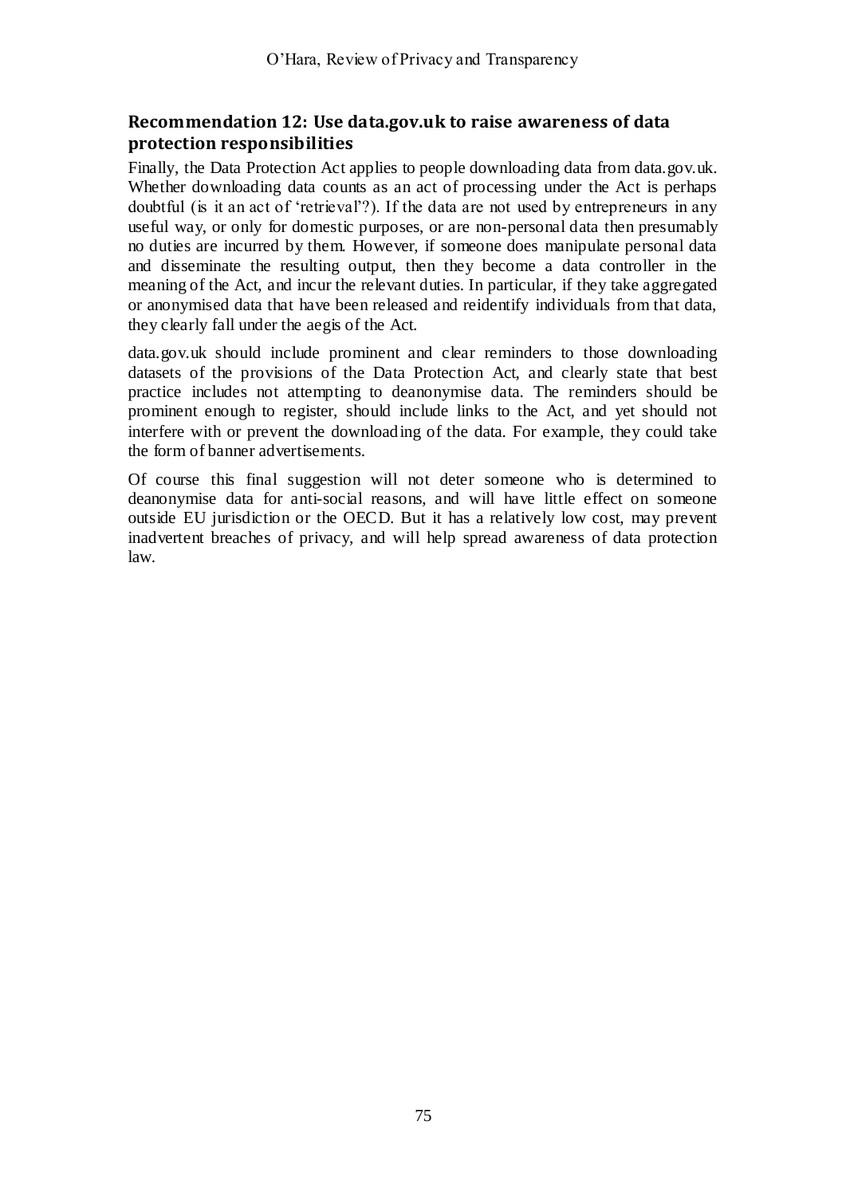## Recommendation 12: Use data.gov.uk to raise awareness of data protection responsibilities

Finally, the Data Protection Act applies to people downloading data from data.gov.uk. Whether downloading data counts as an act of processing under the Act is perhaps doubtful (is it an act of 'retrieval'?). If the data are not used by entrepreneurs in any useful way, or only for domestic purposes, or are non-personal data then presumably no duties are incurred by them. However, if someone does manipulate personal data and disseminate the resulting output, then they become a data controller in the meaning of the Act, and incur the relevant duties. In particular, if they take aggregated or anonymised data that have been released and reidentify individuals from that data, they clearly fall under the aegis of the Act.

data.gov.uk should include prominent and clear reminders to those downloading datasets of the provisions of the Data Protection Act, and clearly state that best practice includes not attempting to deanonymise data. The reminders should be prominent enough to register, should include links to the Act, and yet should not interfere with or prevent the downloading of the data. For example, they could take the form of banner advertisements.

Of course this final suggestion will not deter someone who is determined to deanonymise data for anti-social reasons, and will have little effect on someone outside EU jurisdiction or the OECD. But it has a relatively low cost, may prevent inadvertent breaches of privacy, and will help spread awareness of data protection law.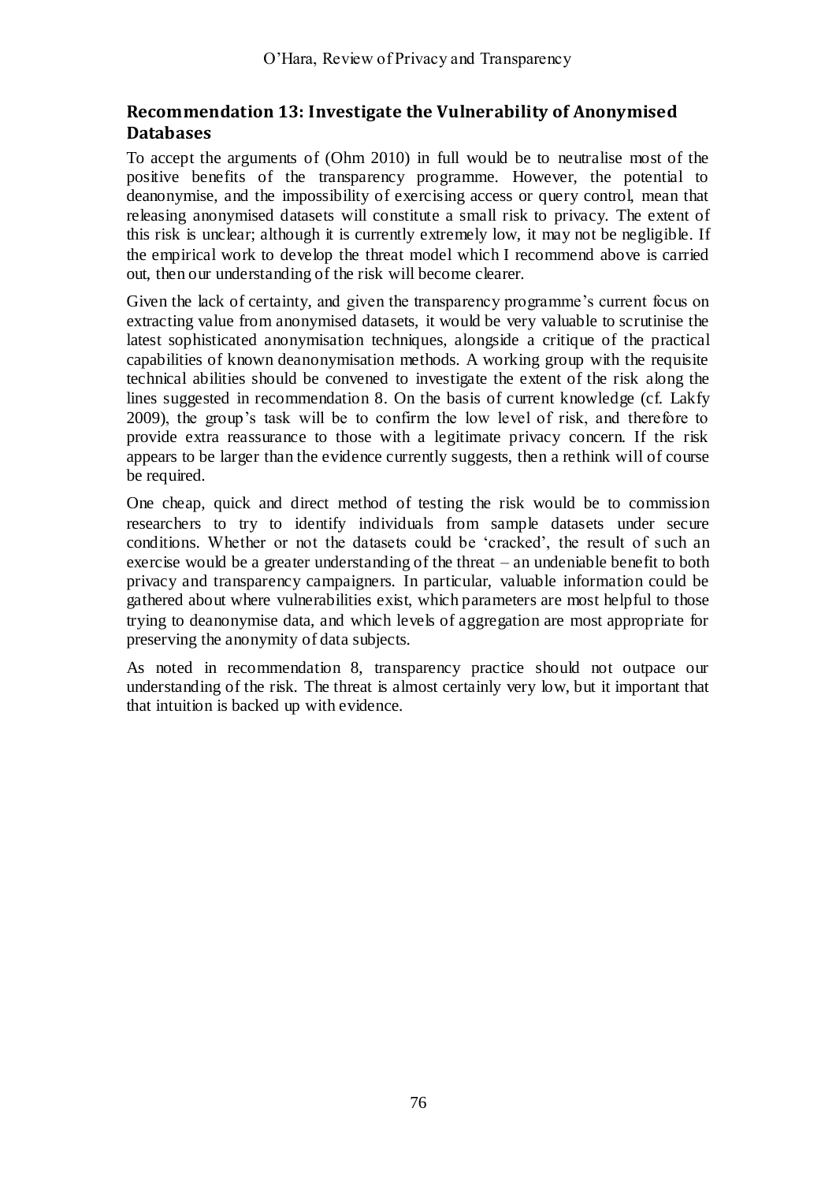## Recommendation 13: Investigate the Vulnerability of Anonymised Databases

To accept the arguments of (Ohm 2010) in full would be to neutralise most of the positive benefits of the transparency programme. However, the potential to deanonymise, and the impossibility of exercising access or query control, mean that releasing anonymised datasets will constitute a small risk to privacy. The extent of this risk is unclear; although it is currently extremely low, it may not be negligible. If the empirical work to develop the threat model which I recommend above is carried out, then our understanding of the risk will become clearer.

Given the lack of certainty, and given the transparency programme's current focus on extracting value from anonymised datasets, it would be very valuable to scrutinise the latest sophisticated anonymisation techniques, alongside a critique of the practical capabilities of known deanonymisation methods. A working group with the requisite technical abilities should be convened to investigate the extent of the risk along the lines suggested in recommendation 8. On the basis of current knowledge (cf. Lakfy 2009), the group's task will be to confirm the low level of risk, and therefore to provide extra reassurance to those with a legitimate privacy concern. If the risk appears to be larger than the evidence currently suggests, then a rethink will of course be required.

One cheap, quick and direct method of testing the risk would be to commission researchers to try to identify individuals from sample datasets under secure conditions. Whether or not the datasets could be 'cracked', the result of such an exercise would be a greater understanding of the threat – an undeniable benefit to both privacy and transparency campaigners. In particular, valuable information could be gathered about where vulnerabilities exist, which parameters are most helpful to those trying to deanonymise data, and which levels of aggregation are most appropriate for preserving the anonymity of data subjects.

As noted in recommendation 8, transparency practice should not outpace our understanding of the risk. The threat is almost certainly very low, but it important that that intuition is backed up with evidence.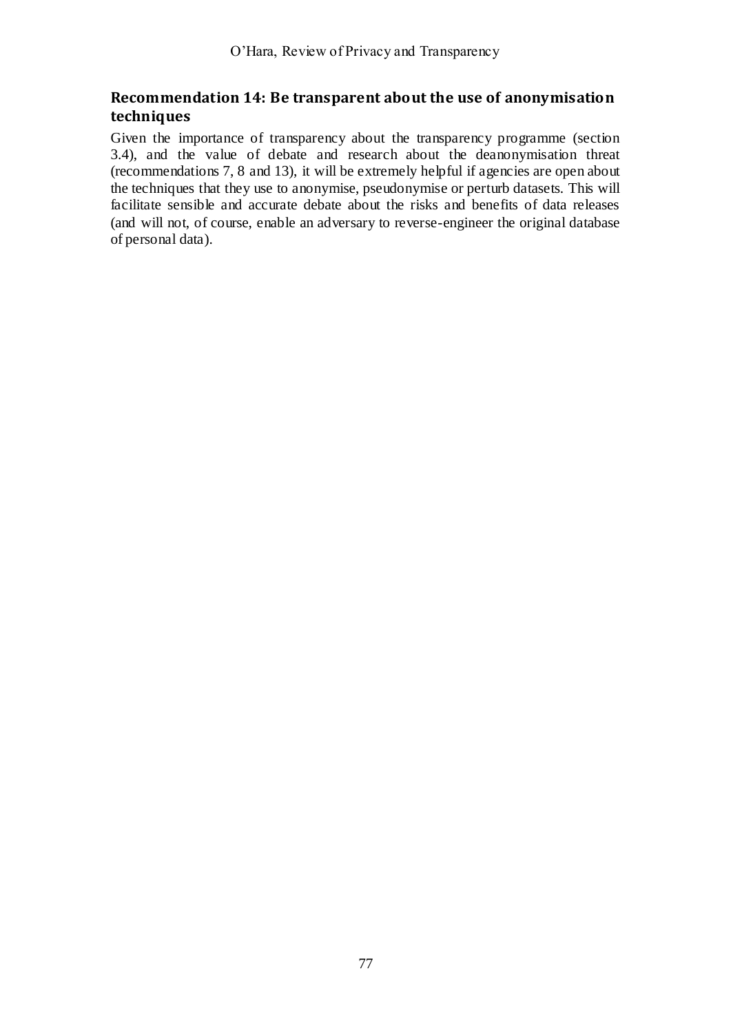### Recommendation 14: Be transparent about the use of anonymisation techniques

Given the importance of transparency about the transparency programme (section 3.4), and the value of debate and research about the deanonymisation threat (recommendations 7, 8 and 13), it will be extremely helpful if agencies are open about the techniques that they use to anonymise, pseudonymise or perturb datasets. This will facilitate sensible and accurate debate about the risks and benefits of data releases (and will not, of course, enable an adversary to reverse-engineer the original database of personal data).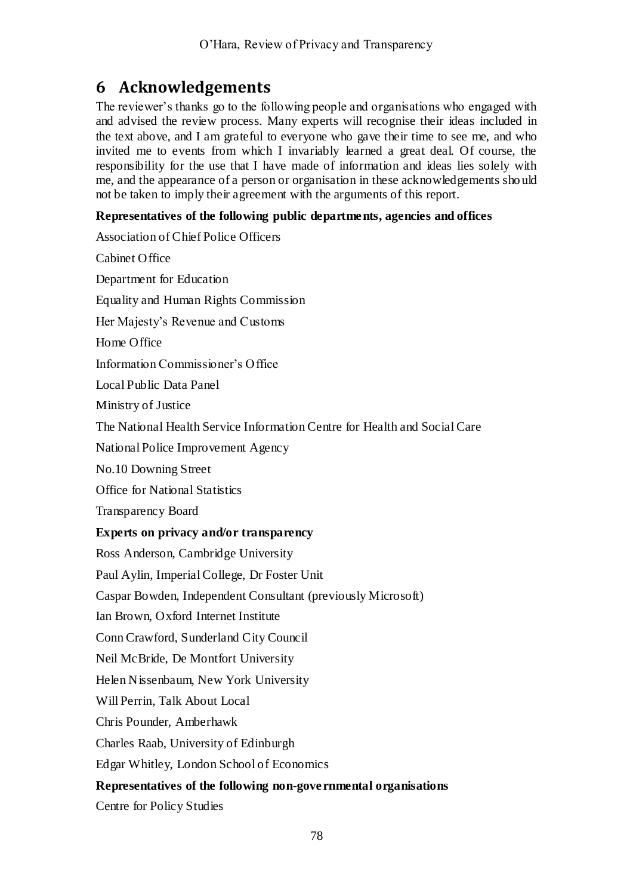# 6 Acknowledgements

The reviewer's thanks go to the following people and organisations who engaged with and advised the review process. Many experts will recognise their ideas included in the text above, and I am grateful to everyone who gave their time to see me, and who invited me to events from which I invariably learned a great deal. Of course, the responsibility for the use that I have made of information and ideas lies solely with me, and the appearance of a person or organisation in these acknowledgements should not be taken to imply their agreement with the arguments of this report.

**Representatives of the following public departments, agencies and offices**

Association of Chief Police Officers

Cabinet Office

Department for Education

Equality and Human Rights Commission

Her Majesty's Revenue and Customs

Home Office

Information Commissioner's Office

Local Public Data Panel

Ministry of Justice

The National Health Service Information Centre for Health and Social Care

National Police Improvement Agency

No.10 Downing Street

Office for National Statistics

Transparency Board

**Experts on privacy and/or transparency**

Ross Anderson, Cambridge University

Paul Aylin, Imperial College, Dr Foster Unit

Caspar Bowden, Independent Consultant (previously Microsoft)

Ian Brown, Oxford Internet Institute

Conn Crawford, Sunderland City Council

Neil McBride, De Montfort University

Helen Nissenbaum, New York University

Will Perrin, Talk About Local

Chris Pounder, Amberhawk

Charles Raab, University of Edinburgh

Edgar Whitley, London School of Economics

**Representatives of the following non-governmental organisations**

Centre for Policy Studies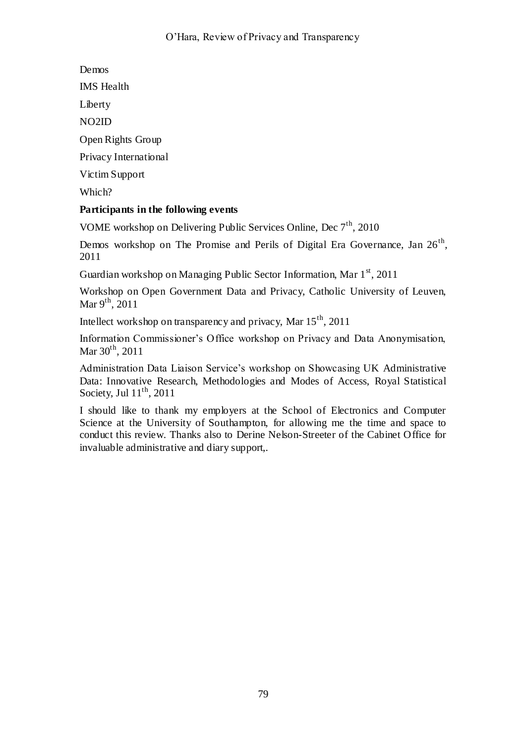Demos

IMS Health

Liberty

NO2ID

Open Rights Group

Privacy International

Victim Support

Which?

**Participants in the following events**

VOME workshop on Delivering Public Services Online, Dec 7th, 2010

Demos workshop on The Promise and Perils of Digital Era Governance, Jan 26th, 2011

Guardian workshop on Managing Public Sector Information, Mar 1st, 2011

Workshop on Open Government Data and Privacy, Catholic University of Leuven, Mar 9th, 2011

Intellect workshop on transparency and privacy, Mar 15th, 2011

Information Commissioner's Office workshop on Privacy and Data Anonymisation, Mar 30th, 2011

Administration Data Liaison Service's workshop on Showcasing UK Administrative Data: Innovative Research, Methodologies and Modes of Access, Royal Statistical Society, Jul 11th, 2011

I should like to thank my employers at the School of Electronics and Computer Science at the University of Southampton, for allowing me the time and space to conduct this review. Thanks also to Derine Nelson-Streeter of the Cabinet Office for invaluable administrative and diary support,.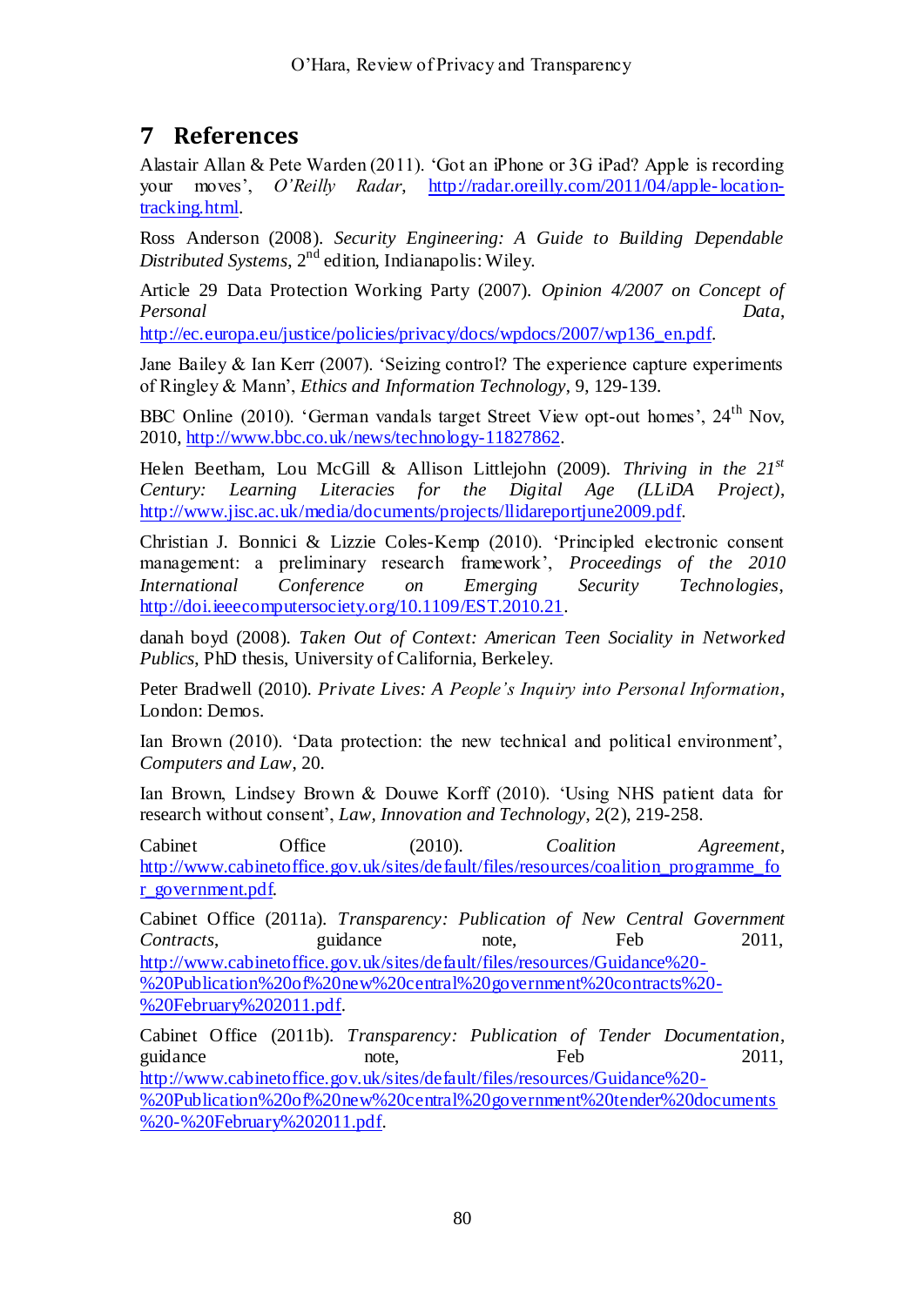# 7 References

Alastair Allan & Pete Warden (2011). 'Got an iPhone or 3G iPad? Apple is recording your moves', *O'Reilly Radar*, http://radar.oreilly.com/2011/04/apple-location-tracking.html.

Ross Anderson (2008). *Security Engineering: A Guide to Building Dependable Distributed Systems*, 2nd edition, Indianapolis: Wiley.

Article 29 Data Protection Working Party (2007). *Opinion 4/2007 on Concept of Personal Data*, http://ec.europa.eu/justice/policies/privacy/docs/wpdocs/2007/wp136_en.pdf.

Jane Bailey & Ian Kerr (2007). 'Seizing control? The experience capture experiments of Ringley & Mann', *Ethics and Information Technology*, 9, 129-139.

BBC Online (2010). 'German vandals target Street View opt-out homes', 24th Nov, 2010, http://www.bbc.co.uk/news/technology-11827862.

Helen Beetham, Lou McGill & Allison Littlejohn (2009). *Thriving in the 21st Century: Learning Literacies for the Digital Age (LLiDA Project)*, http://www.jisc.ac.uk/media/documents/projects/llidareportjune2009.pdf.

Christian J. Bonnici & Lizzie Coles-Kemp (2010). 'Principled electronic consent management: a preliminary research framework', *Proceedings of the 2010 International Conference on Emerging Security Technologies*, http://doi.ieeecomputersociety.org/10.1109/EST.2010.21.

danah boyd (2008). *Taken Out of Context: American Teen Sociality in Networked Publics*, PhD thesis, University of California, Berkeley.

Peter Bradwell (2010). *Private Lives: A People's Inquiry into Personal Information*, London: Demos.

Ian Brown (2010). 'Data protection: the new technical and political environment', *Computers and Law*, 20.

Ian Brown, Lindsey Brown & Douwe Korff (2010). 'Using NHS patient data for research without consent', *Law, Innovation and Technology*, 2(2), 219-258.

Cabinet Office (2010). *Coalition Agreement*, http://www.cabinetoffice.gov.uk/sites/default/files/resources/coalition_programme_for_government.pdf.

Cabinet Office (2011a). *Transparency: Publication of New Central Government Contracts*, guidance note, Feb 2011, http://www.cabinetoffice.gov.uk/sites/default/files/resources/Guidance%20-%20Publication%20of%20new%20central%20government%20contracts%20-%20February%202011.pdf.

Cabinet Office (2011b). *Transparency: Publication of Tender Documentation*, guidance note, Feb 2011, http://www.cabinetoffice.gov.uk/sites/default/files/resources/Guidance%20-%20Publication%20of%20new%20central%20government%20tender%20documents%20-%20February%202011.pdf.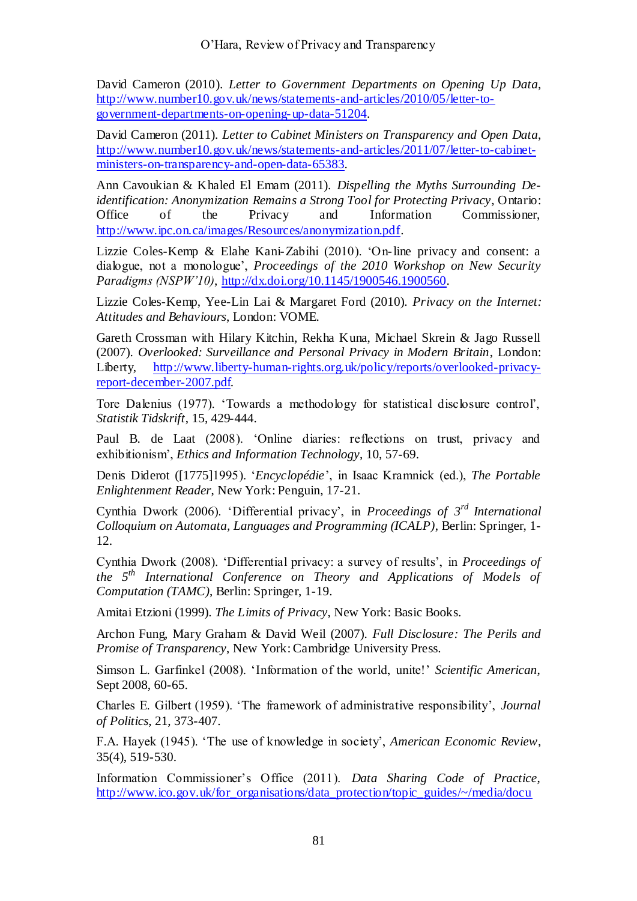David Cameron (2010). *Letter to Government Departments on Opening Up Data*, http://www.number10.gov.uk/news/statements-and-articles/2010/05/letter-to-government-departments-on-opening-up-data-51204.

David Cameron (2011). *Letter to Cabinet Ministers on Transparency and Open Data*, http://www.number10.gov.uk/news/statements-and-articles/2011/07/letter-to-cabinet-ministers-on-transparency-and-open-data-65383.

Ann Cavoukian & Khaled El Emam (2011). *Dispelling the Myths Surrounding De-identification: Anonymization Remains a Strong Tool for Protecting Privacy*, Ontario: Office of the Privacy and Information Commissioner, http://www.ipc.on.ca/images/Resources/anonymization.pdf.

Lizzie Coles-Kemp & Elahe Kani-Zabihi (2010). 'On-line privacy and consent: a dialogue, not a monologue', *Proceedings of the 2010 Workshop on New Security Paradigms (NSPW'10)*, http://dx.doi.org/10.1145/1900546.1900560.

Lizzie Coles-Kemp, Yee-Lin Lai & Margaret Ford (2010). *Privacy on the Internet: Attitudes and Behaviours*, London: VOME.

Gareth Crossman with Hilary Kitchin, Rekha Kuna, Michael Skrein & Jago Russell (2007). *Overlooked: Surveillance and Personal Privacy in Modern Britain*, London: Liberty, http://www.liberty-human-rights.org.uk/policy/reports/overlooked-privacy-report-december-2007.pdf.

Tore Dalenius (1977). 'Towards a methodology for statistical disclosure control', *Statistik Tidskrift*, 15, 429-444.

Paul B. de Laat (2008). 'Online diaries: reflections on trust, privacy and exhibitionism', *Ethics and Information Technology*, 10, 57-69.

Denis Diderot ([1775]1995). '*Encyclopédie*', in Isaac Kramnick (ed.), *The Portable Enlightenment Reader*, New York: Penguin, 17-21.

Cynthia Dwork (2006). 'Differential privacy', in *Proceedings of 3rd International Colloquium on Automata, Languages and Programming (ICALP)*, Berlin: Springer, 1-12.

Cynthia Dwork (2008). 'Differential privacy: a survey of results', in *Proceedings of the 5th International Conference on Theory and Applications of Models of Computation (TAMC)*, Berlin: Springer, 1-19.

Amitai Etzioni (1999). *The Limits of Privacy*, New York: Basic Books.

Archon Fung, Mary Graham & David Weil (2007). *Full Disclosure: The Perils and Promise of Transparency*, New York: Cambridge University Press.

Simson L. Garfinkel (2008). 'Information of the world, unite!' *Scientific American*, Sept 2008, 60-65.

Charles E. Gilbert (1959). 'The framework of administrative responsibility', *Journal of Politics*, 21, 373-407.

F.A. Hayek (1945). 'The use of knowledge in society', *American Economic Review*, 35(4), 519-530.

Information Commissioner's Office (2011). *Data Sharing Code of Practice*, http://www.ico.gov.uk/for_organisations/data_protection/topic_guides/~/media/docu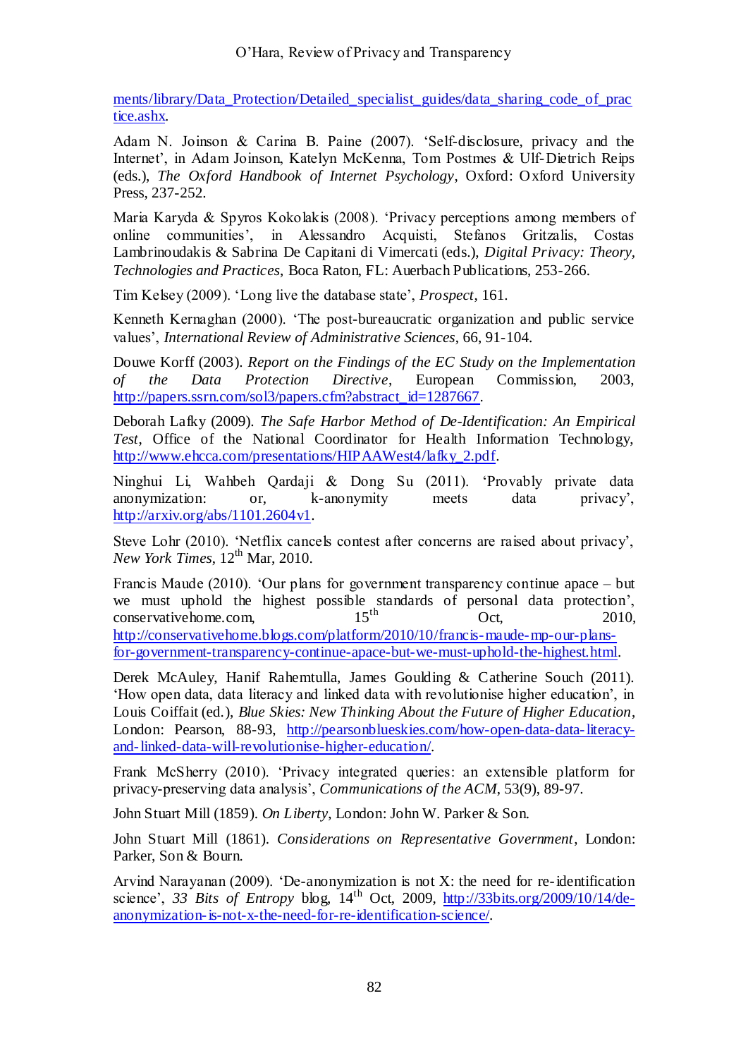ments/library/Data_Protection/Detailed_specialist_guides/data_sharing_code_of_practice.ashx.

Adam N. Joinson & Carina B. Paine (2007). 'Self-disclosure, privacy and the Internet', in Adam Joinson, Katelyn McKenna, Tom Postmes & Ulf-Dietrich Reips (eds.), *The Oxford Handbook of Internet Psychology*, Oxford: Oxford University Press, 237-252.

Maria Karyda & Spyros Kokolakis (2008). 'Privacy perceptions among members of online communities', in Alessandro Acquisti, Stefanos Gritzalis, Costas Lambrinoudakis & Sabrina De Capitani di Vimercati (eds.), *Digital Privacy: Theory, Technologies and Practices*, Boca Raton, FL: Auerbach Publications, 253-266.

Tim Kelsey (2009). 'Long live the database state', *Prospect*, 161.

Kenneth Kernaghan (2000). 'The post-bureaucratic organization and public service values', *International Review of Administrative Sciences*, 66, 91-104.

Douwe Korff (2003). *Report on the Findings of the EC Study on the Implementation of the Data Protection Directive*, European Commission, 2003, http://papers.ssrn.com/sol3/papers.cfm?abstract_id=1287667.

Deborah Lafky (2009). *The Safe Harbor Method of De-Identification: An Empirical Test*, Office of the National Coordinator for Health Information Technology, http://www.ehcca.com/presentations/HIPAAWest4/lafky_2.pdf.

Ninghui Li, Wahbeh Qardaji & Dong Su (2011). 'Provably private data anonymization: or, k-anonymity meets data privacy', http://arxiv.org/abs/1101.2604v1.

Steve Lohr (2010). 'Netflix cancels contest after concerns are raised about privacy', *New York Times*, 12th Mar, 2010.

Francis Maude (2010). 'Our plans for government transparency continue apace – but we must uphold the highest possible standards of personal data protection', conservativehome.com, 15th Oct, 2010, http://conservativehome.blogs.com/platform/2010/10/francis-maude-mp-our-plans-for-government-transparency-continue-apace-but-we-must-uphold-the-highest.html.

Derek McAuley, Hanif Rahemtulla, James Goulding & Catherine Souch (2011). 'How open data, data literacy and linked data will revolutionise higher education', in Louis Coiffait (ed.), *Blue Skies: New Thinking About the Future of Higher Education*, London: Pearson, 88-93, http://pearsonblueskies.com/how-open-data-data-literacy-and-linked-data-will-revolutionise-higher-education/.

Frank McSherry (2010). 'Privacy integrated queries: an extensible platform for privacy-preserving data analysis', *Communications of the ACM*, 53(9), 89-97.

John Stuart Mill (1859). *On Liberty*, London: John W. Parker & Son.

John Stuart Mill (1861). *Considerations on Representative Government*, London: Parker, Son & Bourn.

Arvind Narayanan (2009). 'De-anonymization is not X: the need for re-identification science', *33 Bits of Entropy* blog, 14th Oct, 2009, http://33bits.org/2009/10/14/de-anonymization-is-not-x-the-need-for-re-identification-science/.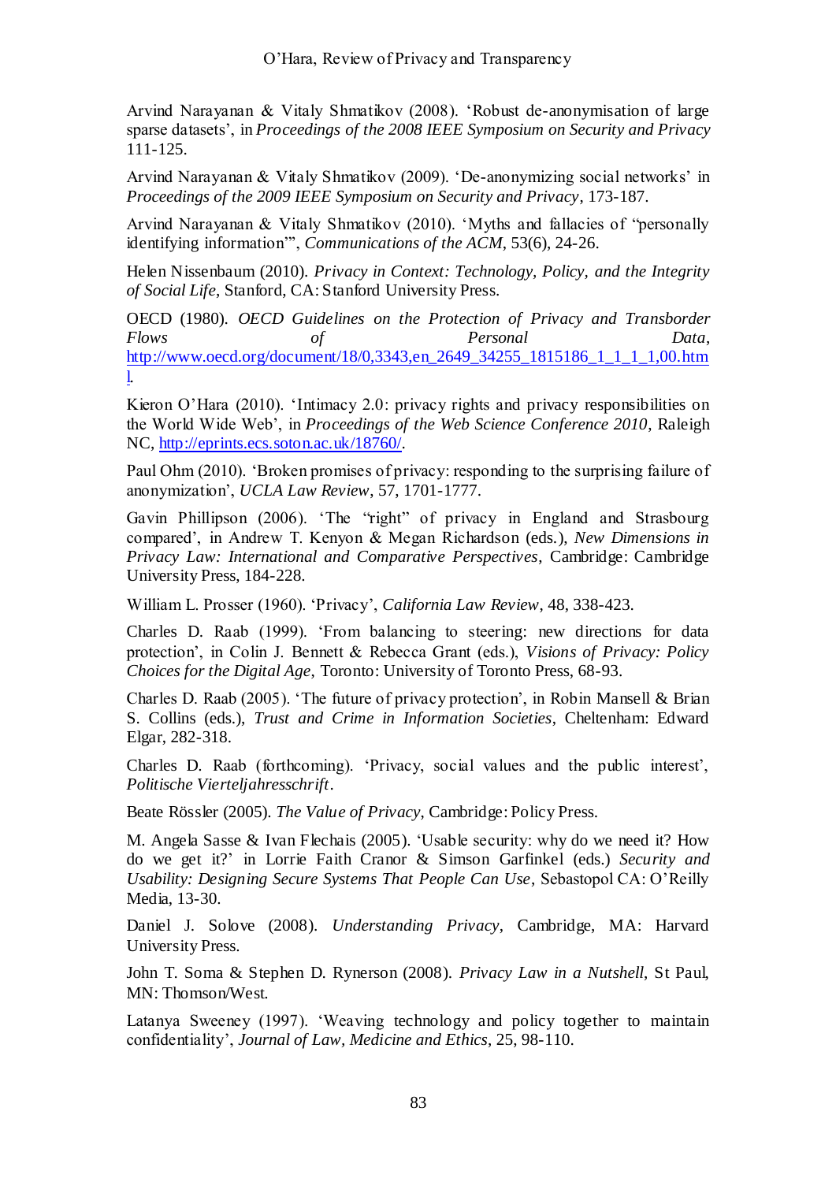Arvind Narayanan & Vitaly Shmatikov (2008). 'Robust de-anonymisation of large sparse datasets', in *Proceedings of the 2008 IEEE Symposium on Security and Privacy* 111-125.

Arvind Narayanan & Vitaly Shmatikov (2009). 'De-anonymizing social networks' in *Proceedings of the 2009 IEEE Symposium on Security and Privacy*, 173-187.

Arvind Narayanan & Vitaly Shmatikov (2010). 'Myths and fallacies of "personally identifying information"', *Communications of the ACM*, 53(6), 24-26.

Helen Nissenbaum (2010). *Privacy in Context: Technology, Policy, and the Integrity of Social Life*, Stanford, CA: Stanford University Press.

OECD (1980). *OECD Guidelines on the Protection of Privacy and Transborder Flows of Personal Data*, http://www.oecd.org/document/18/0,3343,en_2649_34255_1815186_1_1_1_1,00.html.

Kieron O'Hara (2010). 'Intimacy 2.0: privacy rights and privacy responsibilities on the World Wide Web', in *Proceedings of the Web Science Conference 2010*, Raleigh NC, http://eprints.ecs.soton.ac.uk/18760/.

Paul Ohm (2010). 'Broken promises of privacy: responding to the surprising failure of anonymization', *UCLA Law Review*, 57, 1701-1777.

Gavin Phillipson (2006). 'The "right" of privacy in England and Strasbourg compared', in Andrew T. Kenyon & Megan Richardson (eds.), *New Dimensions in Privacy Law: International and Comparative Perspectives*, Cambridge: Cambridge University Press, 184-228.

William L. Prosser (1960). 'Privacy', *California Law Review*, 48, 338-423.

Charles D. Raab (1999). 'From balancing to steering: new directions for data protection', in Colin J. Bennett & Rebecca Grant (eds.), *Visions of Privacy: Policy Choices for the Digital Age*, Toronto: University of Toronto Press, 68-93.

Charles D. Raab (2005). 'The future of privacy protection', in Robin Mansell & Brian S. Collins (eds.), *Trust and Crime in Information Societies*, Cheltenham: Edward Elgar, 282-318.

Charles D. Raab (forthcoming). 'Privacy, social values and the public interest', *Politische Vierteljahresschrift*.

Beate Rössler (2005). *The Value of Privacy*, Cambridge: Policy Press.

M. Angela Sasse & Ivan Flechais (2005). 'Usable security: why do we need it? How do we get it?' in Lorrie Faith Cranor & Simson Garfinkel (eds.) *Security and Usability: Designing Secure Systems That People Can Use*, Sebastopol CA: O'Reilly Media, 13-30.

Daniel J. Solove (2008). *Understanding Privacy*, Cambridge, MA: Harvard University Press.

John T. Soma & Stephen D. Rynerson (2008). *Privacy Law in a Nutshell*, St Paul, MN: Thomson/West.

Latanya Sweeney (1997). 'Weaving technology and policy together to maintain confidentiality', *Journal of Law, Medicine and Ethics*, 25, 98-110.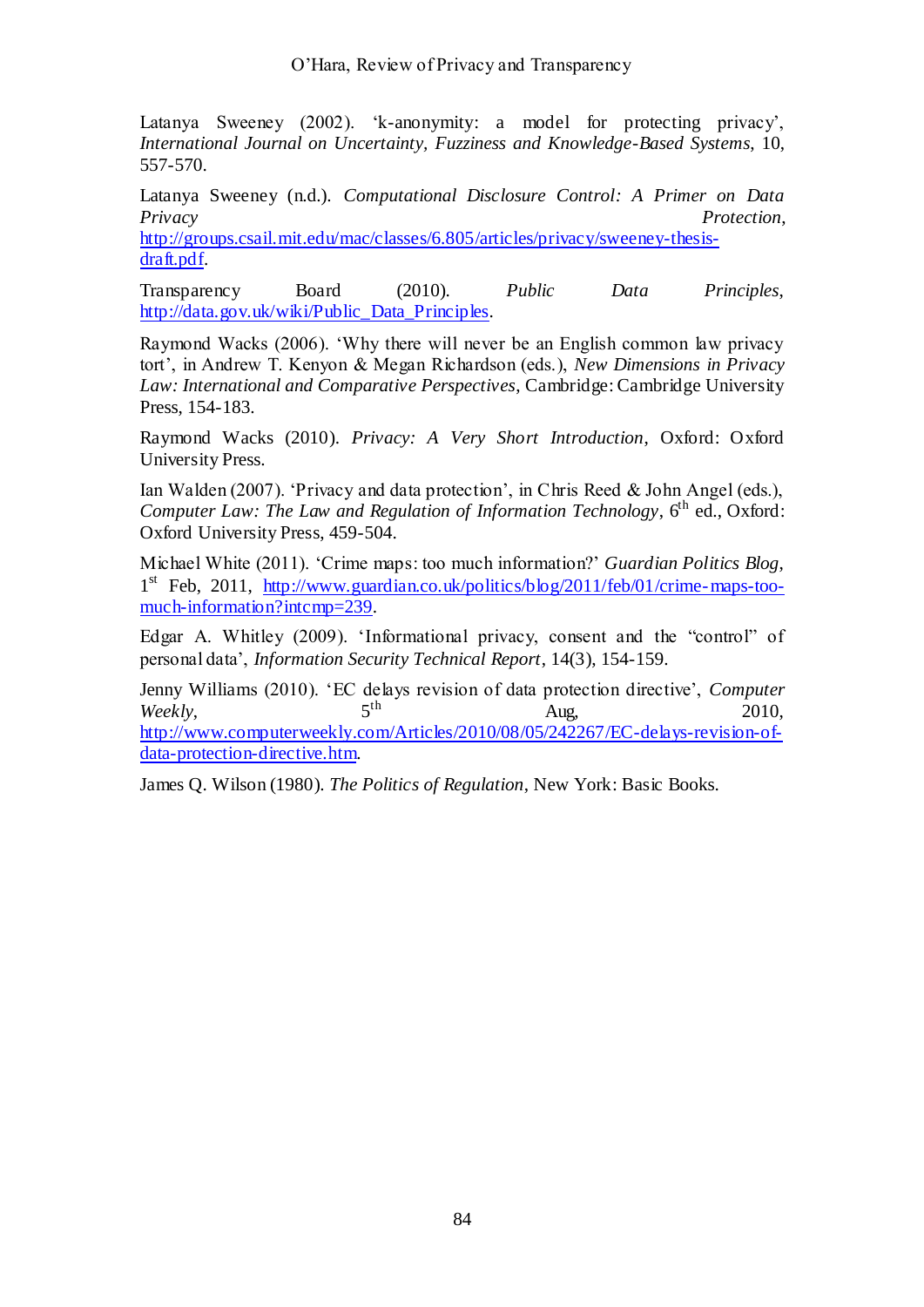Latanya Sweeney (2002). 'k-anonymity: a model for protecting privacy', *International Journal on Uncertainty, Fuzziness and Knowledge-Based Systems*, 10, 557-570.

Latanya Sweeney (n.d.). *Computational Disclosure Control: A Primer on Data Privacy Protection*, http://groups.csail.mit.edu/mac/classes/6.805/articles/privacy/sweeney-thesis-draft.pdf.

Transparency Board (2010). *Public Data Principles*, http://data.gov.uk/wiki/Public_Data_Principles.

Raymond Wacks (2006). 'Why there will never be an English common law privacy tort', in Andrew T. Kenyon & Megan Richardson (eds.), *New Dimensions in Privacy Law: International and Comparative Perspectives*, Cambridge: Cambridge University Press, 154-183.

Raymond Wacks (2010). *Privacy: A Very Short Introduction*, Oxford: Oxford University Press.

Ian Walden (2007). 'Privacy and data protection', in Chris Reed & John Angel (eds.), *Computer Law: The Law and Regulation of Information Technology*, 6th ed., Oxford: Oxford University Press, 459-504.

Michael White (2011). 'Crime maps: too much information?' *Guardian Politics Blog*, 1st Feb, 2011, http://www.guardian.co.uk/politics/blog/2011/feb/01/crime-maps-too-much-information?intcmp=239.

Edgar A. Whitley (2009). 'Informational privacy, consent and the "control" of personal data', *Information Security Technical Report*, 14(3), 154-159.

Jenny Williams (2010). 'EC delays revision of data protection directive', *Computer Weekly*, 5th Aug, 2010, http://www.computerweekly.com/Articles/2010/08/05/242267/EC-delays-revision-of-data-protection-directive.htm.

James Q. Wilson (1980). *The Politics of Regulation*, New York: Basic Books.